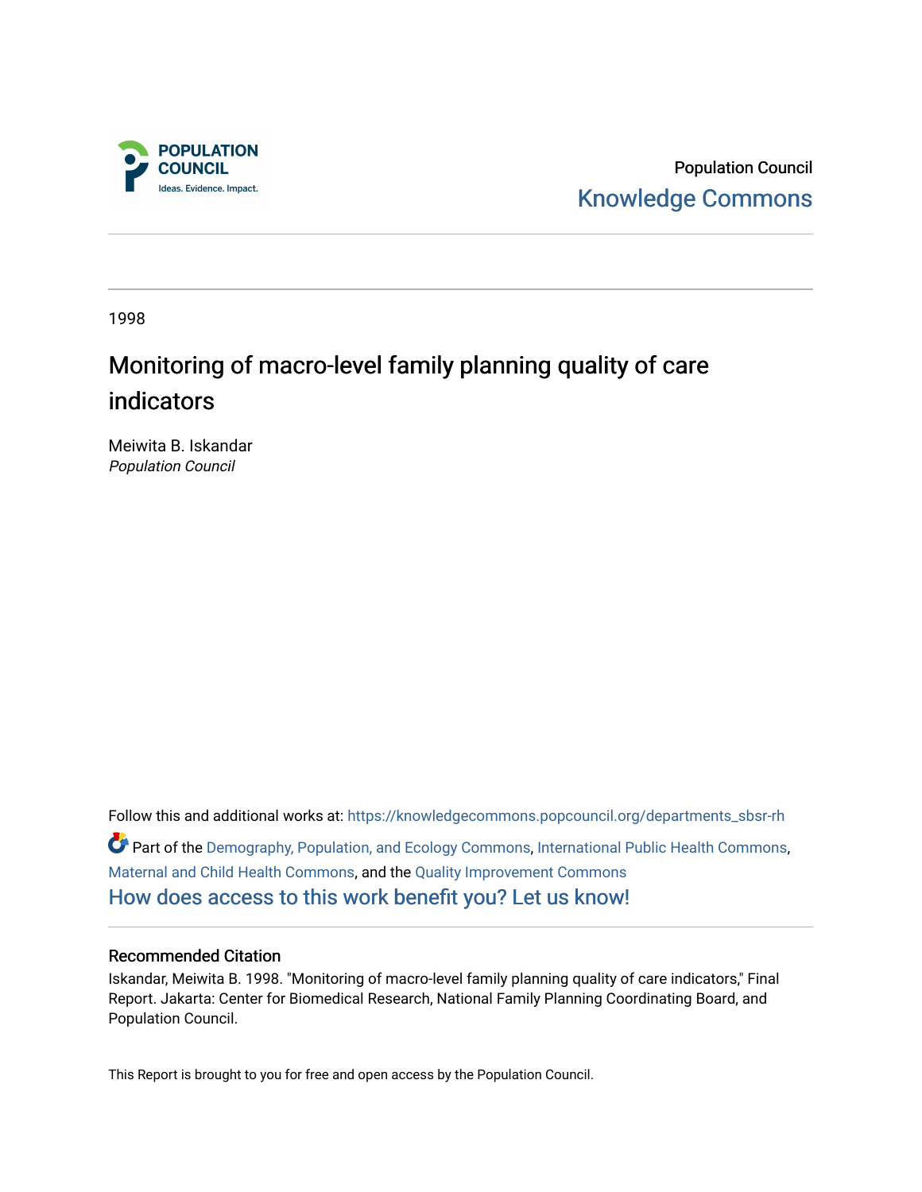Population Council
Knowledge Commons

1998

# Monitoring of macro-level family planning quality of care indicators

Meiwita B. Iskandar
*Population Council*

Follow this and additional works at: https://knowledgecommons.popcouncil.org/departments_sbsr-rh

Part of the Demography, Population, and Ecology Commons, International Public Health Commons, Maternal and Child Health Commons, and the Quality Improvement Commons

How does access to this work benefit you? Let us know!

## Recommended Citation

Iskandar, Meiwita B. 1998. "Monitoring of macro-level family planning quality of care indicators," Final Report. Jakarta: Center for Biomedical Research, National Family Planning Coordinating Board, and Population Council.

This Report is brought to you for free and open access by the Population Council.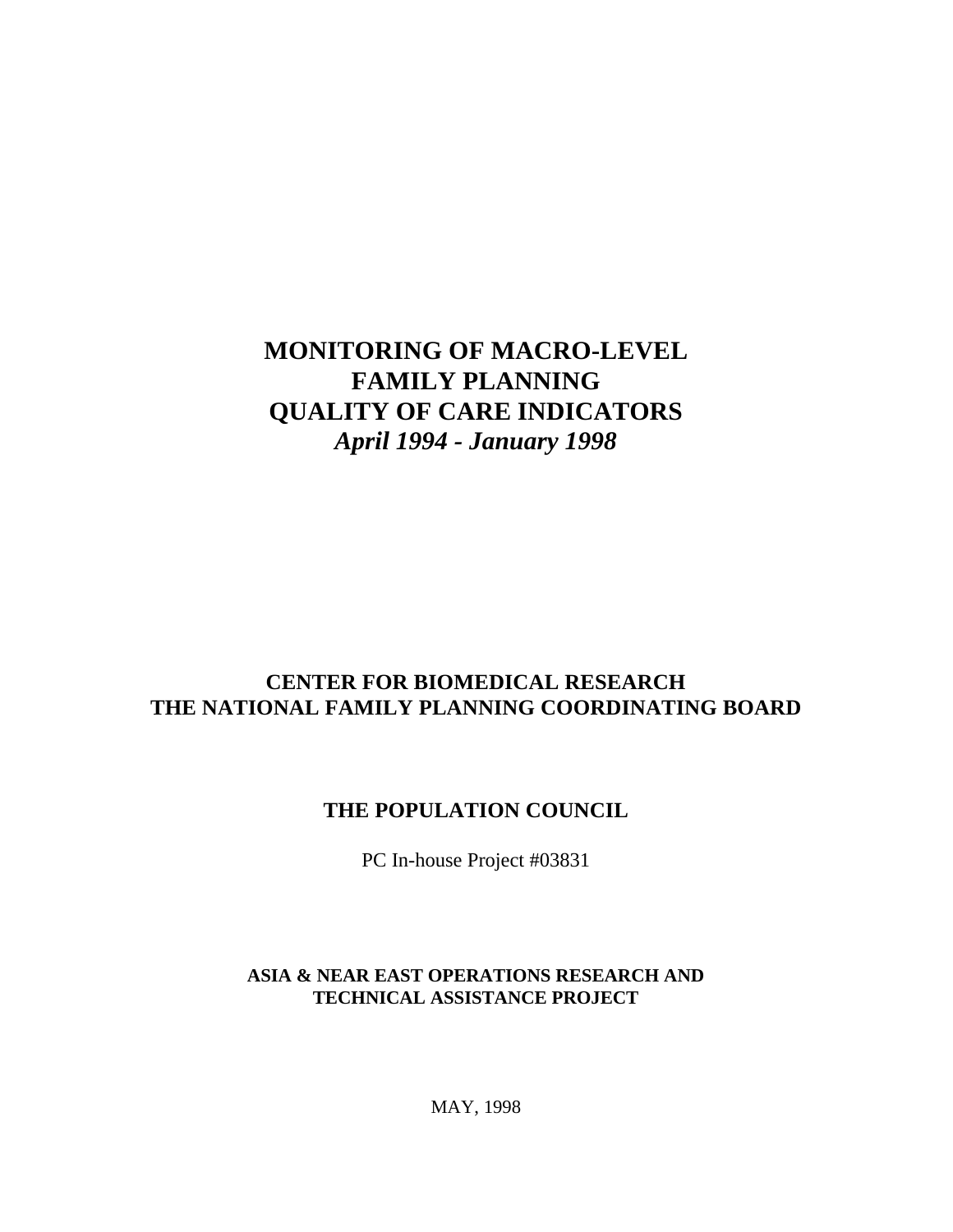# MONITORING OF MACRO-LEVEL FAMILY PLANNING QUALITY OF CARE INDICATORS

***April 1994 - January 1998***

**CENTER FOR BIOMEDICAL RESEARCH**
**THE NATIONAL FAMILY PLANNING COORDINATING BOARD**

**THE POPULATION COUNCIL**

PC In-house Project #03831

**ASIA & NEAR EAST OPERATIONS RESEARCH AND TECHNICAL ASSISTANCE PROJECT**

MAY, 1998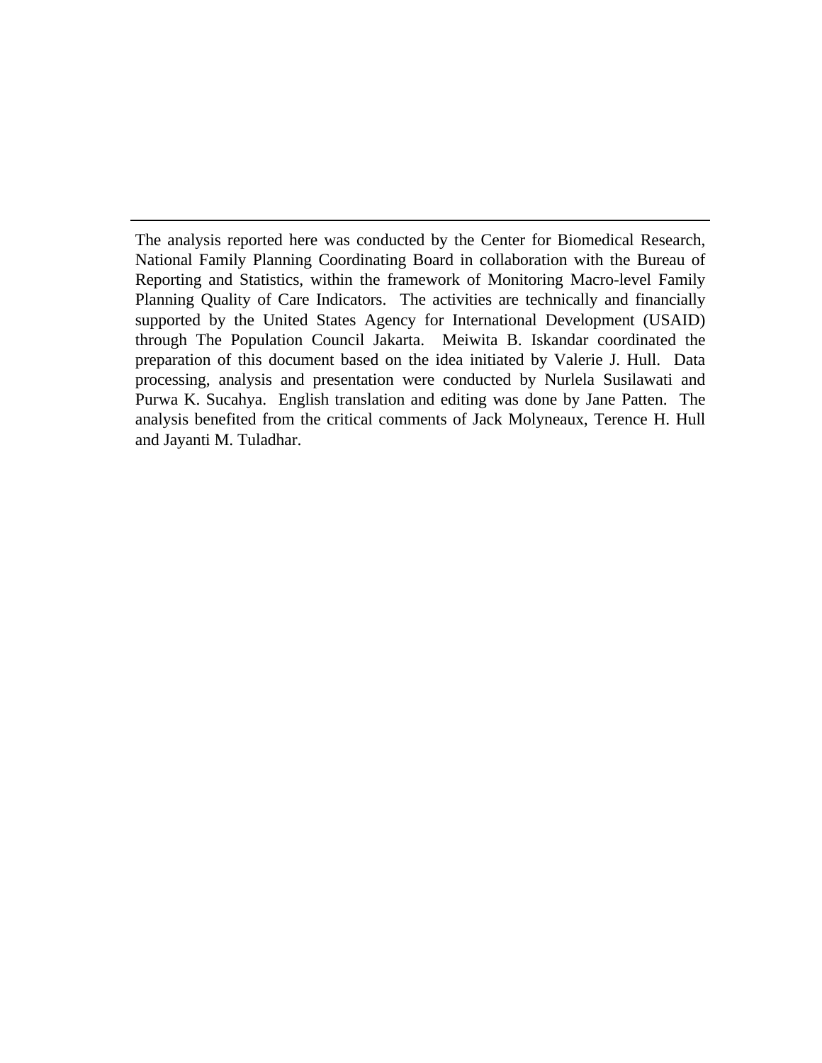The analysis reported here was conducted by the Center for Biomedical Research, National Family Planning Coordinating Board in collaboration with the Bureau of Reporting and Statistics, within the framework of Monitoring Macro-level Family Planning Quality of Care Indicators. The activities are technically and financially supported by the United States Agency for International Development (USAID) through The Population Council Jakarta. Meiwita B. Iskandar coordinated the preparation of this document based on the idea initiated by Valerie J. Hull. Data processing, analysis and presentation were conducted by Nurlela Susilawati and Purwa K. Sucahya. English translation and editing was done by Jane Patten. The analysis benefited from the critical comments of Jack Molyneaux, Terence H. Hull and Jayanti M. Tuladhar.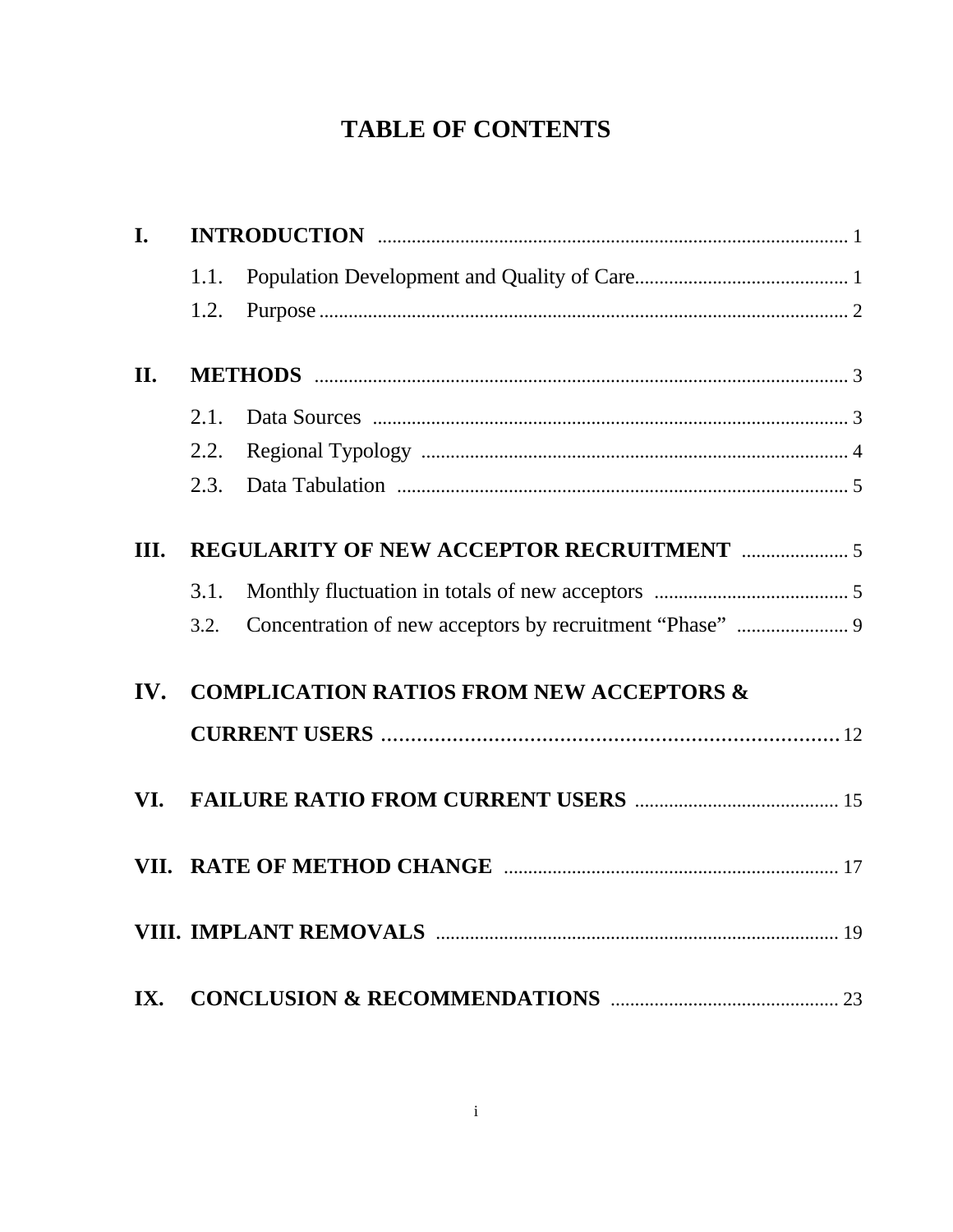# TABLE OF CONTENTS

| | | Page |
|---|---|---|
| **I.** | **INTRODUCTION** | 1 |
| | 1.1. Population Development and Quality of Care | 1 |
| | 1.2. Purpose | 2 |
| **II.** | **METHODS** | 3 |
| | 2.1. Data Sources | 3 |
| | 2.2. Regional Typology | 4 |
| | 2.3. Data Tabulation | 5 |
| **III.** | **REGULARITY OF NEW ACCEPTOR RECRUITMENT** | 5 |
| | 3.1. Monthly fluctuation in totals of new acceptors | 5 |
| | 3.2. Concentration of new acceptors by recruitment "Phase" | 9 |
| **IV.** | **COMPLICATION RATIOS FROM NEW ACCEPTORS & CURRENT USERS** | 12 |
| **VI.** | **FAILURE RATIO FROM CURRENT USERS** | 15 |
| **VII.** | **RATE OF METHOD CHANGE** | 17 |
| **VIII.** | **IMPLANT REMOVALS** | 19 |
| **IX.** | **CONCLUSION & RECOMMENDATIONS** | 23 |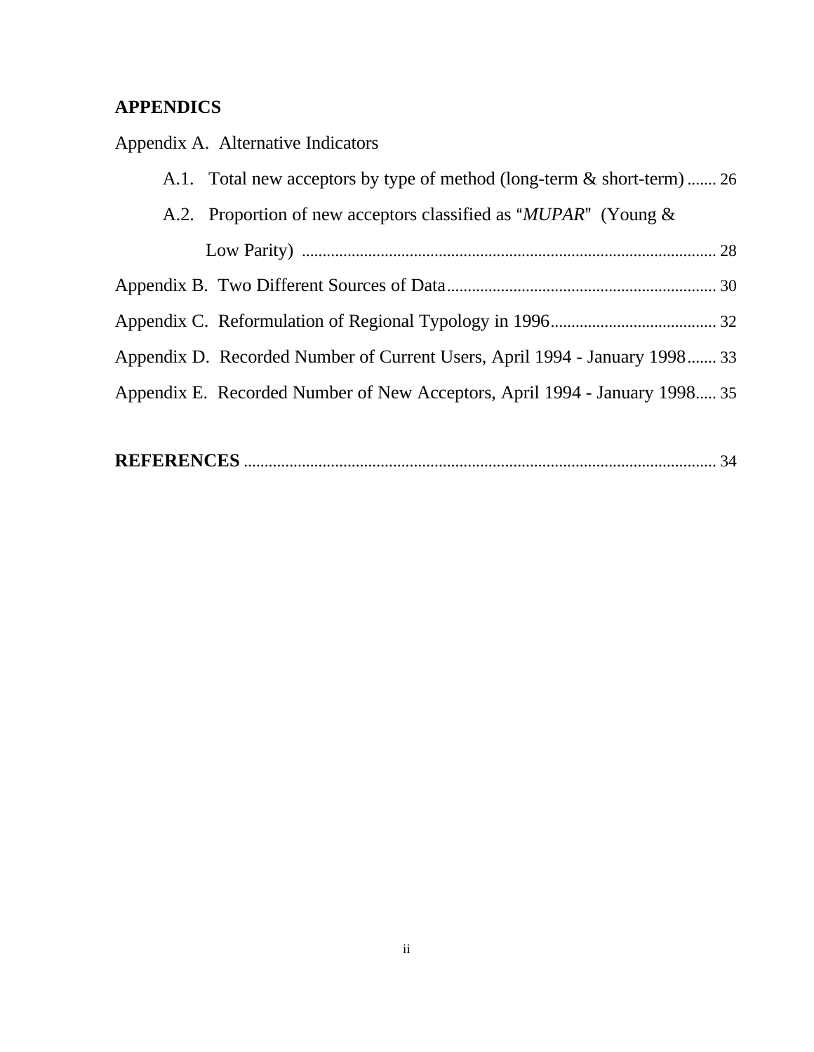## APPENDICS

Appendix A. Alternative Indicators

- A.1. Total new acceptors by type of method (long-term & short-term) ....... 26
- A.2. Proportion of new acceptors classified as "*MUPAR*" (Young & Low Parity) ....... 28

Appendix B. Two Different Sources of Data ....... 30

Appendix C. Reformulation of Regional Typology in 1996 ....... 32

Appendix D. Recorded Number of Current Users, April 1994 - January 1998 ....... 33

Appendix E. Recorded Number of New Acceptors, April 1994 - January 1998 ..... 35

**REFERENCES** ....... 34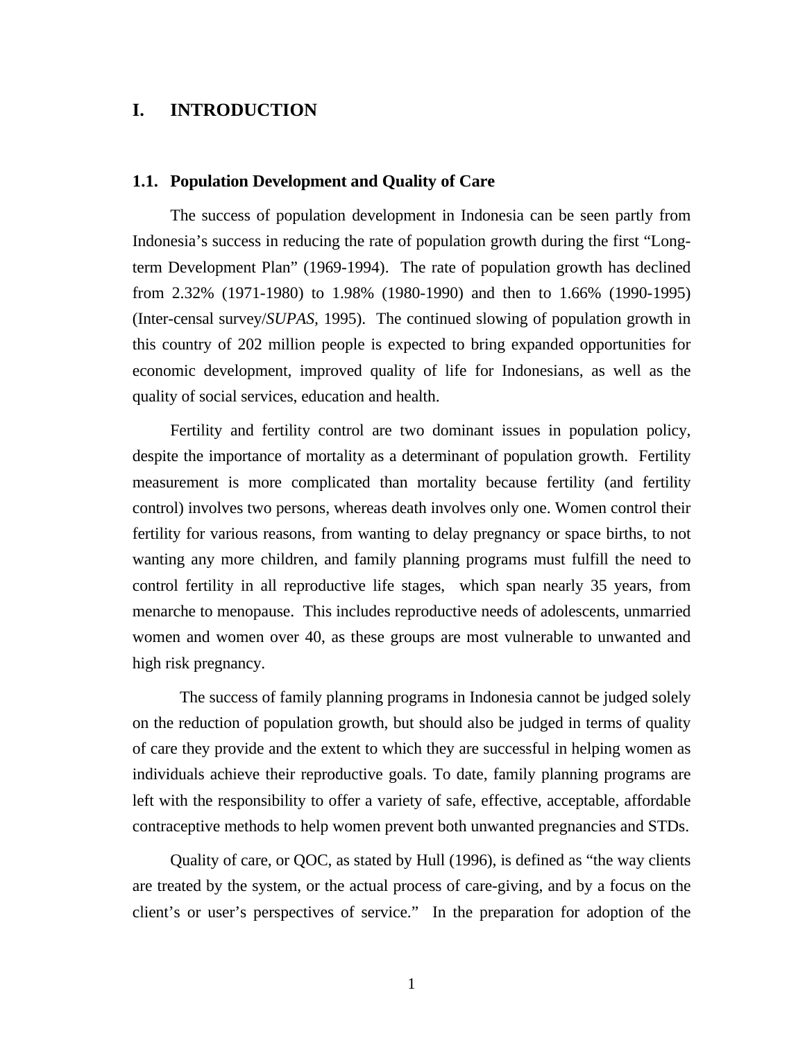# I. INTRODUCTION

## 1.1. Population Development and Quality of Care

The success of population development in Indonesia can be seen partly from Indonesia's success in reducing the rate of population growth during the first "Long-term Development Plan" (1969-1994). The rate of population growth has declined from 2.32% (1971-1980) to 1.98% (1980-1990) and then to 1.66% (1990-1995) (Inter-censal survey/*SUPAS,* 1995). The continued slowing of population growth in this country of 202 million people is expected to bring expanded opportunities for economic development, improved quality of life for Indonesians, as well as the quality of social services, education and health.

Fertility and fertility control are two dominant issues in population policy, despite the importance of mortality as a determinant of population growth. Fertility measurement is more complicated than mortality because fertility (and fertility control) involves two persons, whereas death involves only one. Women control their fertility for various reasons, from wanting to delay pregnancy or space births, to not wanting any more children, and family planning programs must fulfill the need to control fertility in all reproductive life stages, which span nearly 35 years, from menarche to menopause. This includes reproductive needs of adolescents, unmarried women and women over 40, as these groups are most vulnerable to unwanted and high risk pregnancy.

The success of family planning programs in Indonesia cannot be judged solely on the reduction of population growth, but should also be judged in terms of quality of care they provide and the extent to which they are successful in helping women as individuals achieve their reproductive goals. To date, family planning programs are left with the responsibility to offer a variety of safe, effective, acceptable, affordable contraceptive methods to help women prevent both unwanted pregnancies and STDs.

Quality of care, or QOC, as stated by Hull (1996), is defined as "the way clients are treated by the system, or the actual process of care-giving, and by a focus on the client's or user's perspectives of service." In the preparation for adoption of the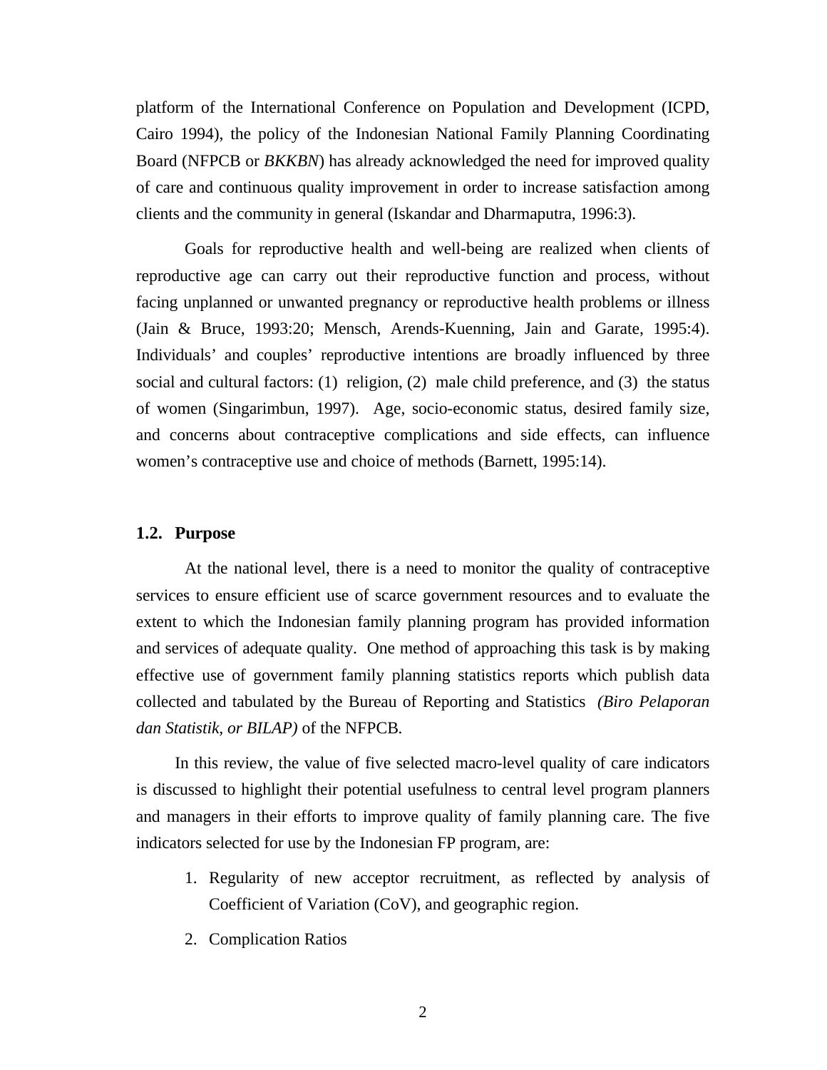platform of the International Conference on Population and Development (ICPD, Cairo 1994), the policy of the Indonesian National Family Planning Coordinating Board (NFPCB or *BKKBN*) has already acknowledged the need for improved quality of care and continuous quality improvement in order to increase satisfaction among clients and the community in general (Iskandar and Dharmaputra, 1996:3).

Goals for reproductive health and well-being are realized when clients of reproductive age can carry out their reproductive function and process, without facing unplanned or unwanted pregnancy or reproductive health problems or illness (Jain & Bruce, 1993:20; Mensch, Arends-Kuenning, Jain and Garate, 1995:4). Individuals' and couples' reproductive intentions are broadly influenced by three social and cultural factors: (1) religion, (2) male child preference, and (3) the status of women (Singarimbun, 1997). Age, socio-economic status, desired family size, and concerns about contraceptive complications and side effects, can influence women's contraceptive use and choice of methods (Barnett, 1995:14).

## 1.2. Purpose

At the national level, there is a need to monitor the quality of contraceptive services to ensure efficient use of scarce government resources and to evaluate the extent to which the Indonesian family planning program has provided information and services of adequate quality. One method of approaching this task is by making effective use of government family planning statistics reports which publish data collected and tabulated by the Bureau of Reporting and Statistics *(Biro Pelaporan dan Statistik, or BILAP)* of the NFPCB.

In this review, the value of five selected macro-level quality of care indicators is discussed to highlight their potential usefulness to central level program planners and managers in their efforts to improve quality of family planning care. The five indicators selected for use by the Indonesian FP program, are:

1. Regularity of new acceptor recruitment, as reflected by analysis of Coefficient of Variation (CoV), and geographic region.
2. Complication Ratios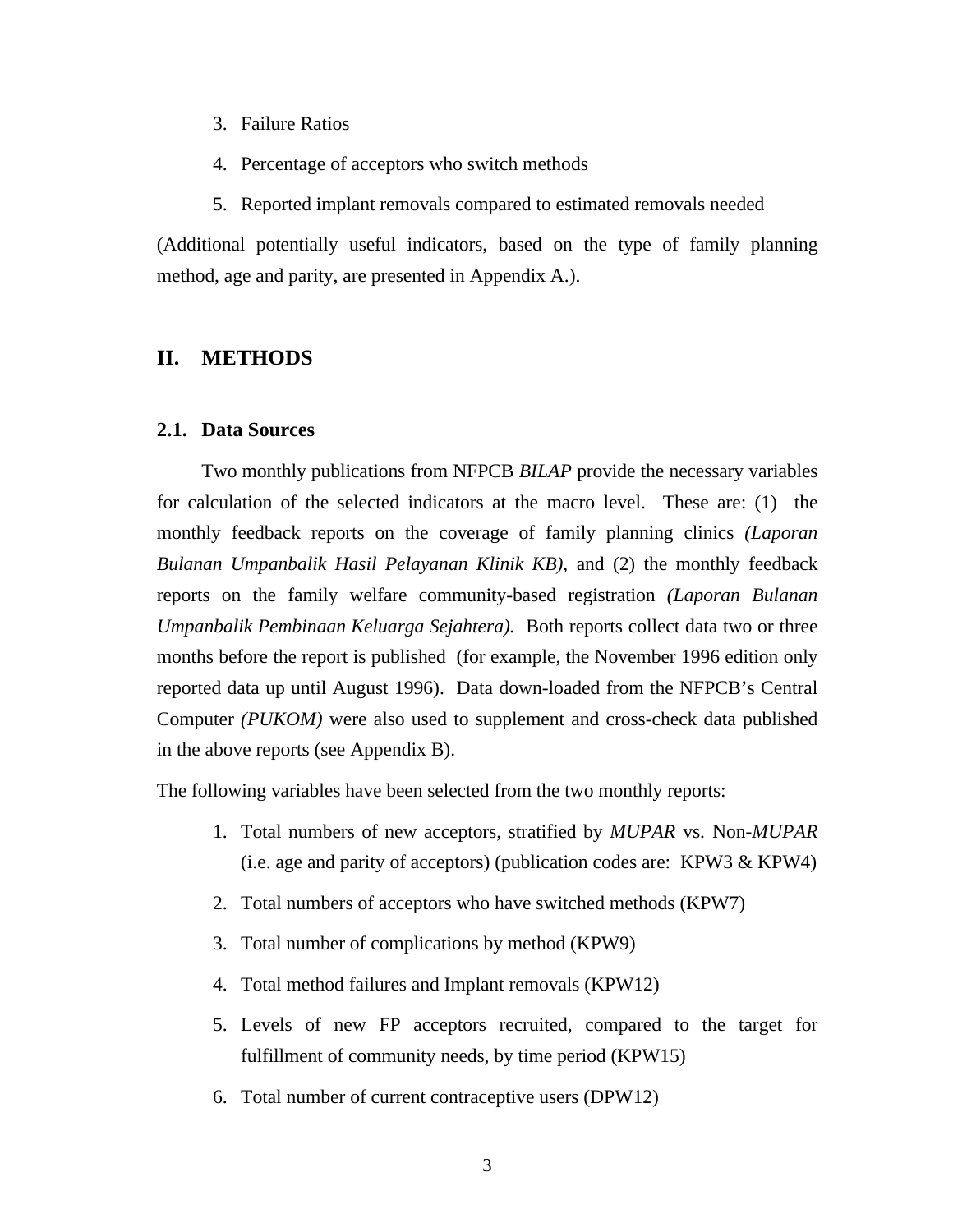3. Failure Ratios
4. Percentage of acceptors who switch methods
5. Reported implant removals compared to estimated removals needed

(Additional potentially useful indicators, based on the type of family planning method, age and parity, are presented in Appendix A.).

## II. METHODS

### 2.1. Data Sources

Two monthly publications from NFPCB *BILAP* provide the necessary variables for calculation of the selected indicators at the macro level. These are: (1) the monthly feedback reports on the coverage of family planning clinics *(Laporan Bulanan Umpanbalik Hasil Pelayanan Klinik KB),* and (2) the monthly feedback reports on the family welfare community-based registration *(Laporan Bulanan Umpanbalik Pembinaan Keluarga Sejahtera).* Both reports collect data two or three months before the report is published (for example, the November 1996 edition only reported data up until August 1996). Data down-loaded from the NFPCB's Central Computer *(PUKOM)* were also used to supplement and cross-check data published in the above reports (see Appendix B).

The following variables have been selected from the two monthly reports:

1. Total numbers of new acceptors, stratified by *MUPAR* vs. Non-*MUPAR* (i.e. age and parity of acceptors) (publication codes are: KPW3 & KPW4)
2. Total numbers of acceptors who have switched methods (KPW7)
3. Total number of complications by method (KPW9)
4. Total method failures and Implant removals (KPW12)
5. Levels of new FP acceptors recruited, compared to the target for fulfillment of community needs, by time period (KPW15)
6. Total number of current contraceptive users (DPW12)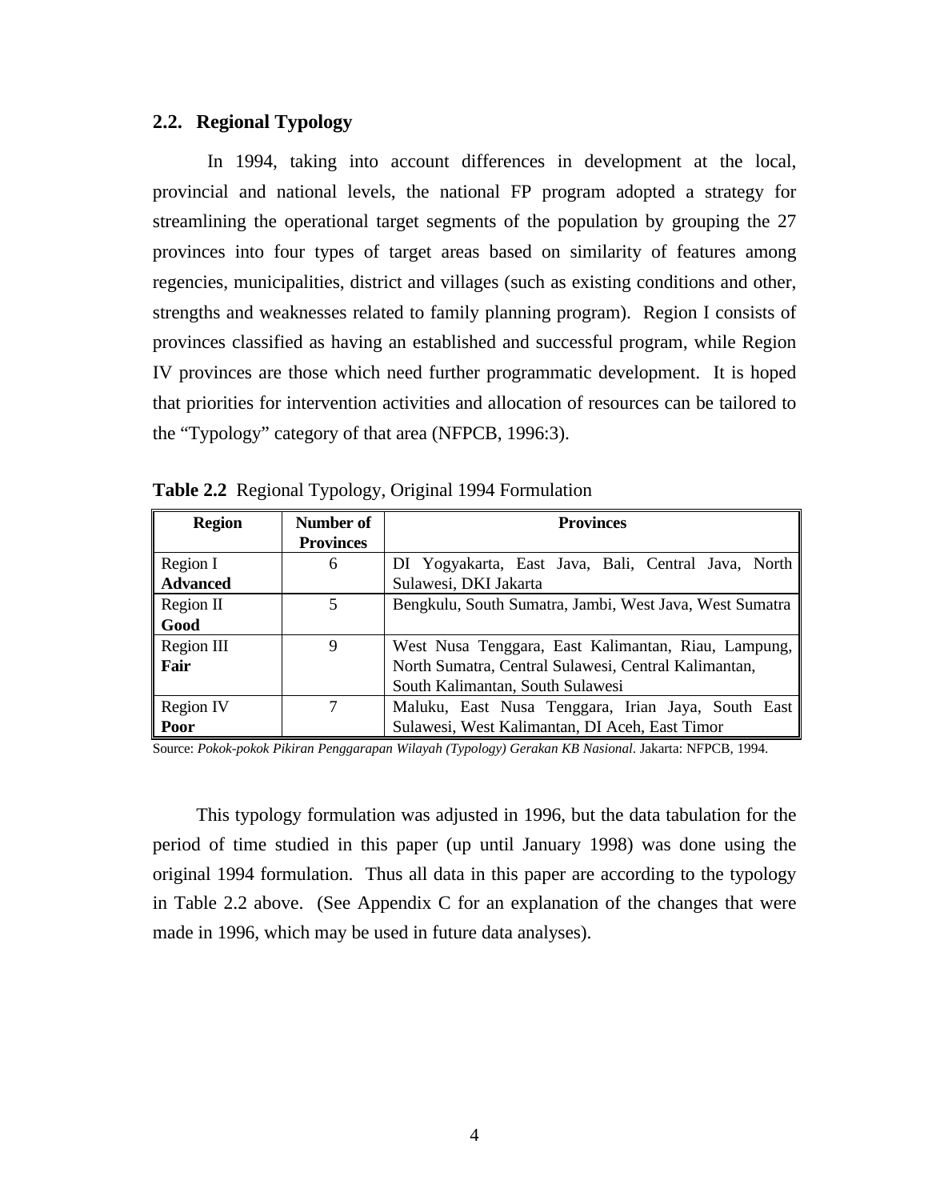## 2.2. Regional Typology

In 1994, taking into account differences in development at the local, provincial and national levels, the national FP program adopted a strategy for streamlining the operational target segments of the population by grouping the 27 provinces into four types of target areas based on similarity of features among regencies, municipalities, district and villages (such as existing conditions and other, strengths and weaknesses related to family planning program). Region I consists of provinces classified as having an established and successful program, while Region IV provinces are those which need further programmatic development. It is hoped that priorities for intervention activities and allocation of resources can be tailored to the "Typology" category of that area (NFPCB, 1996:3).

**Table 2.2** Regional Typology, Original 1994 Formulation

| Region | Number of Provinces | Provinces |
|---|---|---|
| Region I **Advanced** | 6 | DI Yogyakarta, East Java, Bali, Central Java, North Sulawesi, DKI Jakarta |
| Region II **Good** | 5 | Bengkulu, South Sumatra, Jambi, West Java, West Sumatra |
| Region III **Fair** | 9 | West Nusa Tenggara, East Kalimantan, Riau, Lampung, North Sumatra, Central Sulawesi, Central Kalimantan, South Kalimantan, South Sulawesi |
| Region IV **Poor** | 7 | Maluku, East Nusa Tenggara, Irian Jaya, South East Sulawesi, West Kalimantan, DI Aceh, East Timor |

Source: *Pokok-pokok Pikiran Penggarapan Wilayah (Typology) Gerakan KB Nasional*. Jakarta: NFPCB, 1994.

This typology formulation was adjusted in 1996, but the data tabulation for the period of time studied in this paper (up until January 1998) was done using the original 1994 formulation. Thus all data in this paper are according to the typology in Table 2.2 above. (See Appendix C for an explanation of the changes that were made in 1996, which may be used in future data analyses).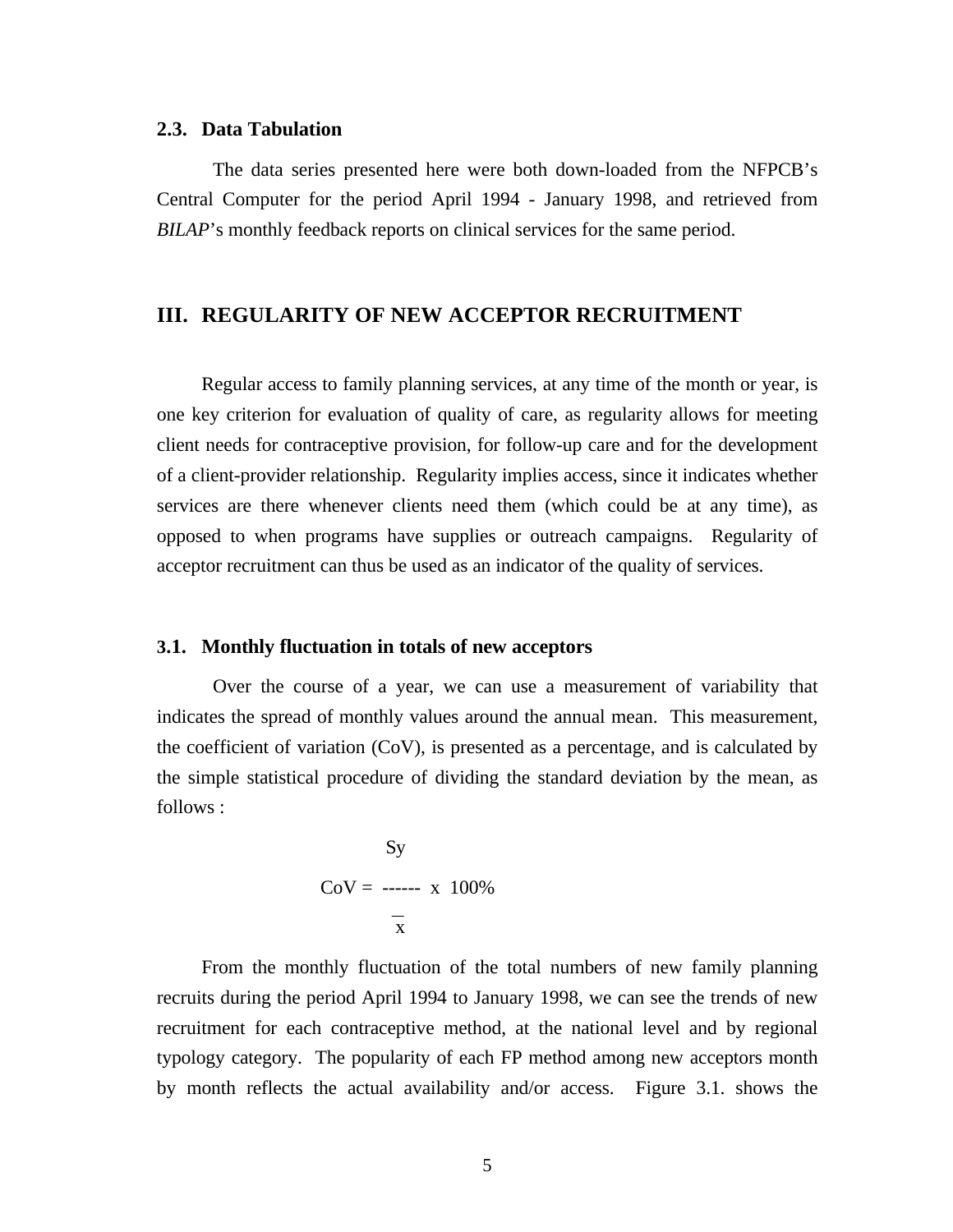### 2.3. Data Tabulation

The data series presented here were both down-loaded from the NFPCB's Central Computer for the period April 1994 - January 1998, and retrieved from *BILAP*'s monthly feedback reports on clinical services for the same period.

## III. REGULARITY OF NEW ACCEPTOR RECRUITMENT

Regular access to family planning services, at any time of the month or year, is one key criterion for evaluation of quality of care, as regularity allows for meeting client needs for contraceptive provision, for follow-up care and for the development of a client-provider relationship. Regularity implies access, since it indicates whether services are there whenever clients need them (which could be at any time), as opposed to when programs have supplies or outreach campaigns. Regularity of acceptor recruitment can thus be used as an indicator of the quality of services.

### 3.1. Monthly fluctuation in totals of new acceptors

Over the course of a year, we can use a measurement of variability that indicates the spread of monthly values around the annual mean. This measurement, the coefficient of variation (CoV), is presented as a percentage, and is calculated by the simple statistical procedure of dividing the standard deviation by the mean, as follows :

$$CoV = \frac{Sy}{\bar{x}} \times 100\%$$

From the monthly fluctuation of the total numbers of new family planning recruits during the period April 1994 to January 1998, we can see the trends of new recruitment for each contraceptive method, at the national level and by regional typology category. The popularity of each FP method among new acceptors month by month reflects the actual availability and/or access. Figure 3.1. shows the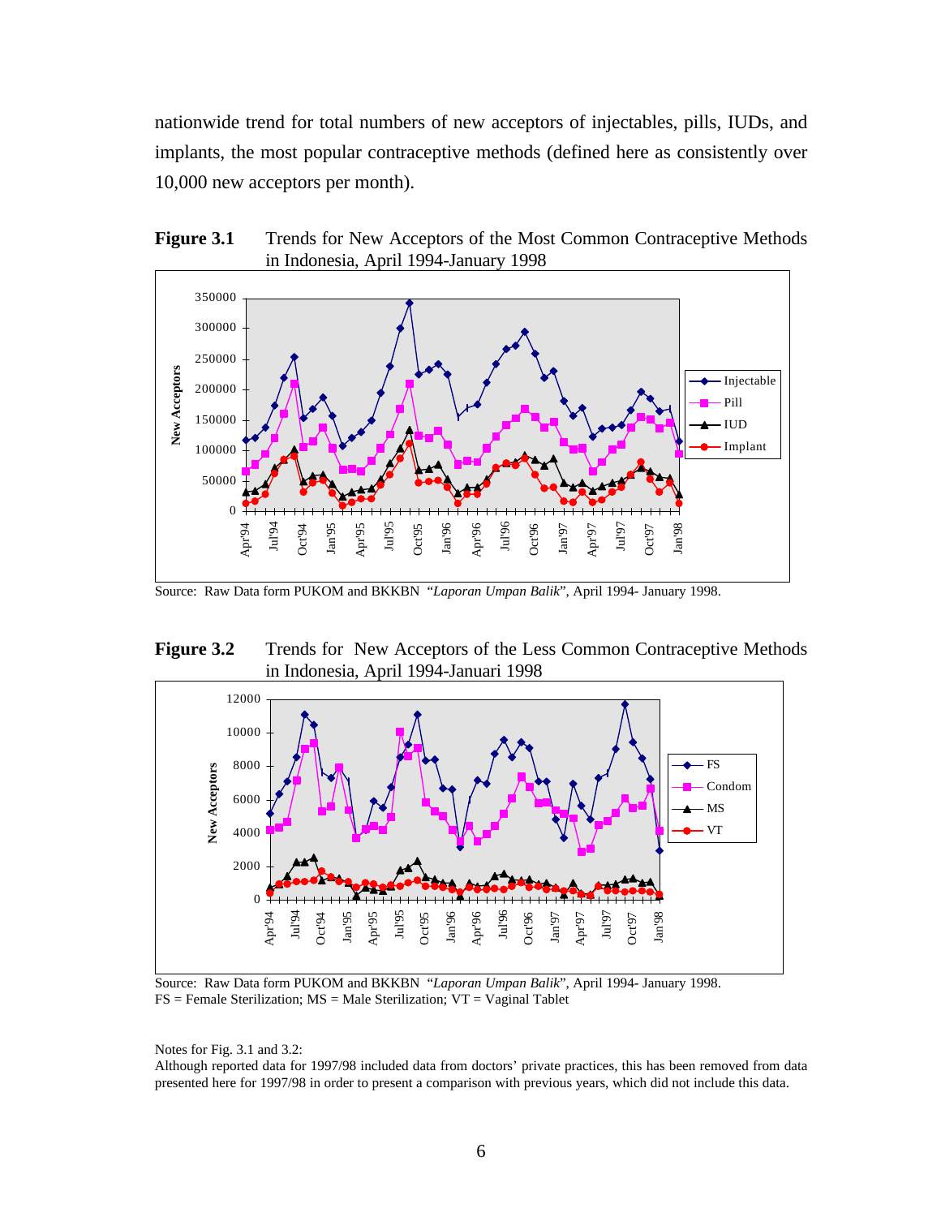nationwide trend for total numbers of new acceptors of injectables, pills, IUDs, and implants, the most popular contraceptive methods (defined here as consistently over 10,000 new acceptors per month).

**Figure 3.1** Trends for New Acceptors of the Most Common Contraceptive Methods in Indonesia, April 1994-January 1998

Source: Raw Data form PUKOM and BKKBN "*Laporan Umpan Balik*", April 1994- January 1998.

**Figure 3.2** Trends for New Acceptors of the Less Common Contraceptive Methods in Indonesia, April 1994-Januari 1998

Source: Raw Data form PUKOM and BKKBN "*Laporan Umpan Balik*", April 1994- January 1998.
FS = Female Sterilization; MS = Male Sterilization; VT = Vaginal Tablet

Notes for Fig. 3.1 and 3.2:
Although reported data for 1997/98 included data from doctors' private practices, this has been removed from data presented here for 1997/98 in order to present a comparison with previous years, which did not include this data.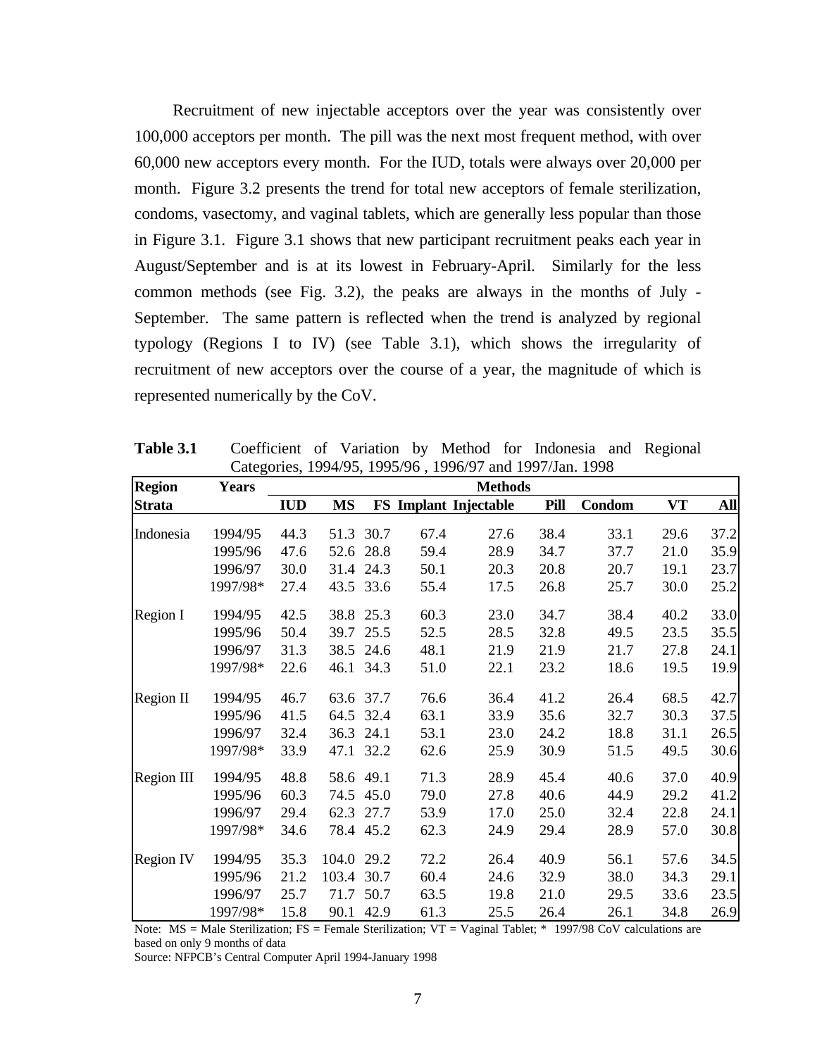Recruitment of new injectable acceptors over the year was consistently over 100,000 acceptors per month. The pill was the next most frequent method, with over 60,000 new acceptors every month. For the IUD, totals were always over 20,000 per month. Figure 3.2 presents the trend for total new acceptors of female sterilization, condoms, vasectomy, and vaginal tablets, which are generally less popular than those in Figure 3.1. Figure 3.1 shows that new participant recruitment peaks each year in August/September and is at its lowest in February-April. Similarly for the less common methods (see Fig. 3.2), the peaks are always in the months of July - September. The same pattern is reflected when the trend is analyzed by regional typology (Regions I to IV) (see Table 3.1), which shows the irregularity of recruitment of new acceptors over the course of a year, the magnitude of which is represented numerically by the CoV.

**Table 3.1** Coefficient of Variation by Method for Indonesia and Regional Categories, 1994/95, 1995/96 , 1996/97 and 1997/Jan. 1998

| Region Strata | Years | IUD | MS | FS | Implant | Injectable | Pill | Condom | VT | All |
|---|---|---|---|---|---|---|---|---|---|---|
| Indonesia | 1994/95 | 44.3 | 51.3 | 30.7 | 67.4 | 27.6 | 38.4 | 33.1 | 29.6 | 37.2 |
| | 1995/96 | 47.6 | 52.6 | 28.8 | 59.4 | 28.9 | 34.7 | 37.7 | 21.0 | 35.9 |
| | 1996/97 | 30.0 | 31.4 | 24.3 | 50.1 | 20.3 | 20.8 | 20.7 | 19.1 | 23.7 |
| | 1997/98* | 27.4 | 43.5 | 33.6 | 55.4 | 17.5 | 26.8 | 25.7 | 30.0 | 25.2 |
| Region I | 1994/95 | 42.5 | 38.8 | 25.3 | 60.3 | 23.0 | 34.7 | 38.4 | 40.2 | 33.0 |
| | 1995/96 | 50.4 | 39.7 | 25.5 | 52.5 | 28.5 | 32.8 | 49.5 | 23.5 | 35.5 |
| | 1996/97 | 31.3 | 38.5 | 24.6 | 48.1 | 21.9 | 21.9 | 21.7 | 27.8 | 24.1 |
| | 1997/98* | 22.6 | 46.1 | 34.3 | 51.0 | 22.1 | 23.2 | 18.6 | 19.5 | 19.9 |
| Region II | 1994/95 | 46.7 | 63.6 | 37.7 | 76.6 | 36.4 | 41.2 | 26.4 | 68.5 | 42.7 |
| | 1995/96 | 41.5 | 64.5 | 32.4 | 63.1 | 33.9 | 35.6 | 32.7 | 30.3 | 37.5 |
| | 1996/97 | 32.4 | 36.3 | 24.1 | 53.1 | 23.0 | 24.2 | 18.8 | 31.1 | 26.5 |
| | 1997/98* | 33.9 | 47.1 | 32.2 | 62.6 | 25.9 | 30.9 | 51.5 | 49.5 | 30.6 |
| Region III | 1994/95 | 48.8 | 58.6 | 49.1 | 71.3 | 28.9 | 45.4 | 40.6 | 37.0 | 40.9 |
| | 1995/96 | 60.3 | 74.5 | 45.0 | 79.0 | 27.8 | 40.6 | 44.9 | 29.2 | 41.2 |
| | 1996/97 | 29.4 | 62.3 | 27.7 | 53.9 | 17.0 | 25.0 | 32.4 | 22.8 | 24.1 |
| | 1997/98* | 34.6 | 78.4 | 45.2 | 62.3 | 24.9 | 29.4 | 28.9 | 57.0 | 30.8 |
| Region IV | 1994/95 | 35.3 | 104.0 | 29.2 | 72.2 | 26.4 | 40.9 | 56.1 | 57.6 | 34.5 |
| | 1995/96 | 21.2 | 103.4 | 30.7 | 60.4 | 24.6 | 32.9 | 38.0 | 34.3 | 29.1 |
| | 1996/97 | 25.7 | 71.7 | 50.7 | 63.5 | 19.8 | 21.0 | 29.5 | 33.6 | 23.5 |
| | 1997/98* | 15.8 | 90.1 | 42.9 | 61.3 | 25.5 | 26.4 | 26.1 | 34.8 | 26.9 |

Note: MS = Male Sterilization; FS = Female Sterilization; VT = Vaginal Tablet; * 1997/98 CoV calculations are based on only 9 months of data

Source: NFPCB's Central Computer April 1994-January 1998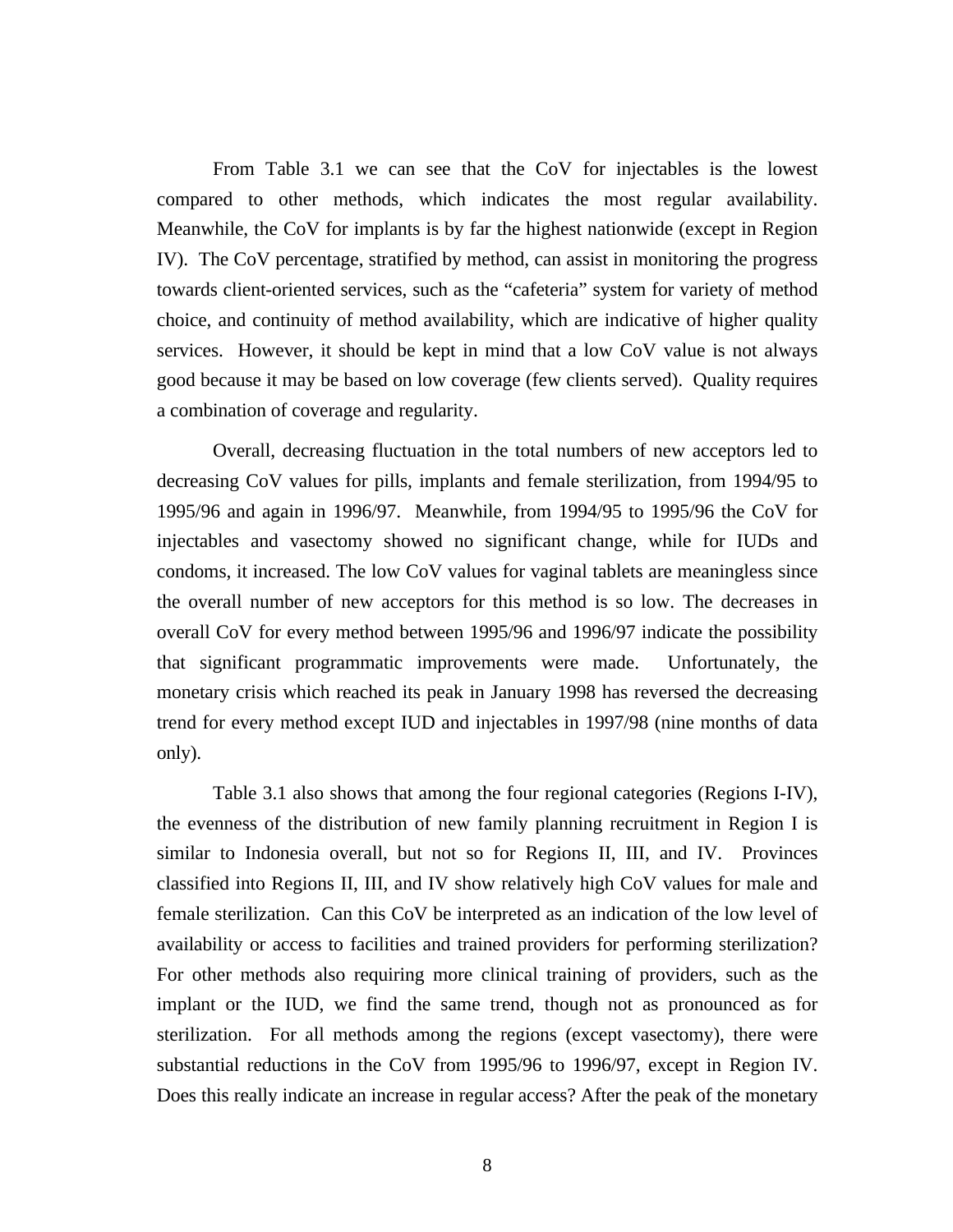From Table 3.1 we can see that the CoV for injectables is the lowest compared to other methods, which indicates the most regular availability. Meanwhile, the CoV for implants is by far the highest nationwide (except in Region IV). The CoV percentage, stratified by method, can assist in monitoring the progress towards client-oriented services, such as the "cafeteria" system for variety of method choice, and continuity of method availability, which are indicative of higher quality services. However, it should be kept in mind that a low CoV value is not always good because it may be based on low coverage (few clients served). Quality requires a combination of coverage and regularity.

Overall, decreasing fluctuation in the total numbers of new acceptors led to decreasing CoV values for pills, implants and female sterilization, from 1994/95 to 1995/96 and again in 1996/97. Meanwhile, from 1994/95 to 1995/96 the CoV for injectables and vasectomy showed no significant change, while for IUDs and condoms, it increased. The low CoV values for vaginal tablets are meaningless since the overall number of new acceptors for this method is so low. The decreases in overall CoV for every method between 1995/96 and 1996/97 indicate the possibility that significant programmatic improvements were made. Unfortunately, the monetary crisis which reached its peak in January 1998 has reversed the decreasing trend for every method except IUD and injectables in 1997/98 (nine months of data only).

Table 3.1 also shows that among the four regional categories (Regions I-IV), the evenness of the distribution of new family planning recruitment in Region I is similar to Indonesia overall, but not so for Regions II, III, and IV. Provinces classified into Regions II, III, and IV show relatively high CoV values for male and female sterilization. Can this CoV be interpreted as an indication of the low level of availability or access to facilities and trained providers for performing sterilization? For other methods also requiring more clinical training of providers, such as the implant or the IUD, we find the same trend, though not as pronounced as for sterilization. For all methods among the regions (except vasectomy), there were substantial reductions in the CoV from 1995/96 to 1996/97, except in Region IV. Does this really indicate an increase in regular access? After the peak of the monetary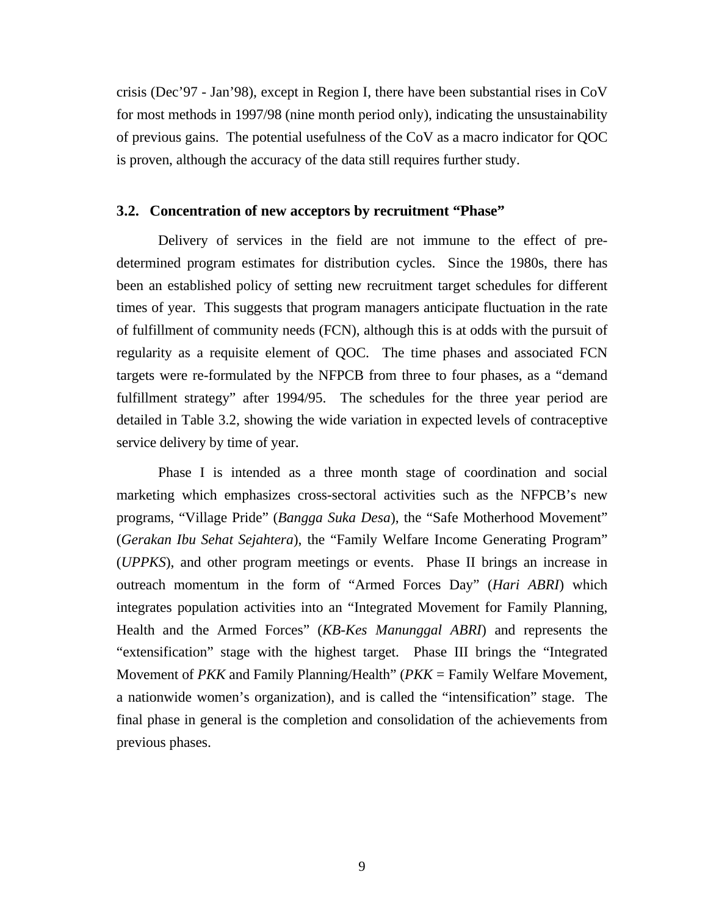crisis (Dec’97 - Jan’98), except in Region I, there have been substantial rises in CoV for most methods in 1997/98 (nine month period only), indicating the unsustainability of previous gains. The potential usefulness of the CoV as a macro indicator for QOC is proven, although the accuracy of the data still requires further study.

### 3.2. Concentration of new acceptors by recruitment “Phase”

Delivery of services in the field are not immune to the effect of pre-determined program estimates for distribution cycles. Since the 1980s, there has been an established policy of setting new recruitment target schedules for different times of year. This suggests that program managers anticipate fluctuation in the rate of fulfillment of community needs (FCN), although this is at odds with the pursuit of regularity as a requisite element of QOC. The time phases and associated FCN targets were re-formulated by the NFPCB from three to four phases, as a “demand fulfillment strategy” after 1994/95. The schedules for the three year period are detailed in Table 3.2, showing the wide variation in expected levels of contraceptive service delivery by time of year.

Phase I is intended as a three month stage of coordination and social marketing which emphasizes cross-sectoral activities such as the NFPCB’s new programs, “Village Pride” (*Bangga Suka Desa*), the “Safe Motherhood Movement” (*Gerakan Ibu Sehat Sejahtera*), the “Family Welfare Income Generating Program” (*UPPKS*), and other program meetings or events. Phase II brings an increase in outreach momentum in the form of “Armed Forces Day” (*Hari ABRI*) which integrates population activities into an “Integrated Movement for Family Planning, Health and the Armed Forces” (*KB-Kes Manunggal ABRI*) and represents the “extensification” stage with the highest target. Phase III brings the “Integrated Movement of *PKK* and Family Planning/Health” (*PKK* = Family Welfare Movement, a nationwide women’s organization), and is called the “intensification” stage. The final phase in general is the completion and consolidation of the achievements from previous phases.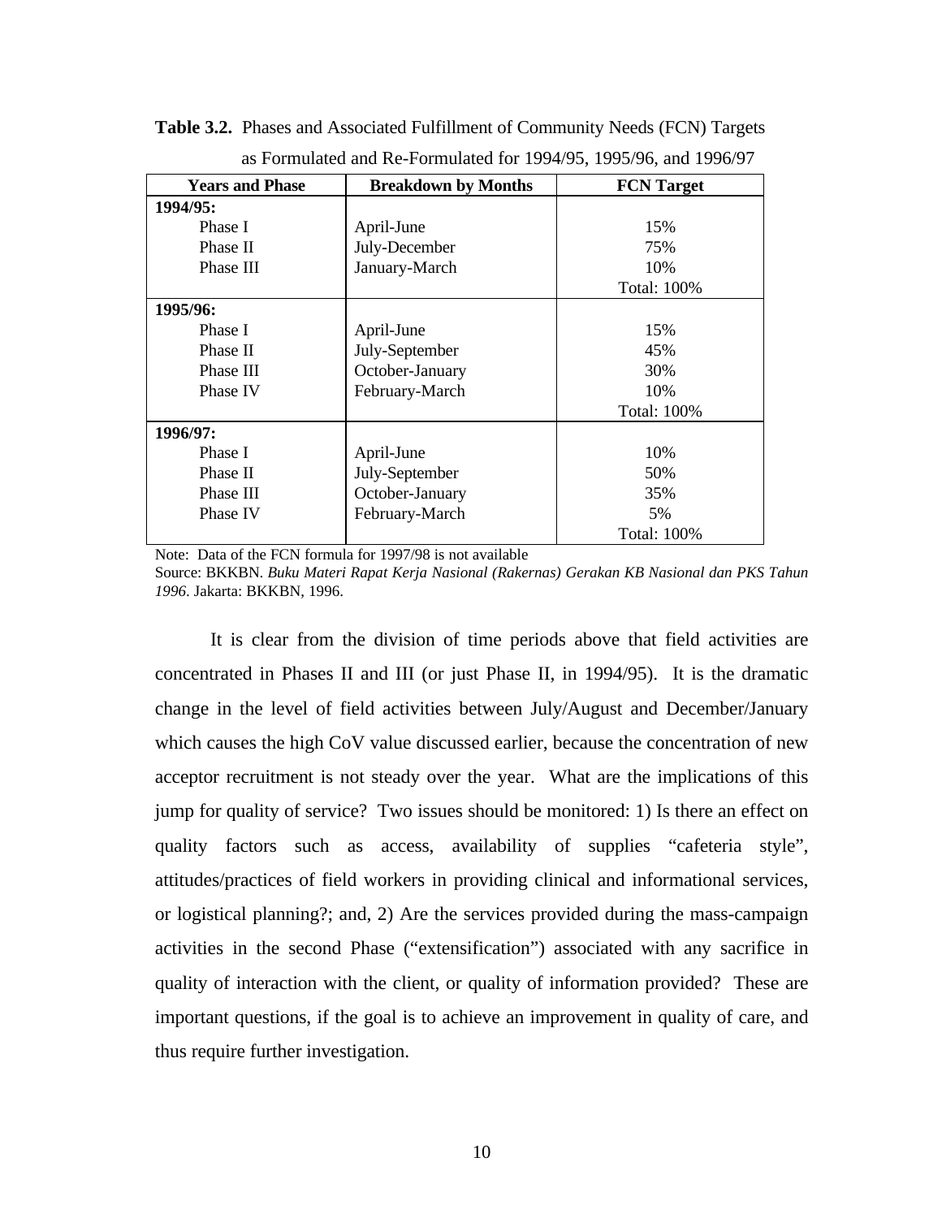**Table 3.2.** Phases and Associated Fulfillment of Community Needs (FCN) Targets as Formulated and Re-Formulated for 1994/95, 1995/96, and 1996/97

| Years and Phase | Breakdown by Months | FCN Target |
|---|---|---|
| **1994/95:** | | |
| Phase I | April-June | 15% |
| Phase II | July-December | 75% |
| Phase III | January-March | 10% |
| | | Total: 100% |
| **1995/96:** | | |
| Phase I | April-June | 15% |
| Phase II | July-September | 45% |
| Phase III | October-January | 30% |
| Phase IV | February-March | 10% |
| | | Total: 100% |
| **1996/97:** | | |
| Phase I | April-June | 10% |
| Phase II | July-September | 50% |
| Phase III | October-January | 35% |
| Phase IV | February-March | 5% |
| | | Total: 100% |

Note: Data of the FCN formula for 1997/98 is not available

Source: BKKBN. *Buku Materi Rapat Kerja Nasional (Rakernas) Gerakan KB Nasional dan PKS Tahun 1996*. Jakarta: BKKBN, 1996.

It is clear from the division of time periods above that field activities are concentrated in Phases II and III (or just Phase II, in 1994/95). It is the dramatic change in the level of field activities between July/August and December/January which causes the high CoV value discussed earlier, because the concentration of new acceptor recruitment is not steady over the year. What are the implications of this jump for quality of service? Two issues should be monitored: 1) Is there an effect on quality factors such as access, availability of supplies "cafeteria style", attitudes/practices of field workers in providing clinical and informational services, or logistical planning?; and, 2) Are the services provided during the mass-campaign activities in the second Phase ("extensification") associated with any sacrifice in quality of interaction with the client, or quality of information provided? These are important questions, if the goal is to achieve an improvement in quality of care, and thus require further investigation.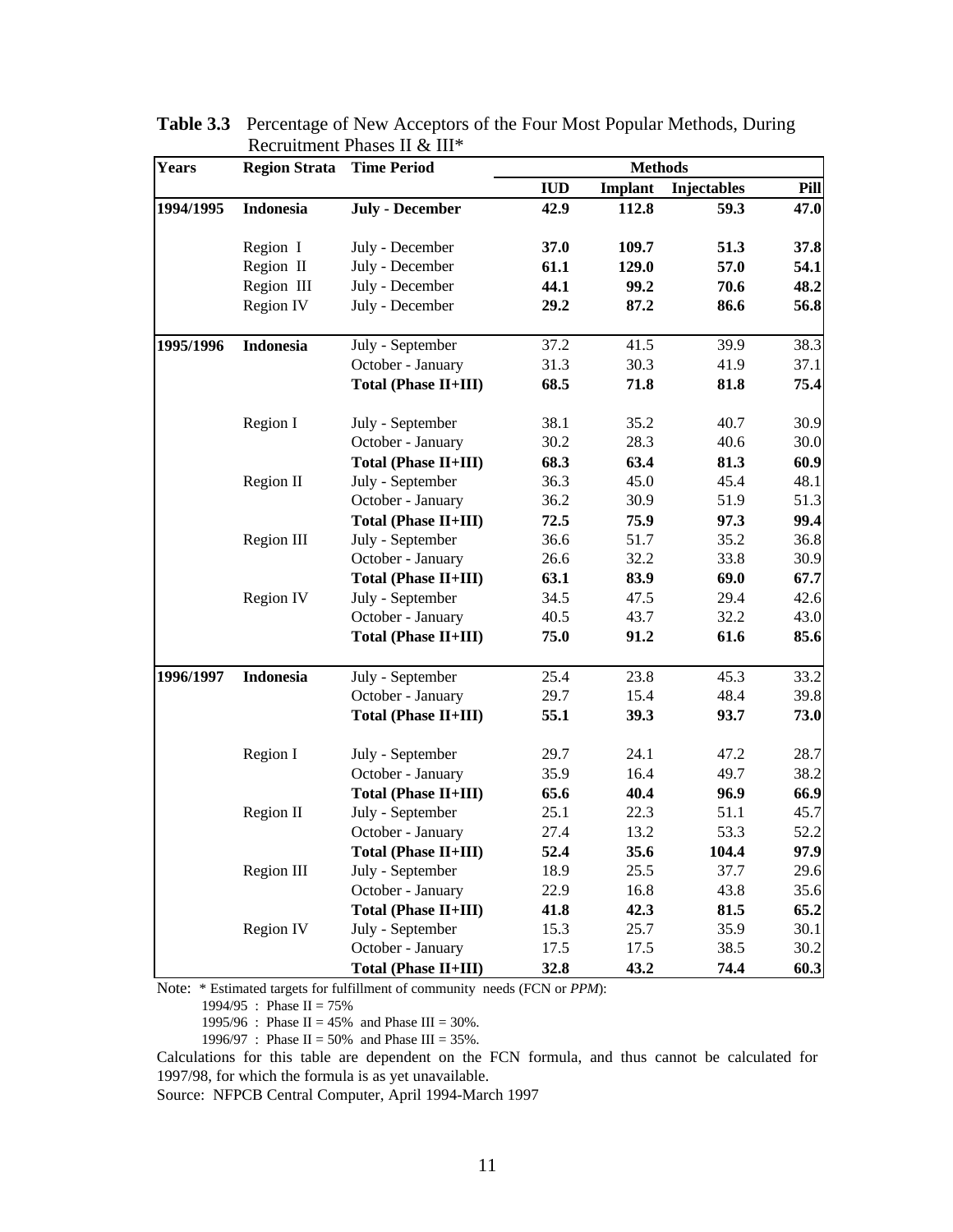**Table 3.3** Percentage of New Acceptors of the Four Most Popular Methods, During Recruitment Phases II & III*

| Years | Region Strata | Time Period | Methods | | | |
|---|---|---|---|---|---|---|
| | | | IUD | Implant | Injectables | Pill |
| **1994/1995** | **Indonesia** | **July - December** | **42.9** | **112.8** | **59.3** | **47.0** |
| | Region I | July - December | **37.0** | **109.7** | **51.3** | **37.8** |
| | Region II | July - December | **61.1** | **129.0** | **57.0** | **54.1** |
| | Region III | July - December | **44.1** | **99.2** | **70.6** | **48.2** |
| | Region IV | July - December | **29.2** | **87.2** | **86.6** | **56.8** |
| **1995/1996** | **Indonesia** | July - September | 37.2 | 41.5 | 39.9 | 38.3 |
| | | October - January | 31.3 | 30.3 | 41.9 | 37.1 |
| | | **Total (Phase II+III)** | **68.5** | **71.8** | **81.8** | **75.4** |
| | Region I | July - September | 38.1 | 35.2 | 40.7 | 30.9 |
| | | October - January | 30.2 | 28.3 | 40.6 | 30.0 |
| | | **Total (Phase II+III)** | **68.3** | **63.4** | **81.3** | **60.9** |
| | Region II | July - September | 36.3 | 45.0 | 45.4 | 48.1 |
| | | October - January | 36.2 | 30.9 | 51.9 | 51.3 |
| | | **Total (Phase II+III)** | **72.5** | **75.9** | **97.3** | **99.4** |
| | Region III | July - September | 36.6 | 51.7 | 35.2 | 36.8 |
| | | October - January | 26.6 | 32.2 | 33.8 | 30.9 |
| | | **Total (Phase II+III)** | **63.1** | **83.9** | **69.0** | **67.7** |
| | Region IV | July - September | 34.5 | 47.5 | 29.4 | 42.6 |
| | | October - January | 40.5 | 43.7 | 32.2 | 43.0 |
| | | **Total (Phase II+III)** | **75.0** | **91.2** | **61.6** | **85.6** |
| **1996/1997** | **Indonesia** | July - September | 25.4 | 23.8 | 45.3 | 33.2 |
| | | October - January | 29.7 | 15.4 | 48.4 | 39.8 |
| | | **Total (Phase II+III)** | **55.1** | **39.3** | **93.7** | **73.0** |
| | Region I | July - September | 29.7 | 24.1 | 47.2 | 28.7 |
| | | October - January | 35.9 | 16.4 | 49.7 | 38.2 |
| | | **Total (Phase II+III)** | **65.6** | **40.4** | **96.9** | **66.9** |
| | Region II | July - September | 25.1 | 22.3 | 51.1 | 45.7 |
| | | October - January | 27.4 | 13.2 | 53.3 | 52.2 |
| | | **Total (Phase II+III)** | **52.4** | **35.6** | **104.4** | **97.9** |
| | Region III | July - September | 18.9 | 25.5 | 37.7 | 29.6 |
| | | October - January | 22.9 | 16.8 | 43.8 | 35.6 |
| | | **Total (Phase II+III)** | **41.8** | **42.3** | **81.5** | **65.2** |
| | Region IV | July - September | 15.3 | 25.7 | 35.9 | 30.1 |
| | | October - January | 17.5 | 17.5 | 38.5 | 30.2 |
| | | **Total (Phase II+III)** | **32.8** | **43.2** | **74.4** | **60.3** |

Note: * Estimated targets for fulfillment of community needs (FCN or *PPM*):

1994/95 : Phase II = 75%

1995/96 : Phase II = 45% and Phase III = 30%.

1996/97 : Phase II = 50% and Phase III = 35%.

Calculations for this table are dependent on the FCN formula, and thus cannot be calculated for 1997/98, for which the formula is as yet unavailable.

Source: NFPCB Central Computer, April 1994-March 1997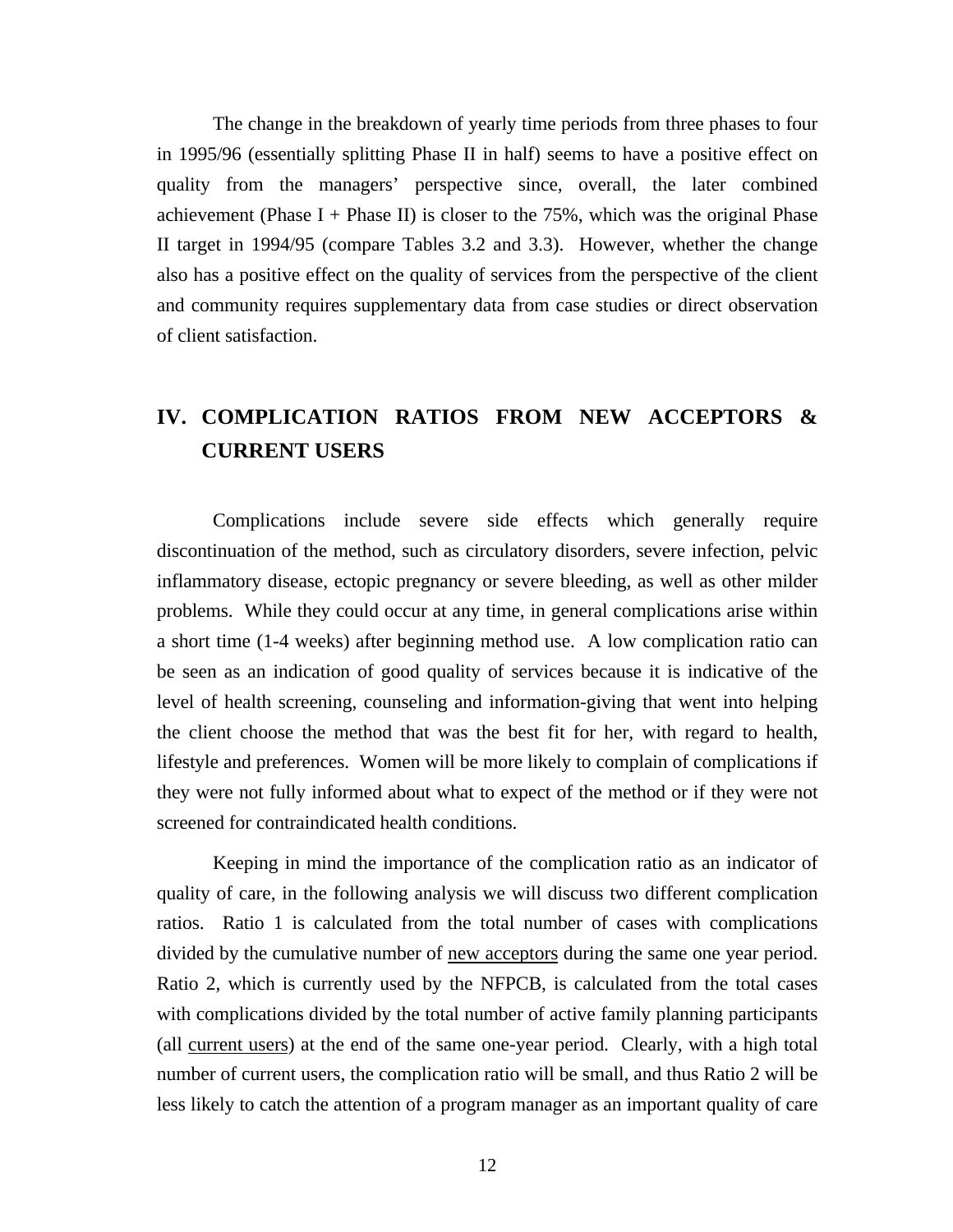The change in the breakdown of yearly time periods from three phases to four in 1995/96 (essentially splitting Phase II in half) seems to have a positive effect on quality from the managers' perspective since, overall, the later combined achievement (Phase I + Phase II) is closer to the 75%, which was the original Phase II target in 1994/95 (compare Tables 3.2 and 3.3). However, whether the change also has a positive effect on the quality of services from the perspective of the client and community requires supplementary data from case studies or direct observation of client satisfaction.

## IV. COMPLICATION RATIOS FROM NEW ACCEPTORS & CURRENT USERS

Complications include severe side effects which generally require discontinuation of the method, such as circulatory disorders, severe infection, pelvic inflammatory disease, ectopic pregnancy or severe bleeding, as well as other milder problems. While they could occur at any time, in general complications arise within a short time (1-4 weeks) after beginning method use. A low complication ratio can be seen as an indication of good quality of services because it is indicative of the level of health screening, counseling and information-giving that went into helping the client choose the method that was the best fit for her, with regard to health, lifestyle and preferences. Women will be more likely to complain of complications if they were not fully informed about what to expect of the method or if they were not screened for contraindicated health conditions.

Keeping in mind the importance of the complication ratio as an indicator of quality of care, in the following analysis we will discuss two different complication ratios. Ratio 1 is calculated from the total number of cases with complications divided by the cumulative number of new acceptors during the same one year period. Ratio 2, which is currently used by the NFPCB, is calculated from the total cases with complications divided by the total number of active family planning participants (all current users) at the end of the same one-year period. Clearly, with a high total number of current users, the complication ratio will be small, and thus Ratio 2 will be less likely to catch the attention of a program manager as an important quality of care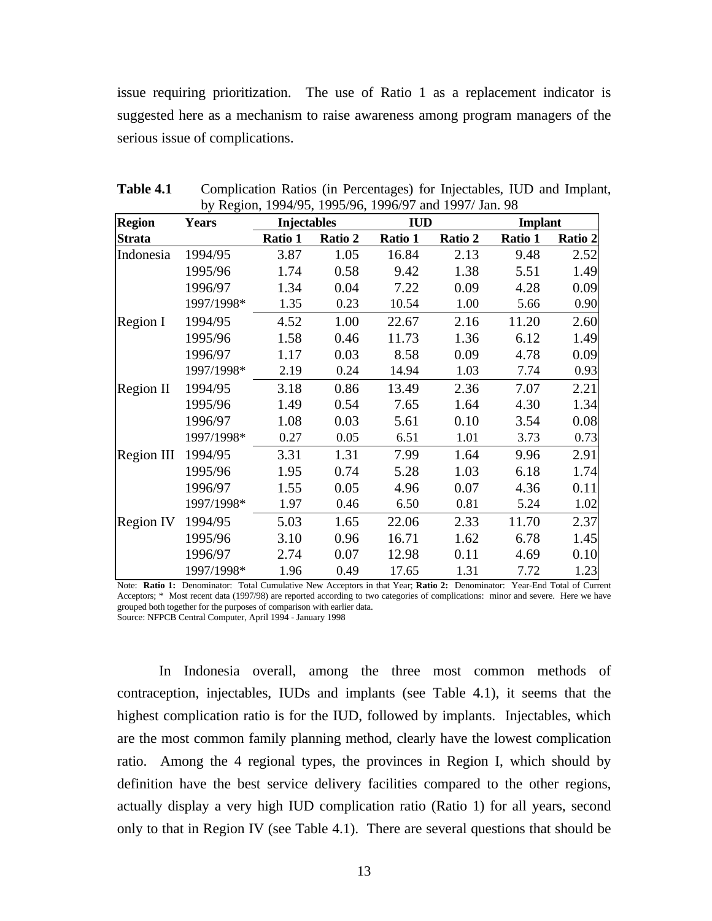issue requiring prioritization. The use of Ratio 1 as a replacement indicator is suggested here as a mechanism to raise awareness among program managers of the serious issue of complications.

**Table 4.1** Complication Ratios (in Percentages) for Injectables, IUD and Implant, by Region, 1994/95, 1995/96, 1996/97 and 1997/ Jan. 98

| Region | Years | Injectables | | IUD | | Implant | |
|---|---|---|---|---|---|---|---|
| Strata | | Ratio 1 | Ratio 2 | Ratio 1 | Ratio 2 | Ratio 1 | Ratio 2 |
| Indonesia | 1994/95 | 3.87 | 1.05 | 16.84 | 2.13 | 9.48 | 2.52 |
| | 1995/96 | 1.74 | 0.58 | 9.42 | 1.38 | 5.51 | 1.49 |
| | 1996/97 | 1.34 | 0.04 | 7.22 | 0.09 | 4.28 | 0.09 |
| | 1997/1998* | 1.35 | 0.23 | 10.54 | 1.00 | 5.66 | 0.90 |
| Region I | 1994/95 | 4.52 | 1.00 | 22.67 | 2.16 | 11.20 | 2.60 |
| | 1995/96 | 1.58 | 0.46 | 11.73 | 1.36 | 6.12 | 1.49 |
| | 1996/97 | 1.17 | 0.03 | 8.58 | 0.09 | 4.78 | 0.09 |
| | 1997/1998* | 2.19 | 0.24 | 14.94 | 1.03 | 7.74 | 0.93 |
| Region II | 1994/95 | 3.18 | 0.86 | 13.49 | 2.36 | 7.07 | 2.21 |
| | 1995/96 | 1.49 | 0.54 | 7.65 | 1.64 | 4.30 | 1.34 |
| | 1996/97 | 1.08 | 0.03 | 5.61 | 0.10 | 3.54 | 0.08 |
| | 1997/1998* | 0.27 | 0.05 | 6.51 | 1.01 | 3.73 | 0.73 |
| Region III | 1994/95 | 3.31 | 1.31 | 7.99 | 1.64 | 9.96 | 2.91 |
| | 1995/96 | 1.95 | 0.74 | 5.28 | 1.03 | 6.18 | 1.74 |
| | 1996/97 | 1.55 | 0.05 | 4.96 | 0.07 | 4.36 | 0.11 |
| | 1997/1998* | 1.97 | 0.46 | 6.50 | 0.81 | 5.24 | 1.02 |
| Region IV | 1994/95 | 5.03 | 1.65 | 22.06 | 2.33 | 11.70 | 2.37 |
| | 1995/96 | 3.10 | 0.96 | 16.71 | 1.62 | 6.78 | 1.45 |
| | 1996/97 | 2.74 | 0.07 | 12.98 | 0.11 | 4.69 | 0.10 |
| | 1997/1998* | 1.96 | 0.49 | 17.65 | 1.31 | 7.72 | 1.23 |

Note: **Ratio 1:** Denominator: Total Cumulative New Acceptors in that Year; **Ratio 2:** Denominator: Year-End Total of Current Acceptors; * Most recent data (1997/98) are reported according to two categories of complications: minor and severe. Here we have grouped both together for the purposes of comparison with earlier data.
Source: NFPCB Central Computer, April 1994 - January 1998

In Indonesia overall, among the three most common methods of contraception, injectables, IUDs and implants (see Table 4.1), it seems that the highest complication ratio is for the IUD, followed by implants. Injectables, which are the most common family planning method, clearly have the lowest complication ratio. Among the 4 regional types, the provinces in Region I, which should by definition have the best service delivery facilities compared to the other regions, actually display a very high IUD complication ratio (Ratio 1) for all years, second only to that in Region IV (see Table 4.1). There are several questions that should be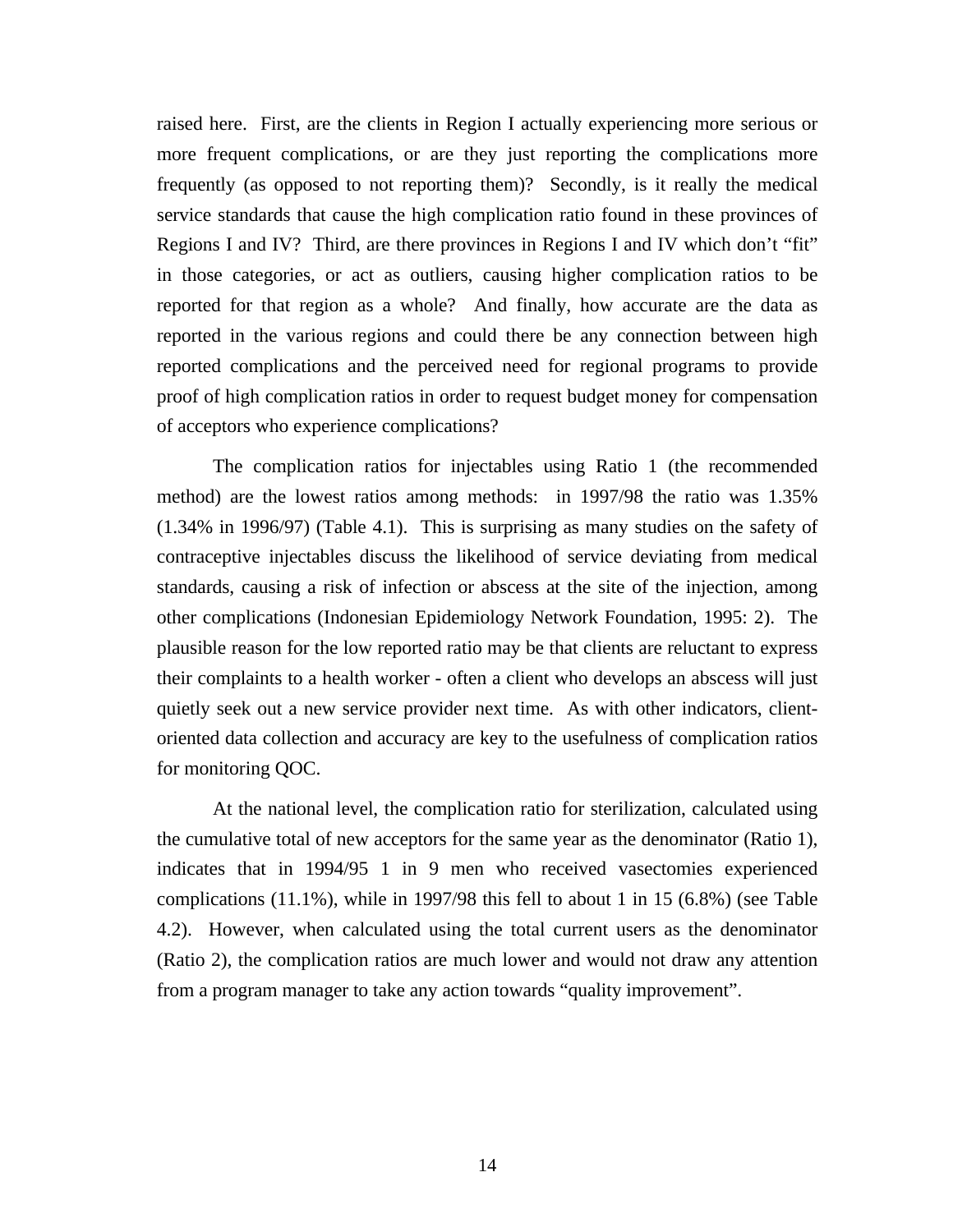raised here. First, are the clients in Region I actually experiencing more serious or more frequent complications, or are they just reporting the complications more frequently (as opposed to not reporting them)? Secondly, is it really the medical service standards that cause the high complication ratio found in these provinces of Regions I and IV? Third, are there provinces in Regions I and IV which don't "fit" in those categories, or act as outliers, causing higher complication ratios to be reported for that region as a whole? And finally, how accurate are the data as reported in the various regions and could there be any connection between high reported complications and the perceived need for regional programs to provide proof of high complication ratios in order to request budget money for compensation of acceptors who experience complications?

The complication ratios for injectables using Ratio 1 (the recommended method) are the lowest ratios among methods: in 1997/98 the ratio was 1.35% (1.34% in 1996/97) (Table 4.1). This is surprising as many studies on the safety of contraceptive injectables discuss the likelihood of service deviating from medical standards, causing a risk of infection or abscess at the site of the injection, among other complications (Indonesian Epidemiology Network Foundation, 1995: 2). The plausible reason for the low reported ratio may be that clients are reluctant to express their complaints to a health worker - often a client who develops an abscess will just quietly seek out a new service provider next time. As with other indicators, client-oriented data collection and accuracy are key to the usefulness of complication ratios for monitoring QOC.

At the national level, the complication ratio for sterilization, calculated using the cumulative total of new acceptors for the same year as the denominator (Ratio 1), indicates that in 1994/95 1 in 9 men who received vasectomies experienced complications (11.1%), while in 1997/98 this fell to about 1 in 15 (6.8%) (see Table 4.2). However, when calculated using the total current users as the denominator (Ratio 2), the complication ratios are much lower and would not draw any attention from a program manager to take any action towards "quality improvement".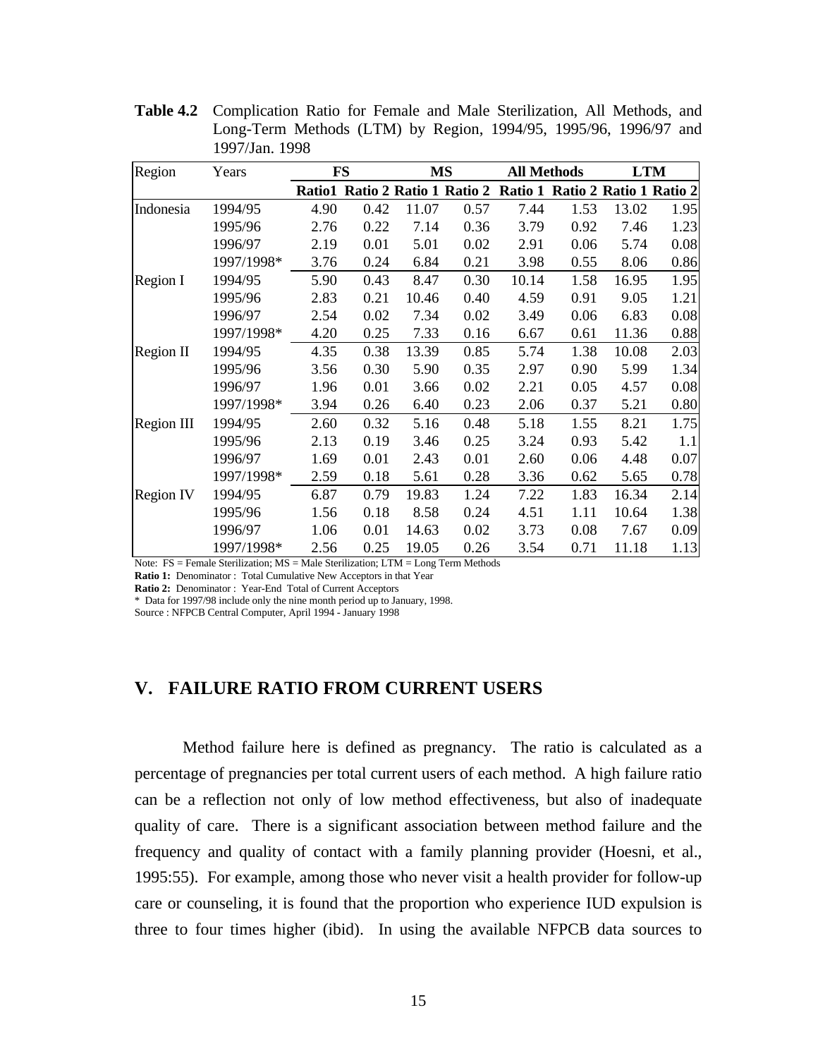**Table 4.2** Complication Ratio for Female and Male Sterilization, All Methods, and Long-Term Methods (LTM) by Region, 1994/95, 1995/96, 1996/97 and 1997/Jan. 1998

| Region | Years | FS | | MS | | All Methods | | LTM | |
|---|---|---|---|---|---|---|---|---|---|
| | | **Ratio1** | **Ratio 2** | **Ratio 1** | **Ratio 2** | **Ratio 1** | **Ratio 2** | **Ratio 1** | **Ratio 2** |
| Indonesia | 1994/95 | 4.90 | 0.42 | 11.07 | 0.57 | 7.44 | 1.53 | 13.02 | 1.95 |
| | 1995/96 | 2.76 | 0.22 | 7.14 | 0.36 | 3.79 | 0.92 | 7.46 | 1.23 |
| | 1996/97 | 2.19 | 0.01 | 5.01 | 0.02 | 2.91 | 0.06 | 5.74 | 0.08 |
| | 1997/1998* | 3.76 | 0.24 | 6.84 | 0.21 | 3.98 | 0.55 | 8.06 | 0.86 |
| Region I | 1994/95 | 5.90 | 0.43 | 8.47 | 0.30 | 10.14 | 1.58 | 16.95 | 1.95 |
| | 1995/96 | 2.83 | 0.21 | 10.46 | 0.40 | 4.59 | 0.91 | 9.05 | 1.21 |
| | 1996/97 | 2.54 | 0.02 | 7.34 | 0.02 | 3.49 | 0.06 | 6.83 | 0.08 |
| | 1997/1998* | 4.20 | 0.25 | 7.33 | 0.16 | 6.67 | 0.61 | 11.36 | 0.88 |
| Region II | 1994/95 | 4.35 | 0.38 | 13.39 | 0.85 | 5.74 | 1.38 | 10.08 | 2.03 |
| | 1995/96 | 3.56 | 0.30 | 5.90 | 0.35 | 2.97 | 0.90 | 5.99 | 1.34 |
| | 1996/97 | 1.96 | 0.01 | 3.66 | 0.02 | 2.21 | 0.05 | 4.57 | 0.08 |
| | 1997/1998* | 3.94 | 0.26 | 6.40 | 0.23 | 2.06 | 0.37 | 5.21 | 0.80 |
| Region III | 1994/95 | 2.60 | 0.32 | 5.16 | 0.48 | 5.18 | 1.55 | 8.21 | 1.75 |
| | 1995/96 | 2.13 | 0.19 | 3.46 | 0.25 | 3.24 | 0.93 | 5.42 | 1.1 |
| | 1996/97 | 1.69 | 0.01 | 2.43 | 0.01 | 2.60 | 0.06 | 4.48 | 0.07 |
| | 1997/1998* | 2.59 | 0.18 | 5.61 | 0.28 | 3.36 | 0.62 | 5.65 | 0.78 |
| Region IV | 1994/95 | 6.87 | 0.79 | 19.83 | 1.24 | 7.22 | 1.83 | 16.34 | 2.14 |
| | 1995/96 | 1.56 | 0.18 | 8.58 | 0.24 | 4.51 | 1.11 | 10.64 | 1.38 |
| | 1996/97 | 1.06 | 0.01 | 14.63 | 0.02 | 3.73 | 0.08 | 7.67 | 0.09 |
| | 1997/1998* | 2.56 | 0.25 | 19.05 | 0.26 | 3.54 | 0.71 | 11.18 | 1.13 |

Note: FS = Female Sterilization; MS = Male Sterilization; LTM = Long Term Methods

**Ratio 1:** Denominator : Total Cumulative New Acceptors in that Year

**Ratio 2:** Denominator : Year-End Total of Current Acceptors

* Data for 1997/98 include only the nine month period up to January, 1998.

Source : NFPCB Central Computer, April 1994 - January 1998

## V. FAILURE RATIO FROM CURRENT USERS

Method failure here is defined as pregnancy. The ratio is calculated as a percentage of pregnancies per total current users of each method. A high failure ratio can be a reflection not only of low method effectiveness, but also of inadequate quality of care. There is a significant association between method failure and the frequency and quality of contact with a family planning provider (Hoesni, et al., 1995:55). For example, among those who never visit a health provider for follow-up care or counseling, it is found that the proportion who experience IUD expulsion is three to four times higher (ibid). In using the available NFPCB data sources to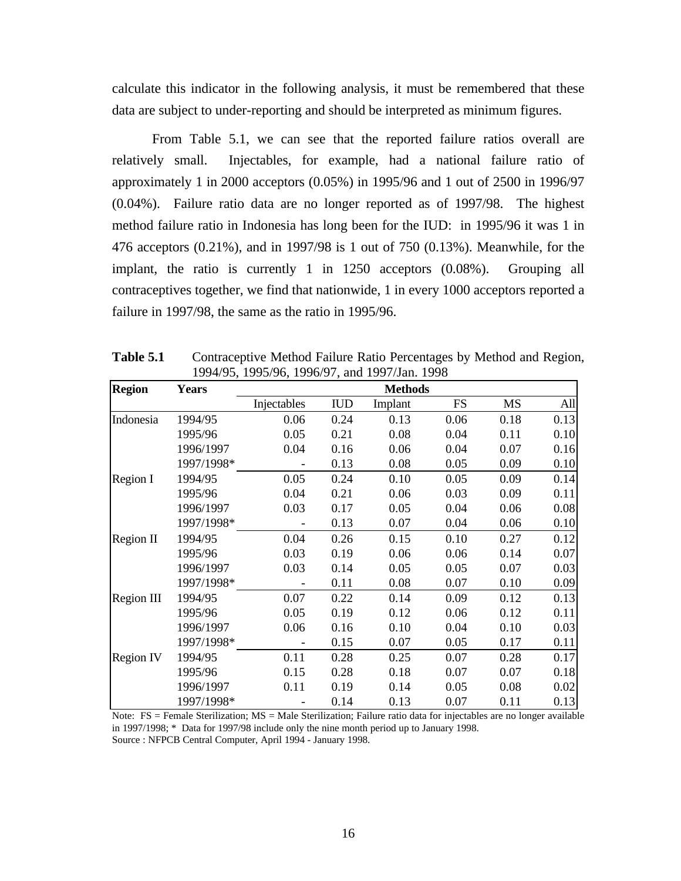calculate this indicator in the following analysis, it must be remembered that these data are subject to under-reporting and should be interpreted as minimum figures.

From Table 5.1, we can see that the reported failure ratios overall are relatively small. Injectables, for example, had a national failure ratio of approximately 1 in 2000 acceptors (0.05%) in 1995/96 and 1 out of 2500 in 1996/97 (0.04%). Failure ratio data are no longer reported as of 1997/98. The highest method failure ratio in Indonesia has long been for the IUD: in 1995/96 it was 1 in 476 acceptors (0.21%), and in 1997/98 is 1 out of 750 (0.13%). Meanwhile, for the implant, the ratio is currently 1 in 1250 acceptors (0.08%). Grouping all contraceptives together, we find that nationwide, 1 in every 1000 acceptors reported a failure in 1997/98, the same as the ratio in 1995/96.

**Table 5.1** Contraceptive Method Failure Ratio Percentages by Method and Region, 1994/95, 1995/96, 1996/97, and 1997/Jan. 1998

| Region | Years | Methods | | | | | |
|---|---|---|---|---|---|---|---|
| | | Injectables | IUD | Implant | FS | MS | All |
| Indonesia | 1994/95 | 0.06 | 0.24 | 0.13 | 0.06 | 0.18 | 0.13 |
| | 1995/96 | 0.05 | 0.21 | 0.08 | 0.04 | 0.11 | 0.10 |
| | 1996/1997 | 0.04 | 0.16 | 0.06 | 0.04 | 0.07 | 0.16 |
| | 1997/1998* | - | 0.13 | 0.08 | 0.05 | 0.09 | 0.10 |
| Region I | 1994/95 | 0.05 | 0.24 | 0.10 | 0.05 | 0.09 | 0.14 |
| | 1995/96 | 0.04 | 0.21 | 0.06 | 0.03 | 0.09 | 0.11 |
| | 1996/1997 | 0.03 | 0.17 | 0.05 | 0.04 | 0.06 | 0.08 |
| | 1997/1998* | - | 0.13 | 0.07 | 0.04 | 0.06 | 0.10 |
| Region II | 1994/95 | 0.04 | 0.26 | 0.15 | 0.10 | 0.27 | 0.12 |
| | 1995/96 | 0.03 | 0.19 | 0.06 | 0.06 | 0.14 | 0.07 |
| | 1996/1997 | 0.03 | 0.14 | 0.05 | 0.05 | 0.07 | 0.03 |
| | 1997/1998* | - | 0.11 | 0.08 | 0.07 | 0.10 | 0.09 |
| Region III | 1994/95 | 0.07 | 0.22 | 0.14 | 0.09 | 0.12 | 0.13 |
| | 1995/96 | 0.05 | 0.19 | 0.12 | 0.06 | 0.12 | 0.11 |
| | 1996/1997 | 0.06 | 0.16 | 0.10 | 0.04 | 0.10 | 0.03 |
| | 1997/1998* | - | 0.15 | 0.07 | 0.05 | 0.17 | 0.11 |
| Region IV | 1994/95 | 0.11 | 0.28 | 0.25 | 0.07 | 0.28 | 0.17 |
| | 1995/96 | 0.15 | 0.28 | 0.18 | 0.07 | 0.07 | 0.18 |
| | 1996/1997 | 0.11 | 0.19 | 0.14 | 0.05 | 0.08 | 0.02 |
| | 1997/1998* | - | 0.14 | 0.13 | 0.07 | 0.11 | 0.13 |

Note: FS = Female Sterilization; MS = Male Sterilization; Failure ratio data for injectables are no longer available in 1997/1998; * Data for 1997/98 include only the nine month period up to January 1998.
Source : NFPCB Central Computer, April 1994 - January 1998.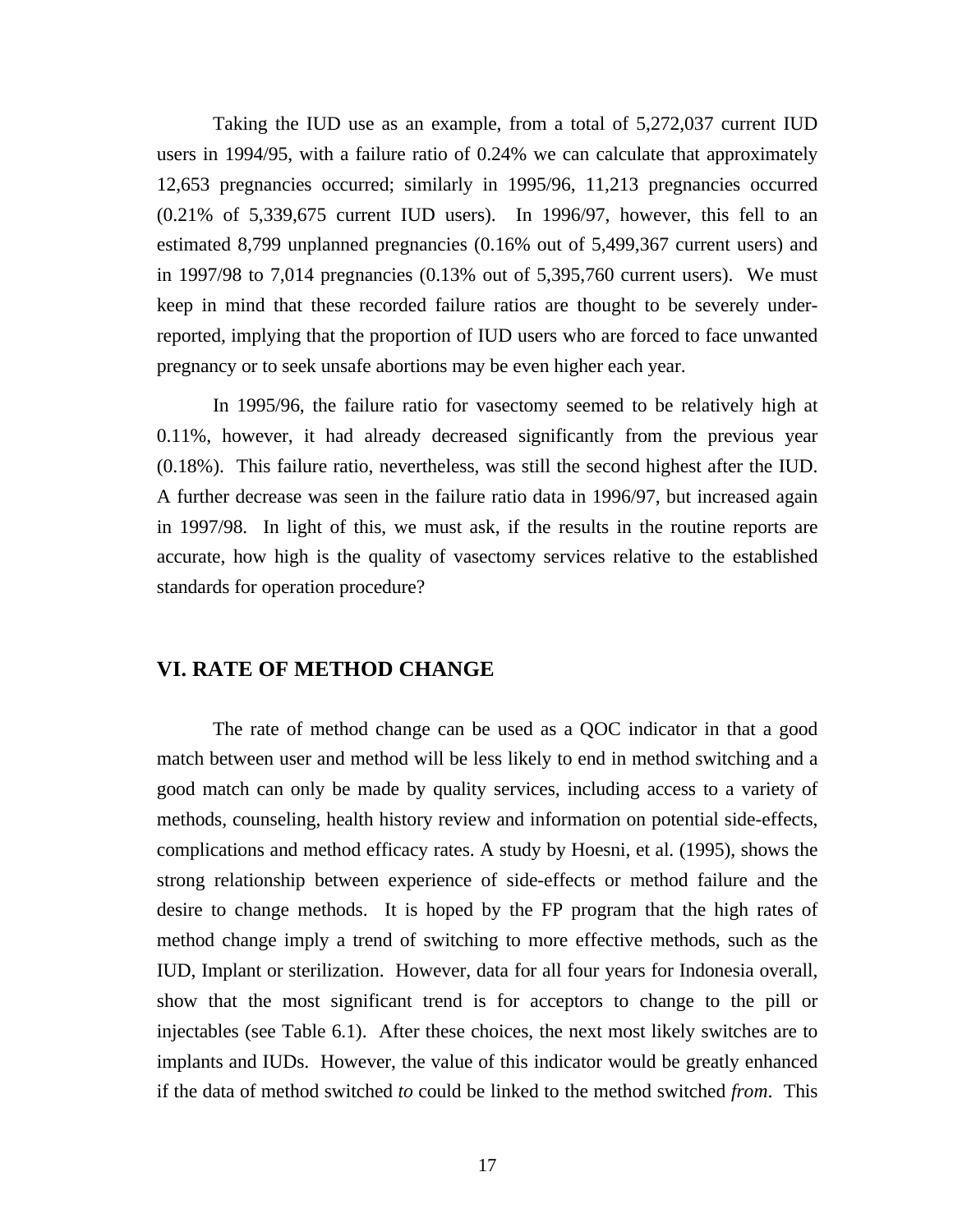Taking the IUD use as an example, from a total of 5,272,037 current IUD users in 1994/95, with a failure ratio of 0.24% we can calculate that approximately 12,653 pregnancies occurred; similarly in 1995/96, 11,213 pregnancies occurred (0.21% of 5,339,675 current IUD users). In 1996/97, however, this fell to an estimated 8,799 unplanned pregnancies (0.16% out of 5,499,367 current users) and in 1997/98 to 7,014 pregnancies (0.13% out of 5,395,760 current users). We must keep in mind that these recorded failure ratios are thought to be severely under-reported, implying that the proportion of IUD users who are forced to face unwanted pregnancy or to seek unsafe abortions may be even higher each year.

In 1995/96, the failure ratio for vasectomy seemed to be relatively high at 0.11%, however, it had already decreased significantly from the previous year (0.18%). This failure ratio, nevertheless, was still the second highest after the IUD. A further decrease was seen in the failure ratio data in 1996/97, but increased again in 1997/98. In light of this, we must ask, if the results in the routine reports are accurate, how high is the quality of vasectomy services relative to the established standards for operation procedure?

## VI. RATE OF METHOD CHANGE

The rate of method change can be used as a QOC indicator in that a good match between user and method will be less likely to end in method switching and a good match can only be made by quality services, including access to a variety of methods, counseling, health history review and information on potential side-effects, complications and method efficacy rates. A study by Hoesni, et al. (1995), shows the strong relationship between experience of side-effects or method failure and the desire to change methods. It is hoped by the FP program that the high rates of method change imply a trend of switching to more effective methods, such as the IUD, Implant or sterilization. However, data for all four years for Indonesia overall, show that the most significant trend is for acceptors to change to the pill or injectables (see Table 6.1). After these choices, the next most likely switches are to implants and IUDs. However, the value of this indicator would be greatly enhanced if the data of method switched *to* could be linked to the method switched *from*. This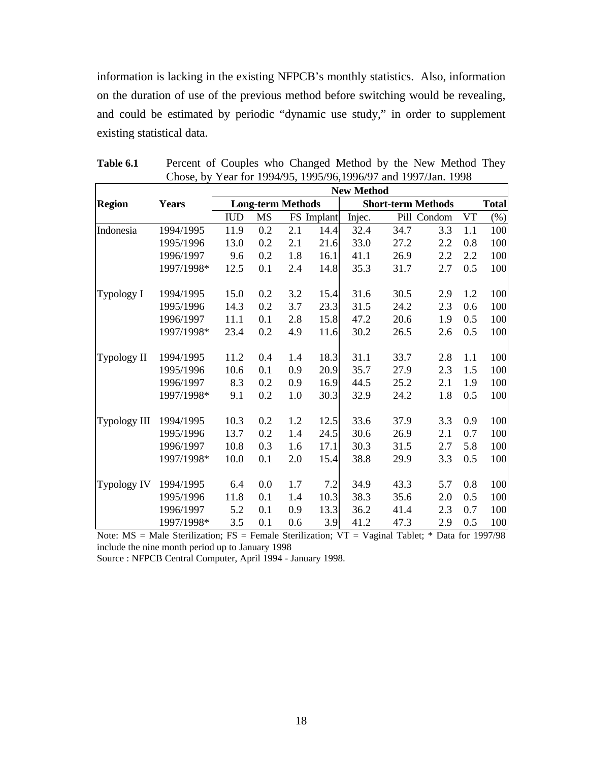information is lacking in the existing NFPCB's monthly statistics. Also, information on the duration of use of the previous method before switching would be revealing, and could be estimated by periodic "dynamic use study," in order to supplement existing statistical data.

**Table 6.1** Percent of Couples who Changed Method by the New Method They Chose, by Year for 1994/95, 1995/96,1996/97 and 1997/Jan. 1998

| | | New Method | | | | | | | | |
|---|---|---|---|---|---|---|---|---|---|---|
| **Region** | **Years** | **Long-term Methods** | | | | **Short-term Methods** | | | | **Total** |
| | | IUD | MS | FS | Implant | Injec. | Pill | Condom | VT | (%) |
| Indonesia | 1994/1995 | 11.9 | 0.2 | 2.1 | 14.4 | 32.4 | 34.7 | 3.3 | 1.1 | 100 |
| | 1995/1996 | 13.0 | 0.2 | 2.1 | 21.6 | 33.0 | 27.2 | 2.2 | 0.8 | 100 |
| | 1996/1997 | 9.6 | 0.2 | 1.8 | 16.1 | 41.1 | 26.9 | 2.2 | 2.2 | 100 |
| | 1997/1998* | 12.5 | 0.1 | 2.4 | 14.8 | 35.3 | 31.7 | 2.7 | 0.5 | 100 |
| Typology I | 1994/1995 | 15.0 | 0.2 | 3.2 | 15.4 | 31.6 | 30.5 | 2.9 | 1.2 | 100 |
| | 1995/1996 | 14.3 | 0.2 | 3.7 | 23.3 | 31.5 | 24.2 | 2.3 | 0.6 | 100 |
| | 1996/1997 | 11.1 | 0.1 | 2.8 | 15.8 | 47.2 | 20.6 | 1.9 | 0.5 | 100 |
| | 1997/1998* | 23.4 | 0.2 | 4.9 | 11.6 | 30.2 | 26.5 | 2.6 | 0.5 | 100 |
| Typology II | 1994/1995 | 11.2 | 0.4 | 1.4 | 18.3 | 31.1 | 33.7 | 2.8 | 1.1 | 100 |
| | 1995/1996 | 10.6 | 0.1 | 0.9 | 20.9 | 35.7 | 27.9 | 2.3 | 1.5 | 100 |
| | 1996/1997 | 8.3 | 0.2 | 0.9 | 16.9 | 44.5 | 25.2 | 2.1 | 1.9 | 100 |
| | 1997/1998* | 9.1 | 0.2 | 1.0 | 30.3 | 32.9 | 24.2 | 1.8 | 0.5 | 100 |
| Typology III | 1994/1995 | 10.3 | 0.2 | 1.2 | 12.5 | 33.6 | 37.9 | 3.3 | 0.9 | 100 |
| | 1995/1996 | 13.7 | 0.2 | 1.4 | 24.5 | 30.6 | 26.9 | 2.1 | 0.7 | 100 |
| | 1996/1997 | 10.8 | 0.3 | 1.6 | 17.1 | 30.3 | 31.5 | 2.7 | 5.8 | 100 |
| | 1997/1998* | 10.0 | 0.1 | 2.0 | 15.4 | 38.8 | 29.9 | 3.3 | 0.5 | 100 |
| Typology IV | 1994/1995 | 6.4 | 0.0 | 1.7 | 7.2 | 34.9 | 43.3 | 5.7 | 0.8 | 100 |
| | 1995/1996 | 11.8 | 0.1 | 1.4 | 10.3 | 38.3 | 35.6 | 2.0 | 0.5 | 100 |
| | 1996/1997 | 5.2 | 0.1 | 0.9 | 13.3 | 36.2 | 41.4 | 2.3 | 0.7 | 100 |
| | 1997/1998* | 3.5 | 0.1 | 0.6 | 3.9 | 41.2 | 47.3 | 2.9 | 0.5 | 100 |

Note: MS = Male Sterilization; FS = Female Sterilization; VT = Vaginal Tablet; * Data for 1997/98 include the nine month period up to January 1998

Source : NFPCB Central Computer, April 1994 - January 1998.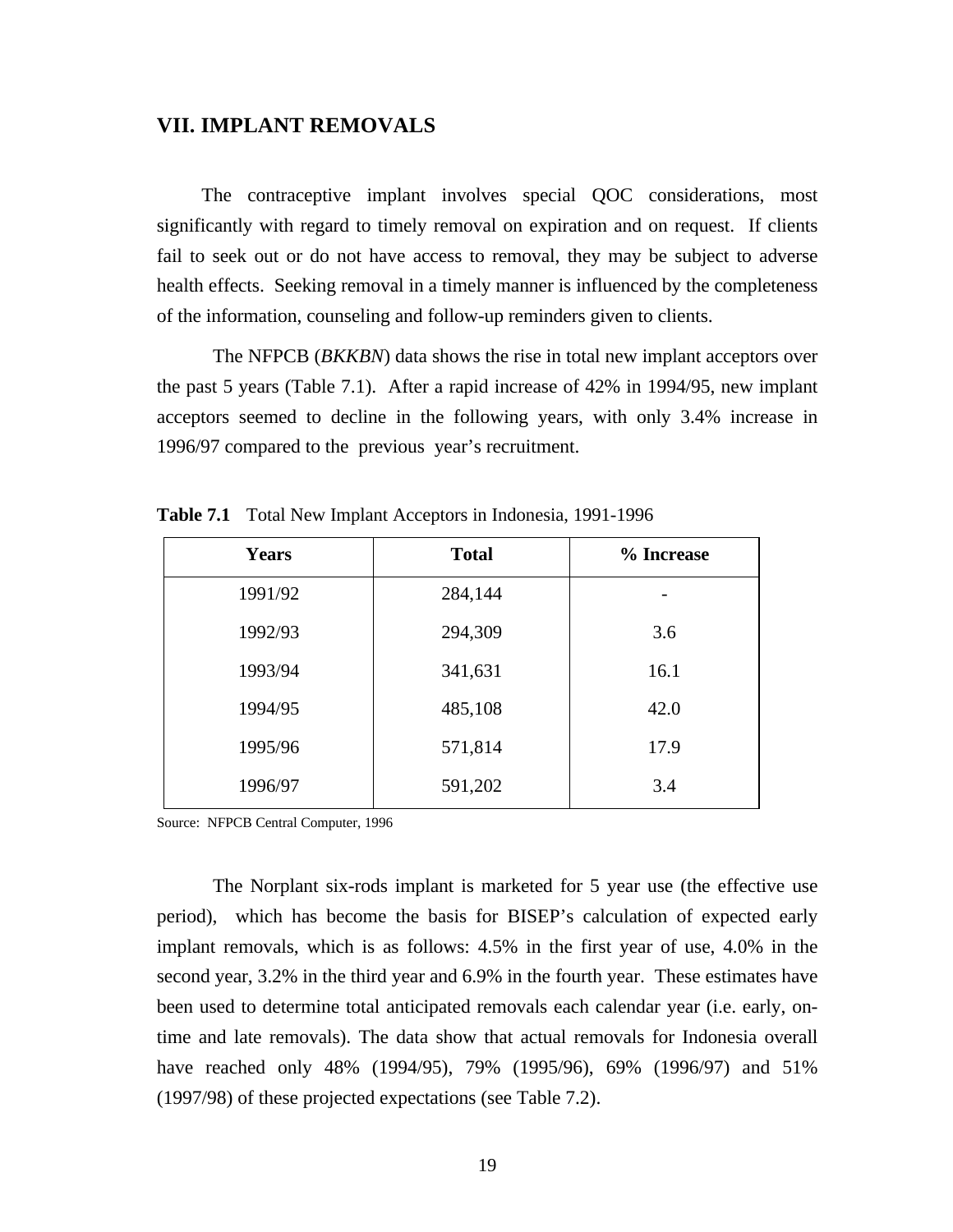## VII. IMPLANT REMOVALS

The contraceptive implant involves special QOC considerations, most significantly with regard to timely removal on expiration and on request. If clients fail to seek out or do not have access to removal, they may be subject to adverse health effects. Seeking removal in a timely manner is influenced by the completeness of the information, counseling and follow-up reminders given to clients.

The NFPCB (*BKKBN*) data shows the rise in total new implant acceptors over the past 5 years (Table 7.1). After a rapid increase of 42% in 1994/95, new implant acceptors seemed to decline in the following years, with only 3.4% increase in 1996/97 compared to the previous year's recruitment.

**Table 7.1** Total New Implant Acceptors in Indonesia, 1991-1996

| Years | Total | % Increase |
|---|---|---|
| 1991/92 | 284,144 | - |
| 1992/93 | 294,309 | 3.6 |
| 1993/94 | 341,631 | 16.1 |
| 1994/95 | 485,108 | 42.0 |
| 1995/96 | 571,814 | 17.9 |
| 1996/97 | 591,202 | 3.4 |

Source: NFPCB Central Computer, 1996

The Norplant six-rods implant is marketed for 5 year use (the effective use period), which has become the basis for BISEP's calculation of expected early implant removals, which is as follows: 4.5% in the first year of use, 4.0% in the second year, 3.2% in the third year and 6.9% in the fourth year. These estimates have been used to determine total anticipated removals each calendar year (i.e. early, on-time and late removals). The data show that actual removals for Indonesia overall have reached only 48% (1994/95), 79% (1995/96), 69% (1996/97) and 51% (1997/98) of these projected expectations (see Table 7.2).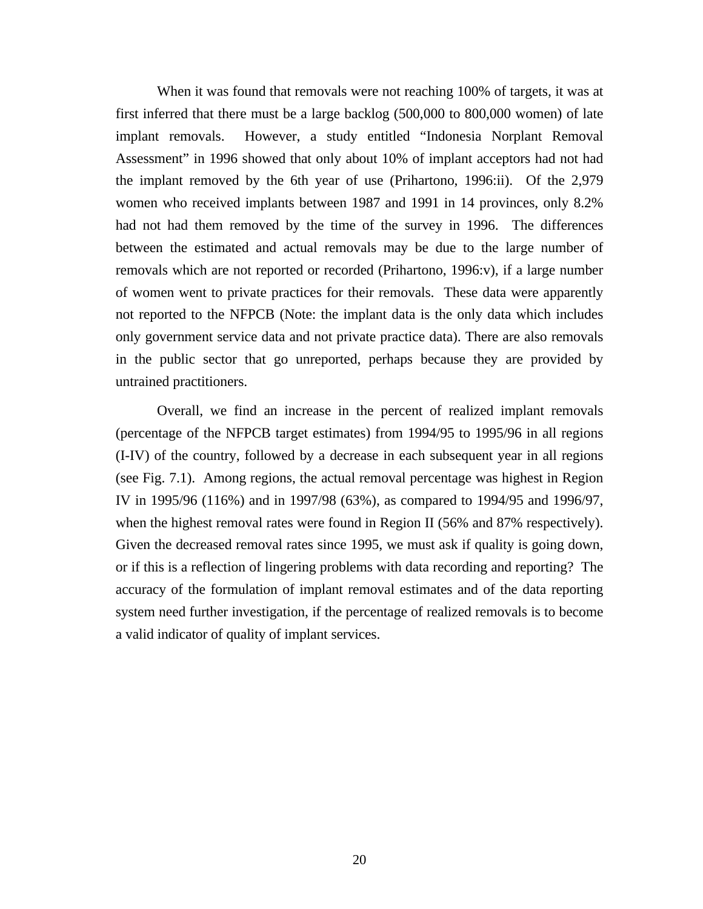When it was found that removals were not reaching 100% of targets, it was at first inferred that there must be a large backlog (500,000 to 800,000 women) of late implant removals. However, a study entitled "Indonesia Norplant Removal Assessment" in 1996 showed that only about 10% of implant acceptors had not had the implant removed by the 6th year of use (Prihartono, 1996:ii). Of the 2,979 women who received implants between 1987 and 1991 in 14 provinces, only 8.2% had not had them removed by the time of the survey in 1996. The differences between the estimated and actual removals may be due to the large number of removals which are not reported or recorded (Prihartono, 1996:v), if a large number of women went to private practices for their removals. These data were apparently not reported to the NFPCB (Note: the implant data is the only data which includes only government service data and not private practice data). There are also removals in the public sector that go unreported, perhaps because they are provided by untrained practitioners.

Overall, we find an increase in the percent of realized implant removals (percentage of the NFPCB target estimates) from 1994/95 to 1995/96 in all regions (I-IV) of the country, followed by a decrease in each subsequent year in all regions (see Fig. 7.1). Among regions, the actual removal percentage was highest in Region IV in 1995/96 (116%) and in 1997/98 (63%), as compared to 1994/95 and 1996/97, when the highest removal rates were found in Region II (56% and 87% respectively). Given the decreased removal rates since 1995, we must ask if quality is going down, or if this is a reflection of lingering problems with data recording and reporting? The accuracy of the formulation of implant removal estimates and of the data reporting system need further investigation, if the percentage of realized removals is to become a valid indicator of quality of implant services.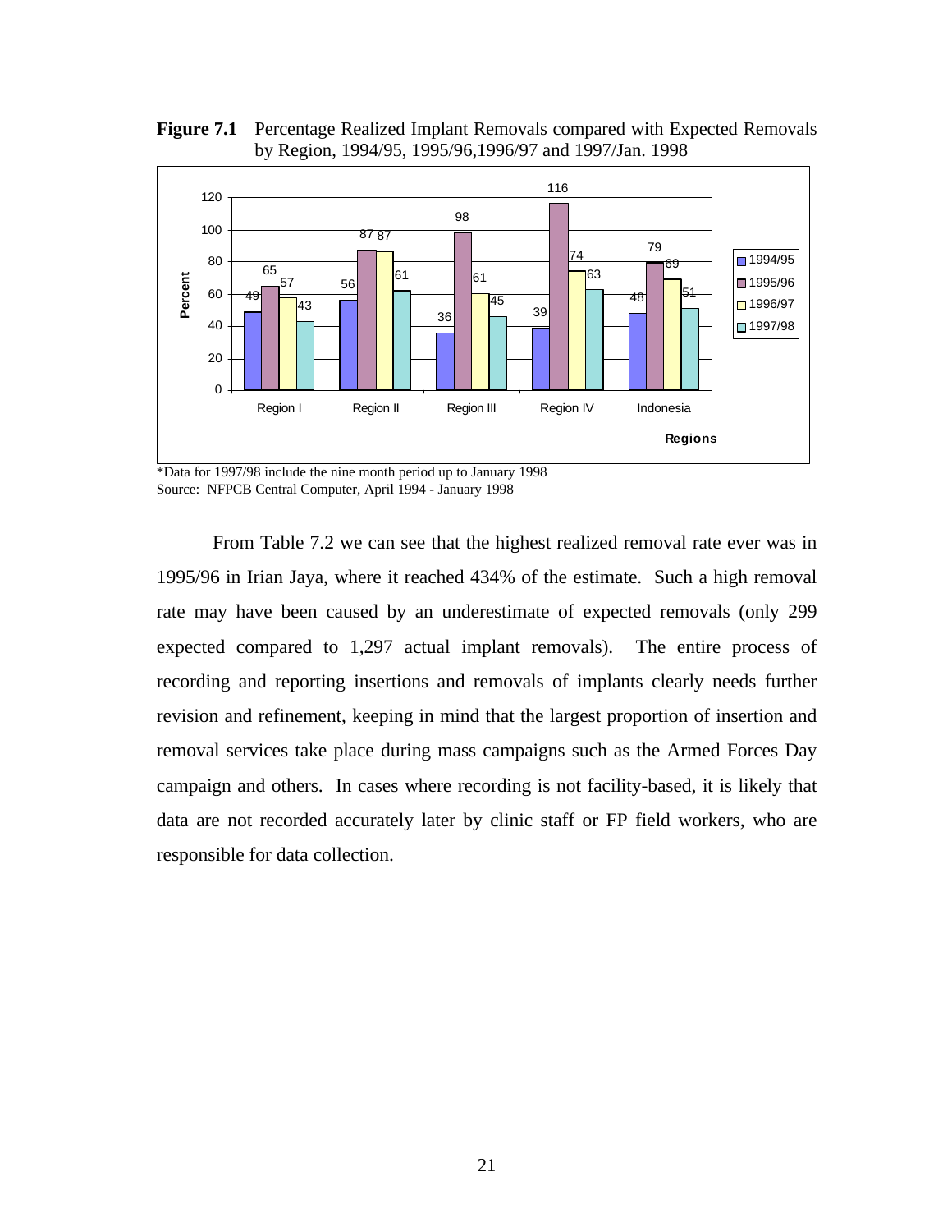**Figure 7.1** Percentage Realized Implant Removals compared with Expected Removals by Region, 1994/95, 1995/96,1996/97 and 1997/Jan. 1998

| Regions | 1994/95 | 1995/96 | 1996/97 | 1997/98 |
|---|---|---|---|---|
| Region I | 49 | 65 | 57 | 43 |
| Region II | 56 | 87 | 87 | 61 |
| Region III | 36 | 98 | 61 | 45 |
| Region IV | 39 | 116 | 74 | 63 |
| Indonesia | 48 | 79 | 69 | 51 |

*Data for 1997/98 include the nine month period up to January 1998
Source: NFPCB Central Computer, April 1994 - January 1998

From Table 7.2 we can see that the highest realized removal rate ever was in 1995/96 in Irian Jaya, where it reached 434% of the estimate. Such a high removal rate may have been caused by an underestimate of expected removals (only 299 expected compared to 1,297 actual implant removals). The entire process of recording and reporting insertions and removals of implants clearly needs further revision and refinement, keeping in mind that the largest proportion of insertion and removal services take place during mass campaigns such as the Armed Forces Day campaign and others. In cases where recording is not facility-based, it is likely that data are not recorded accurately later by clinic staff or FP field workers, who are responsible for data collection.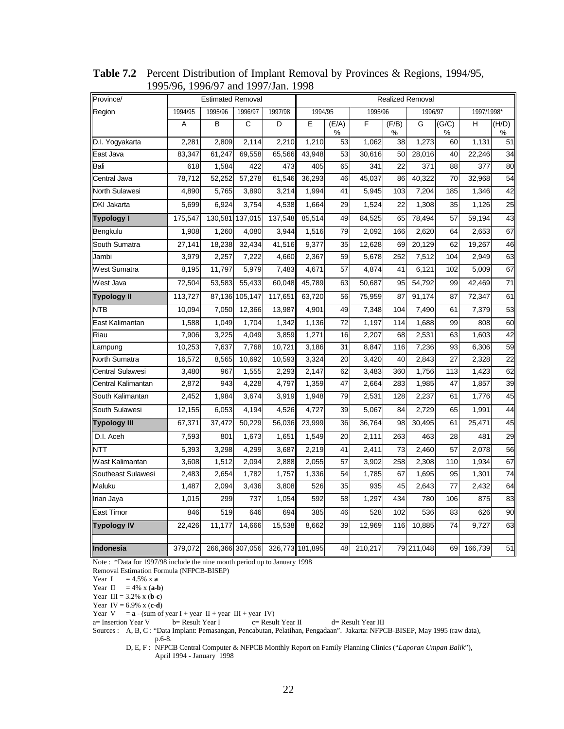**Table 7.2** Percent Distribution of Implant Removal by Provinces & Regions, 1994/95, 1995/96, 1996/97 and 1997/Jan. 1998

| Province/ Region | Estimated Removal | | | | Realized Removal | | | | | | | |
|---|---|---|---|---|---|---|---|---|---|---|---|---|
| | 1994/95 | 1995/96 | 1996/97 | 1997/98 | 1994/95 | | 1995/96 | | 1996/97 | | 1997/1998* | |
| | A | B | C | D | E | (E/A) % | F | (F/B) % | G | (G/C) % | H | (H/D) % |
| D.I. Yogyakarta | 2,281 | 2,809 | 2,114 | 2,210 | 1,210 | 53 | 1,062 | 38 | 1,273 | 60 | 1,131 | 51 |
| East Java | 83,347 | 61,247 | 69,558 | 65,566 | 43,948 | 53 | 30,616 | 50 | 28,016 | 40 | 22,246 | 34 |
| Bali | 618 | 1,584 | 422 | 473 | 405 | 65 | 341 | 22 | 371 | 88 | 377 | 80 |
| Central Java | 78,712 | 52,252 | 57,278 | 61,546 | 36,293 | 46 | 45,037 | 86 | 40,322 | 70 | 32,968 | 54 |
| North Sulawesi | 4,890 | 5,765 | 3,890 | 3,214 | 1,994 | 41 | 5,945 | 103 | 7,204 | 185 | 1,346 | 42 |
| DKI Jakarta | 5,699 | 6,924 | 3,754 | 4,538 | 1,664 | 29 | 1,524 | 22 | 1,308 | 35 | 1,126 | 25 |
| **Typology I** | 175,547 | 130,581 | 137,015 | 137,548 | 85,514 | 49 | 84,525 | 65 | 78,494 | 57 | 59,194 | 43 |
| Bengkulu | 1,908 | 1,260 | 4,080 | 3,944 | 1,516 | 79 | 2,092 | 166 | 2,620 | 64 | 2,653 | 67 |
| South Sumatra | 27,141 | 18,238 | 32,434 | 41,516 | 9,377 | 35 | 12,628 | 69 | 20,129 | 62 | 19,267 | 46 |
| Jambi | 3,979 | 2,257 | 7,222 | 4,660 | 2,367 | 59 | 5,678 | 252 | 7,512 | 104 | 2,949 | 63 |
| West Sumatra | 8,195 | 11,797 | 5,979 | 7,483 | 4,671 | 57 | 4,874 | 41 | 6,121 | 102 | 5,009 | 67 |
| West Java | 72,504 | 53,583 | 55,433 | 60,048 | 45,789 | 63 | 50,687 | 95 | 54,792 | 99 | 42,469 | 71 |
| **Typology II** | 113,727 | 87,136 | 105,147 | 117,651 | 63,720 | 56 | 75,959 | 87 | 91,174 | 87 | 72,347 | 61 |
| NTB | 10,094 | 7,050 | 12,366 | 13,987 | 4,901 | 49 | 7,348 | 104 | 7,490 | 61 | 7,379 | 53 |
| East Kalimantan | 1,588 | 1,049 | 1,704 | 1,342 | 1,136 | 72 | 1,197 | 114 | 1,688 | 99 | 808 | 60 |
| Riau | 7,906 | 3,225 | 4,049 | 3,859 | 1,271 | 16 | 2,207 | 68 | 2,531 | 63 | 1,603 | 42 |
| Lampung | 10,253 | 7,637 | 7,768 | 10,721 | 3,186 | 31 | 8,847 | 116 | 7,236 | 93 | 6,306 | 59 |
| North Sumatra | 16,572 | 8,565 | 10,692 | 10,593 | 3,324 | 20 | 3,420 | 40 | 2,843 | 27 | 2,328 | 22 |
| Central Sulawesi | 3,480 | 967 | 1,555 | 2,293 | 2,147 | 62 | 3,483 | 360 | 1,756 | 113 | 1,423 | 62 |
| Central Kalimantan | 2,872 | 943 | 4,228 | 4,797 | 1,359 | 47 | 2,664 | 283 | 1,985 | 47 | 1,857 | 39 |
| South Kalimantan | 2,452 | 1,984 | 3,674 | 3,919 | 1,948 | 79 | 2,531 | 128 | 2,237 | 61 | 1,776 | 45 |
| South Sulawesi | 12,155 | 6,053 | 4,194 | 4,526 | 4,727 | 39 | 5,067 | 84 | 2,729 | 65 | 1,991 | 44 |
| **Typology III** | 67,371 | 37,472 | 50,229 | 56,036 | 23,999 | 36 | 36,764 | 98 | 30,495 | 61 | 25,471 | 45 |
| D.I. Aceh | 7,593 | 801 | 1,673 | 1,651 | 1,549 | 20 | 2,111 | 263 | 463 | 28 | 481 | 29 |
| NTT | 5,393 | 3,298 | 4,299 | 3,687 | 2,219 | 41 | 2,411 | 73 | 2,460 | 57 | 2,078 | 56 |
| Wast Kalimantan | 3,608 | 1,512 | 2,094 | 2,888 | 2,055 | 57 | 3,902 | 258 | 2,308 | 110 | 1,934 | 67 |
| Southeast Sulawesi | 2,483 | 2,654 | 1,782 | 1,757 | 1,336 | 54 | 1,785 | 67 | 1,695 | 95 | 1,301 | 74 |
| Maluku | 1,487 | 2,094 | 3,436 | 3,808 | 526 | 35 | 935 | 45 | 2,643 | 77 | 2,432 | 64 |
| Irian Jaya | 1,015 | 299 | 737 | 1,054 | 592 | 58 | 1,297 | 434 | 780 | 106 | 875 | 83 |
| East Timor | 846 | 519 | 646 | 694 | 385 | 46 | 528 | 102 | 536 | 83 | 626 | 90 |
| **Typology IV** | 22,426 | 11,177 | 14,666 | 15,538 | 8,662 | 39 | 12,969 | 116 | 10,885 | 74 | 9,727 | 63 |
| **Indonesia** | 379,072 | 266,366 | 307,056 | 326,773 | 181,895 | 48 | 210,217 | 79 | 211,048 | 69 | 166,739 | 51 |

Note : *Data for 1997/98 include the nine month period up to January 1998

Removal Estimation Formula (NFPCB-BISEP)

Year I = 4.5% x **a**

Year II = 4% x (**a**-**b**)

Year III = 3.2% x (**b**-**c**)

Year IV = 6.9% x (**c**-**d**)

Year V = **a** - (sum of year I + year II + year III + year IV)

a= Insertion Year V  b= Result Year I  c= Result Year II  d= Result Year III

Sources : A, B, C : "Data Implant: Pemasangan, Pencabutan, Pelatihan, Pengadaan". Jakarta: NFPCB-BISEP, May 1995 (raw data), p.6-8.

D, E, F : NFPCB Central Computer & NFPCB Monthly Report on Family Planning Clinics ("*Laporan Umpan Balik*"), April 1994 - January 1998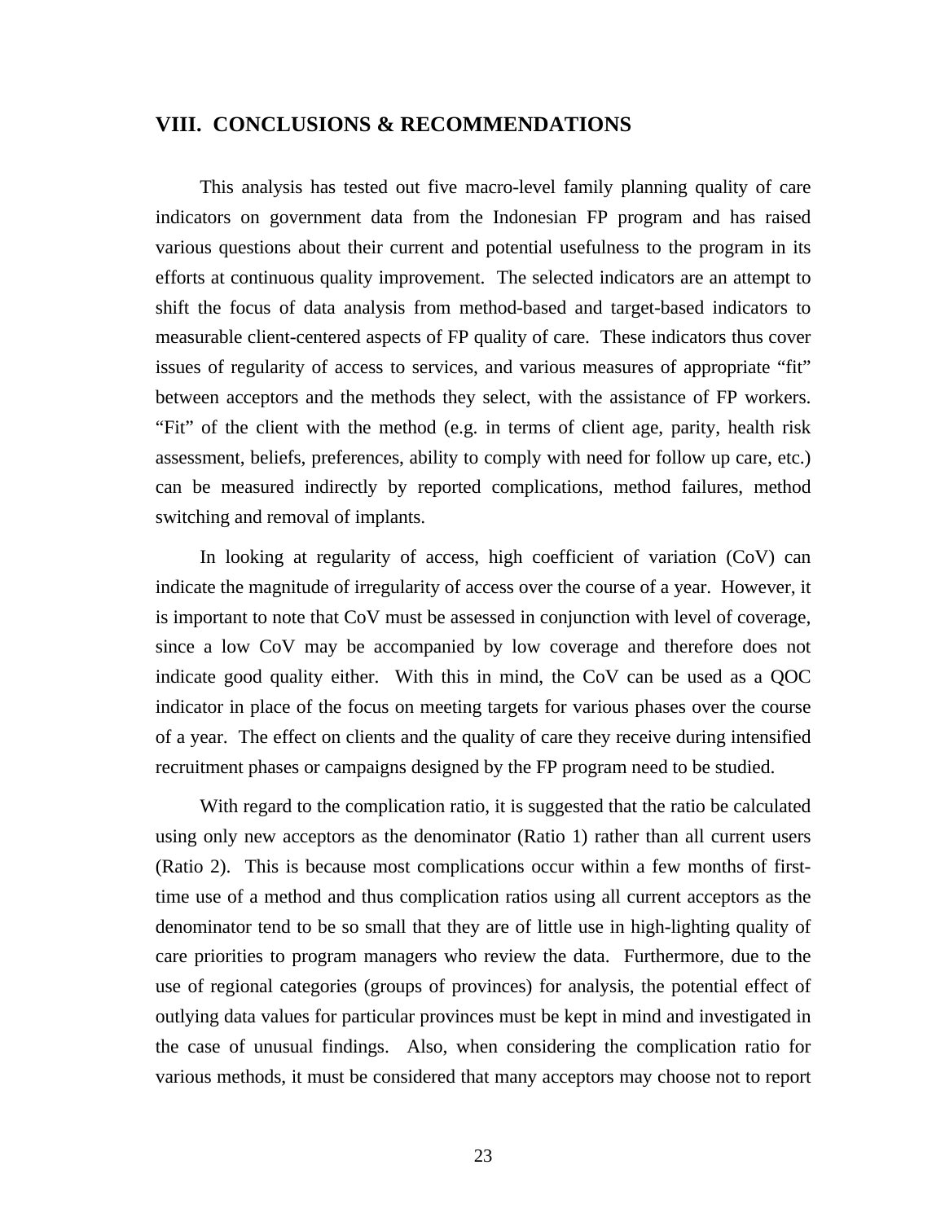## VIII. CONCLUSIONS & RECOMMENDATIONS

This analysis has tested out five macro-level family planning quality of care indicators on government data from the Indonesian FP program and has raised various questions about their current and potential usefulness to the program in its efforts at continuous quality improvement. The selected indicators are an attempt to shift the focus of data analysis from method-based and target-based indicators to measurable client-centered aspects of FP quality of care. These indicators thus cover issues of regularity of access to services, and various measures of appropriate "fit" between acceptors and the methods they select, with the assistance of FP workers. "Fit" of the client with the method (e.g. in terms of client age, parity, health risk assessment, beliefs, preferences, ability to comply with need for follow up care, etc.) can be measured indirectly by reported complications, method failures, method switching and removal of implants.

In looking at regularity of access, high coefficient of variation (CoV) can indicate the magnitude of irregularity of access over the course of a year. However, it is important to note that CoV must be assessed in conjunction with level of coverage, since a low CoV may be accompanied by low coverage and therefore does not indicate good quality either. With this in mind, the CoV can be used as a QOC indicator in place of the focus on meeting targets for various phases over the course of a year. The effect on clients and the quality of care they receive during intensified recruitment phases or campaigns designed by the FP program need to be studied.

With regard to the complication ratio, it is suggested that the ratio be calculated using only new acceptors as the denominator (Ratio 1) rather than all current users (Ratio 2). This is because most complications occur within a few months of first-time use of a method and thus complication ratios using all current acceptors as the denominator tend to be so small that they are of little use in high-lighting quality of care priorities to program managers who review the data. Furthermore, due to the use of regional categories (groups of provinces) for analysis, the potential effect of outlying data values for particular provinces must be kept in mind and investigated in the case of unusual findings. Also, when considering the complication ratio for various methods, it must be considered that many acceptors may choose not to report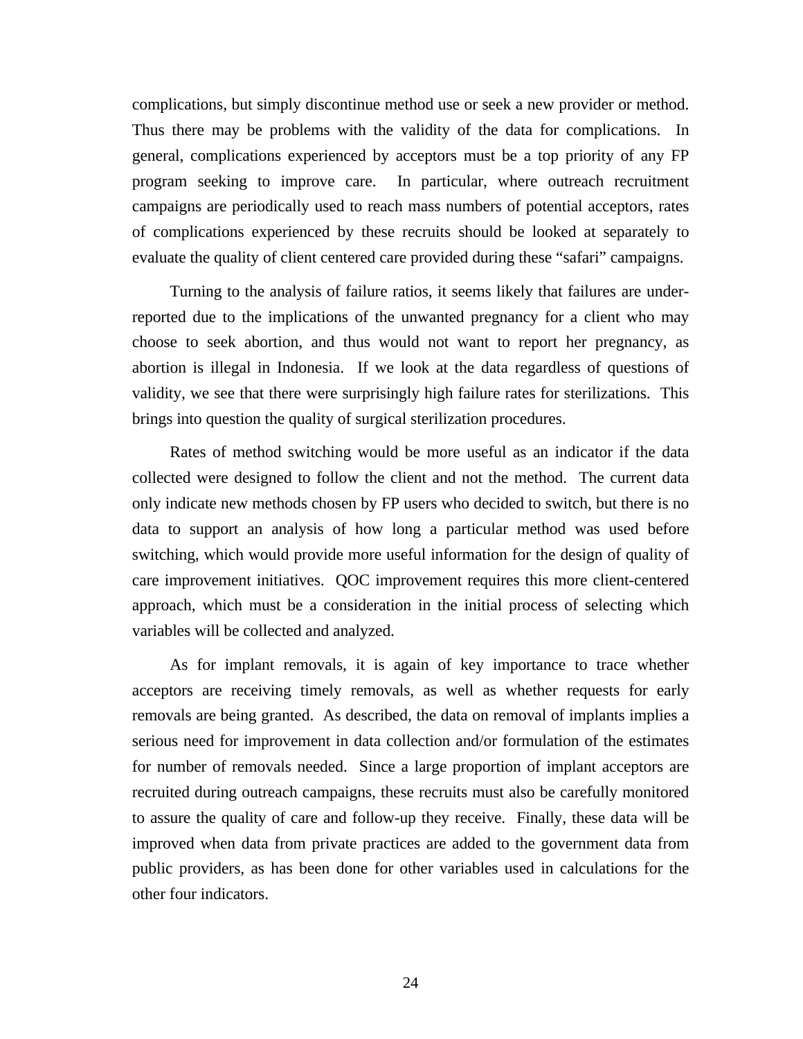complications, but simply discontinue method use or seek a new provider or method. Thus there may be problems with the validity of the data for complications. In general, complications experienced by acceptors must be a top priority of any FP program seeking to improve care. In particular, where outreach recruitment campaigns are periodically used to reach mass numbers of potential acceptors, rates of complications experienced by these recruits should be looked at separately to evaluate the quality of client centered care provided during these "safari" campaigns.

Turning to the analysis of failure ratios, it seems likely that failures are under-reported due to the implications of the unwanted pregnancy for a client who may choose to seek abortion, and thus would not want to report her pregnancy, as abortion is illegal in Indonesia. If we look at the data regardless of questions of validity, we see that there were surprisingly high failure rates for sterilizations. This brings into question the quality of surgical sterilization procedures.

Rates of method switching would be more useful as an indicator if the data collected were designed to follow the client and not the method. The current data only indicate new methods chosen by FP users who decided to switch, but there is no data to support an analysis of how long a particular method was used before switching, which would provide more useful information for the design of quality of care improvement initiatives. QOC improvement requires this more client-centered approach, which must be a consideration in the initial process of selecting which variables will be collected and analyzed.

As for implant removals, it is again of key importance to trace whether acceptors are receiving timely removals, as well as whether requests for early removals are being granted. As described, the data on removal of implants implies a serious need for improvement in data collection and/or formulation of the estimates for number of removals needed. Since a large proportion of implant acceptors are recruited during outreach campaigns, these recruits must also be carefully monitored to assure the quality of care and follow-up they receive. Finally, these data will be improved when data from private practices are added to the government data from public providers, as has been done for other variables used in calculations for the other four indicators.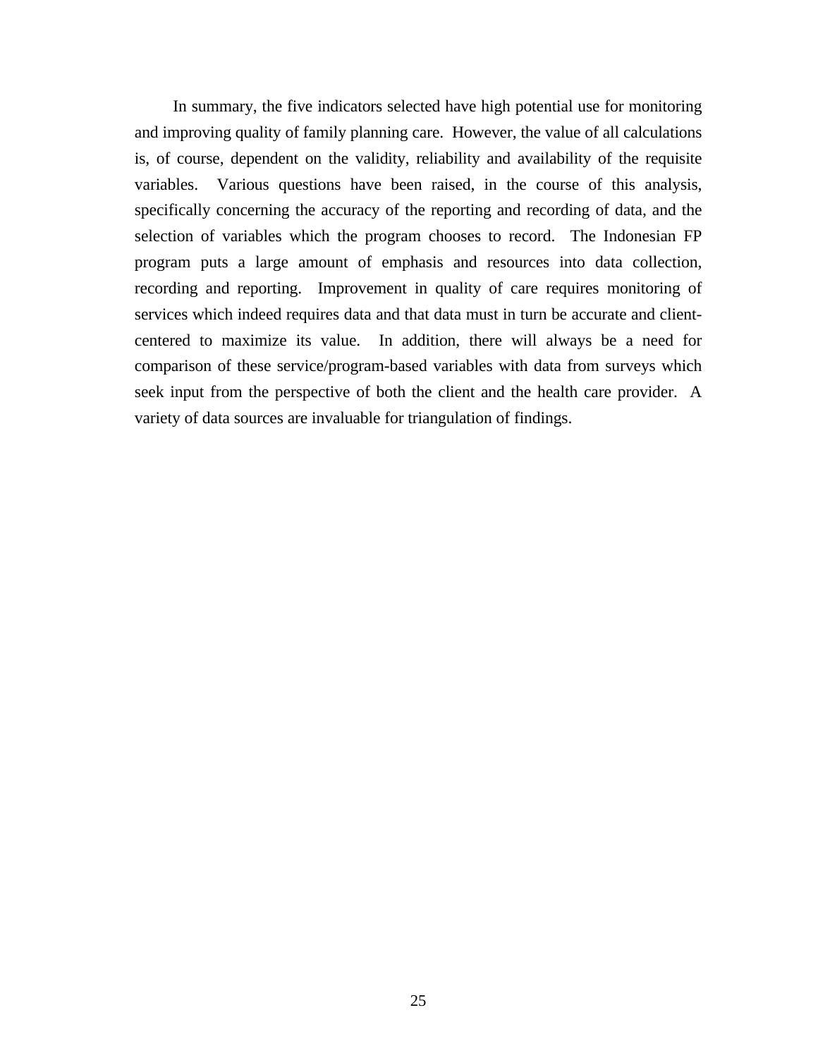In summary, the five indicators selected have high potential use for monitoring and improving quality of family planning care. However, the value of all calculations is, of course, dependent on the validity, reliability and availability of the requisite variables. Various questions have been raised, in the course of this analysis, specifically concerning the accuracy of the reporting and recording of data, and the selection of variables which the program chooses to record. The Indonesian FP program puts a large amount of emphasis and resources into data collection, recording and reporting. Improvement in quality of care requires monitoring of services which indeed requires data and that data must in turn be accurate and client-centered to maximize its value. In addition, there will always be a need for comparison of these service/program-based variables with data from surveys which seek input from the perspective of both the client and the health care provider. A variety of data sources are invaluable for triangulation of findings.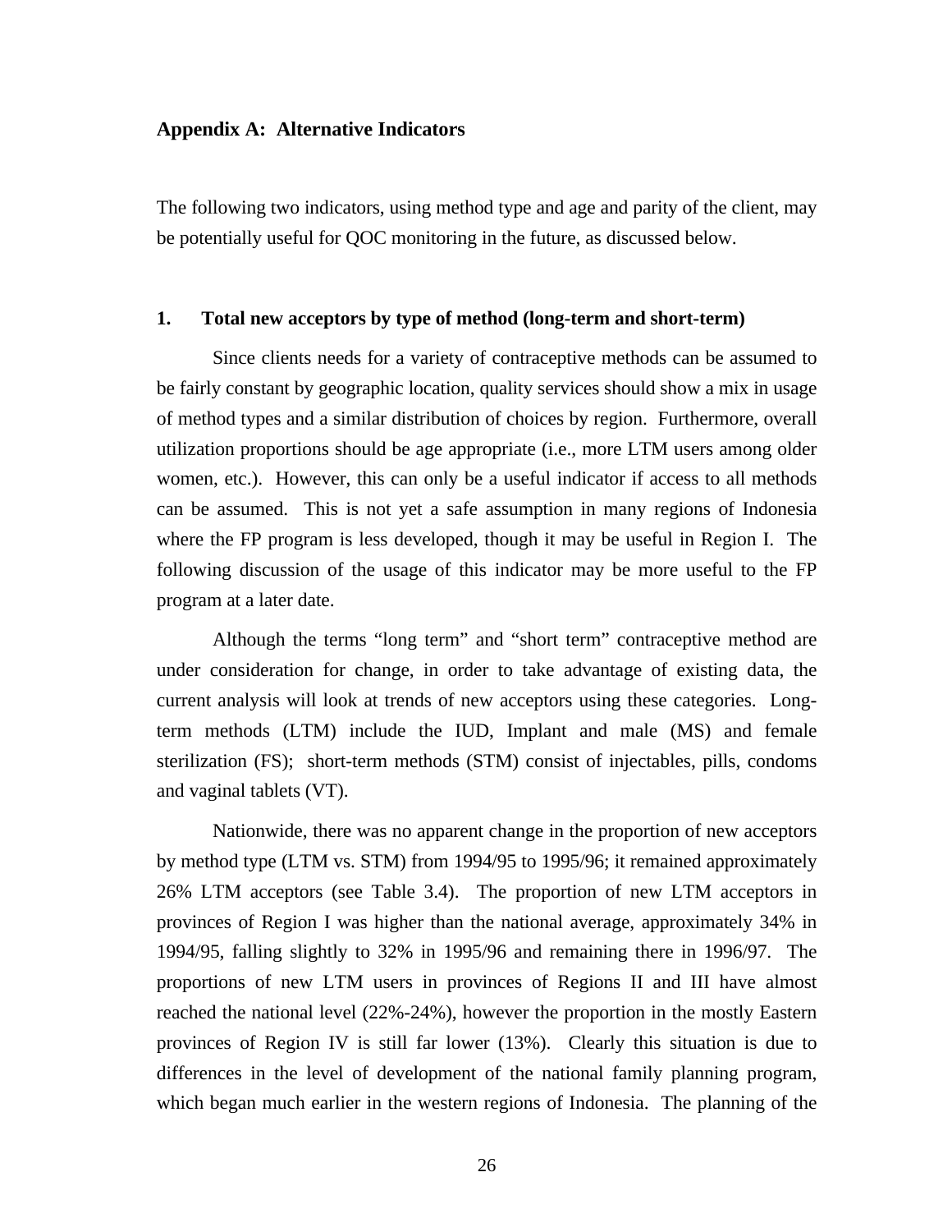## Appendix A: Alternative Indicators

The following two indicators, using method type and age and parity of the client, may be potentially useful for QOC monitoring in the future, as discussed below.

### 1. Total new acceptors by type of method (long-term and short-term)

Since clients needs for a variety of contraceptive methods can be assumed to be fairly constant by geographic location, quality services should show a mix in usage of method types and a similar distribution of choices by region. Furthermore, overall utilization proportions should be age appropriate (i.e., more LTM users among older women, etc.). However, this can only be a useful indicator if access to all methods can be assumed. This is not yet a safe assumption in many regions of Indonesia where the FP program is less developed, though it may be useful in Region I. The following discussion of the usage of this indicator may be more useful to the FP program at a later date.

Although the terms "long term" and "short term" contraceptive method are under consideration for change, in order to take advantage of existing data, the current analysis will look at trends of new acceptors using these categories. Long-term methods (LTM) include the IUD, Implant and male (MS) and female sterilization (FS); short-term methods (STM) consist of injectables, pills, condoms and vaginal tablets (VT).

Nationwide, there was no apparent change in the proportion of new acceptors by method type (LTM vs. STM) from 1994/95 to 1995/96; it remained approximately 26% LTM acceptors (see Table 3.4). The proportion of new LTM acceptors in provinces of Region I was higher than the national average, approximately 34% in 1994/95, falling slightly to 32% in 1995/96 and remaining there in 1996/97. The proportions of new LTM users in provinces of Regions II and III have almost reached the national level (22%-24%), however the proportion in the mostly Eastern provinces of Region IV is still far lower (13%). Clearly this situation is due to differences in the level of development of the national family planning program, which began much earlier in the western regions of Indonesia. The planning of the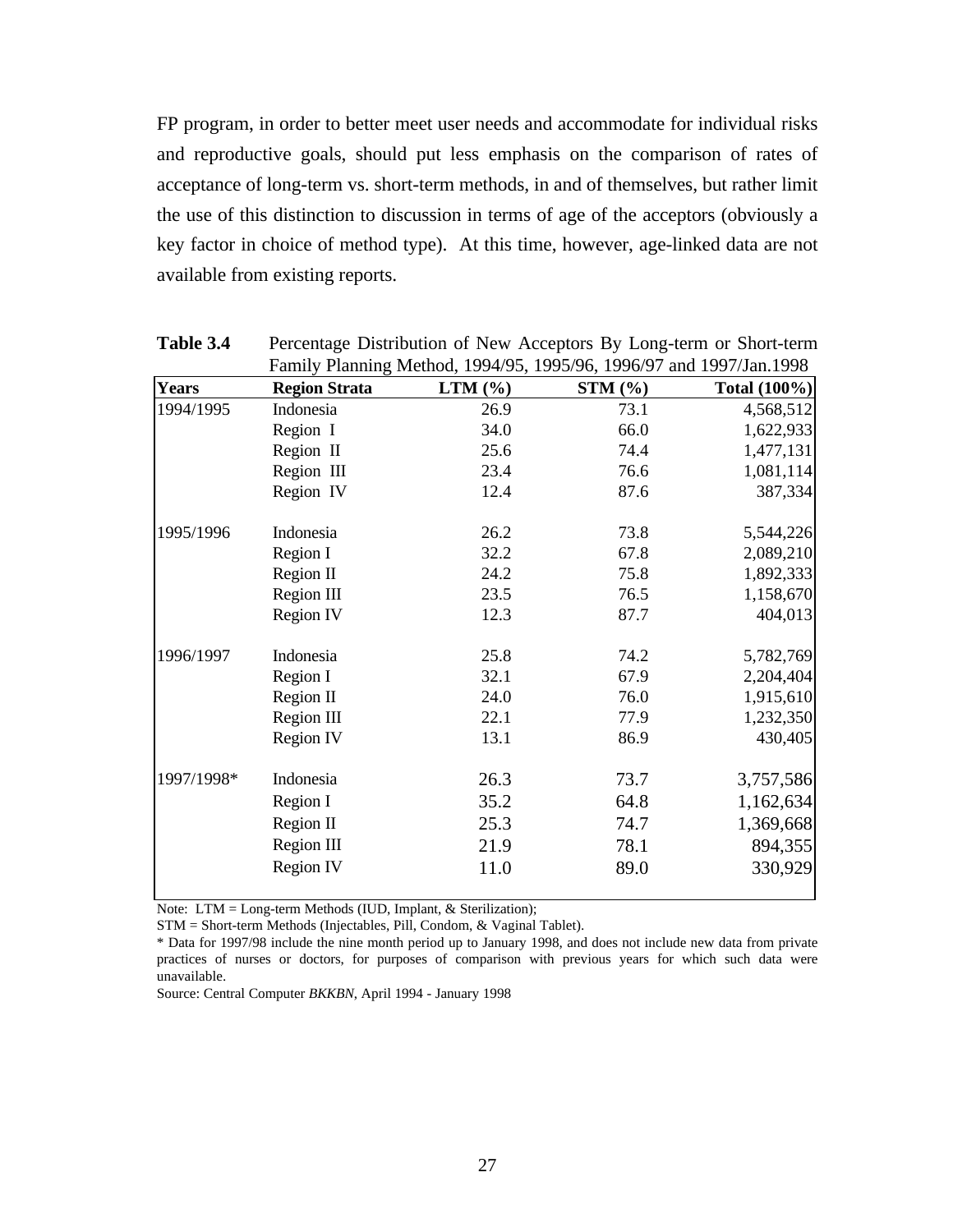FP program, in order to better meet user needs and accommodate for individual risks and reproductive goals, should put less emphasis on the comparison of rates of acceptance of long-term vs. short-term methods, in and of themselves, but rather limit the use of this distinction to discussion in terms of age of the acceptors (obviously a key factor in choice of method type). At this time, however, age-linked data are not available from existing reports.

**Table 3.4** Percentage Distribution of New Acceptors By Long-term or Short-term Family Planning Method, 1994/95, 1995/96, 1996/97 and 1997/Jan.1998

| Years | Region Strata | LTM (%) | STM (%) | Total (100%) |
|---|---|---|---|---|
| 1994/1995 | Indonesia | 26.9 | 73.1 | 4,568,512 |
| | Region I | 34.0 | 66.0 | 1,622,933 |
| | Region II | 25.6 | 74.4 | 1,477,131 |
| | Region III | 23.4 | 76.6 | 1,081,114 |
| | Region IV | 12.4 | 87.6 | 387,334 |
| 1995/1996 | Indonesia | 26.2 | 73.8 | 5,544,226 |
| | Region I | 32.2 | 67.8 | 2,089,210 |
| | Region II | 24.2 | 75.8 | 1,892,333 |
| | Region III | 23.5 | 76.5 | 1,158,670 |
| | Region IV | 12.3 | 87.7 | 404,013 |
| 1996/1997 | Indonesia | 25.8 | 74.2 | 5,782,769 |
| | Region I | 32.1 | 67.9 | 2,204,404 |
| | Region II | 24.0 | 76.0 | 1,915,610 |
| | Region III | 22.1 | 77.9 | 1,232,350 |
| | Region IV | 13.1 | 86.9 | 430,405 |
| 1997/1998* | Indonesia | 26.3 | 73.7 | 3,757,586 |
| | Region I | 35.2 | 64.8 | 1,162,634 |
| | Region II | 25.3 | 74.7 | 1,369,668 |
| | Region III | 21.9 | 78.1 | 894,355 |
| | Region IV | 11.0 | 89.0 | 330,929 |

Note: LTM = Long-term Methods (IUD, Implant, & Sterilization);
STM = Short-term Methods (Injectables, Pill, Condom, & Vaginal Tablet).
* Data for 1997/98 include the nine month period up to January 1998, and does not include new data from private practices of nurses or doctors, for purposes of comparison with previous years for which such data were unavailable.
Source: Central Computer *BKKBN*, April 1994 - January 1998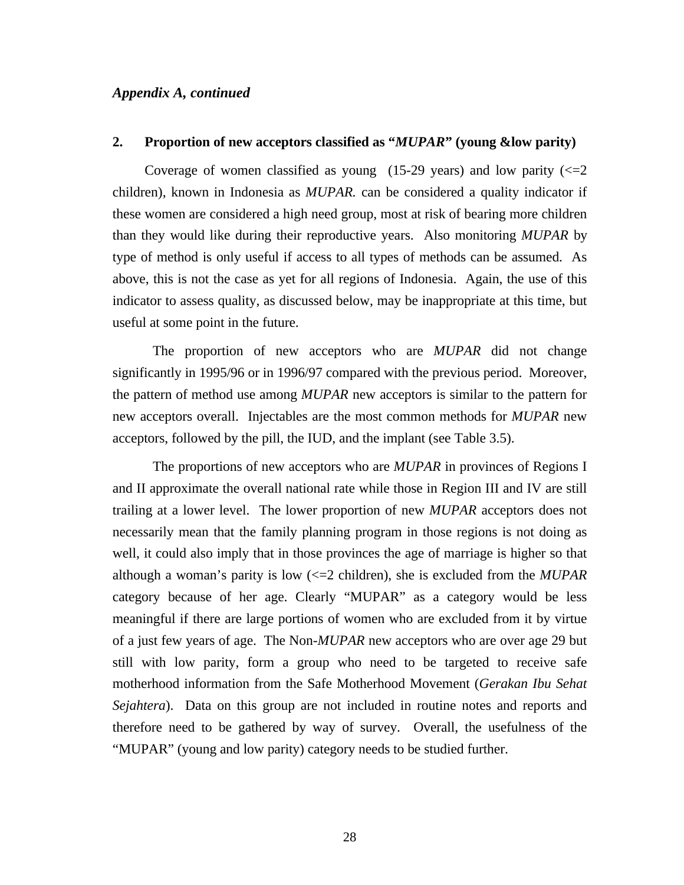*Appendix A, continued*

## 2. Proportion of new acceptors classified as "*MUPAR*" (young &low parity)

Coverage of women classified as young (15-29 years) and low parity (<=2 children), known in Indonesia as *MUPAR.* can be considered a quality indicator if these women are considered a high need group, most at risk of bearing more children than they would like during their reproductive years. Also monitoring *MUPAR* by type of method is only useful if access to all types of methods can be assumed. As above, this is not the case as yet for all regions of Indonesia. Again, the use of this indicator to assess quality, as discussed below, may be inappropriate at this time, but useful at some point in the future.

The proportion of new acceptors who are *MUPAR* did not change significantly in 1995/96 or in 1996/97 compared with the previous period. Moreover, the pattern of method use among *MUPAR* new acceptors is similar to the pattern for new acceptors overall. Injectables are the most common methods for *MUPAR* new acceptors, followed by the pill, the IUD, and the implant (see Table 3.5).

The proportions of new acceptors who are *MUPAR* in provinces of Regions I and II approximate the overall national rate while those in Region III and IV are still trailing at a lower level. The lower proportion of new *MUPAR* acceptors does not necessarily mean that the family planning program in those regions is not doing as well, it could also imply that in those provinces the age of marriage is higher so that although a woman's parity is low (<=2 children), she is excluded from the *MUPAR* category because of her age. Clearly "MUPAR" as a category would be less meaningful if there are large portions of women who are excluded from it by virtue of a just few years of age. The Non-*MUPAR* new acceptors who are over age 29 but still with low parity, form a group who need to be targeted to receive safe motherhood information from the Safe Motherhood Movement (*Gerakan Ibu Sehat Sejahtera*). Data on this group are not included in routine notes and reports and therefore need to be gathered by way of survey. Overall, the usefulness of the "MUPAR" (young and low parity) category needs to be studied further.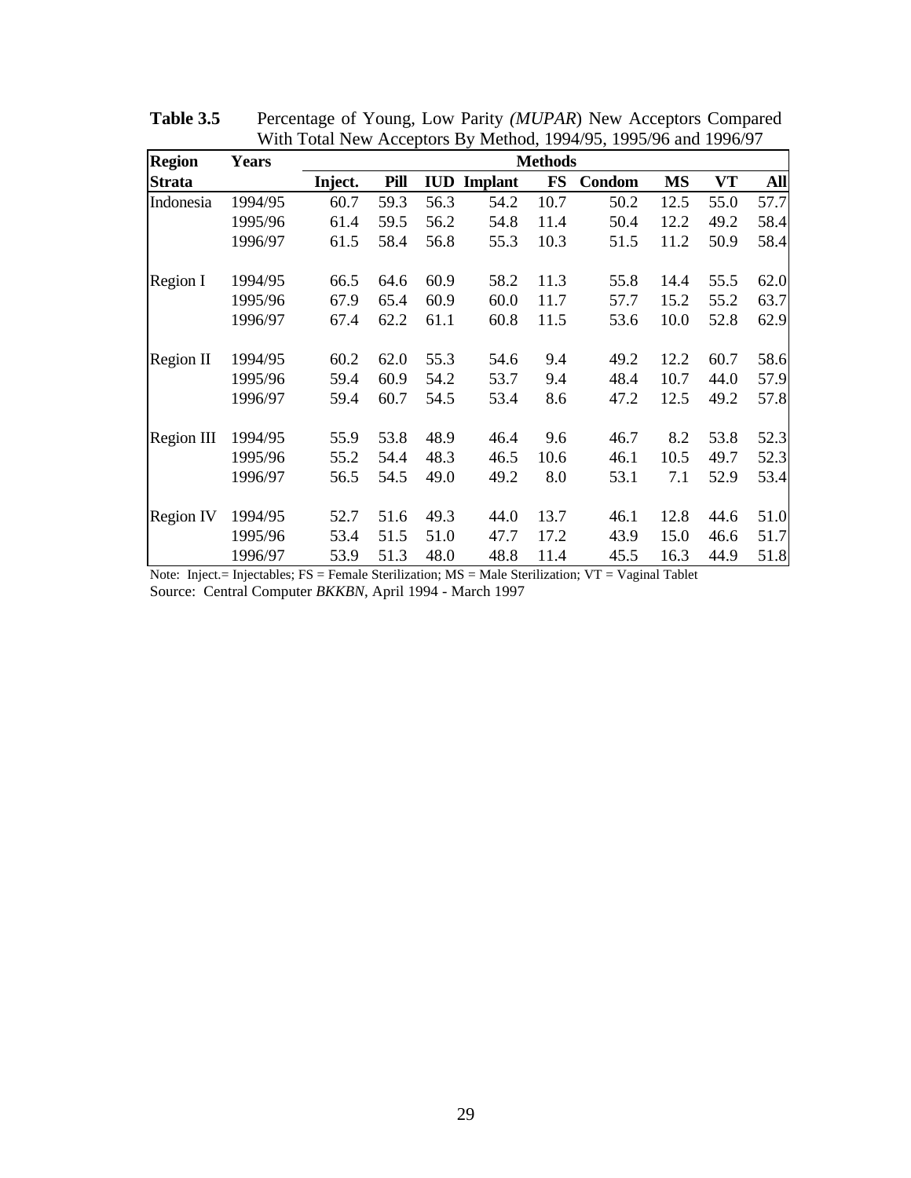**Table 3.5** Percentage of Young, Low Parity *(MUPAR*) New Acceptors Compared With Total New Acceptors By Method, 1994/95, 1995/96 and 1996/97

| Region Strata | Years | Inject. | Pill | IUD | Implant | FS | Condom | MS | VT | All |
|---|---|---|---|---|---|---|---|---|---|---|
| Indonesia | 1994/95 | 60.7 | 59.3 | 56.3 | 54.2 | 10.7 | 50.2 | 12.5 | 55.0 | 57.7 |
| | 1995/96 | 61.4 | 59.5 | 56.2 | 54.8 | 11.4 | 50.4 | 12.2 | 49.2 | 58.4 |
| | 1996/97 | 61.5 | 58.4 | 56.8 | 55.3 | 10.3 | 51.5 | 11.2 | 50.9 | 58.4 |
| Region I | 1994/95 | 66.5 | 64.6 | 60.9 | 58.2 | 11.3 | 55.8 | 14.4 | 55.5 | 62.0 |
| | 1995/96 | 67.9 | 65.4 | 60.9 | 60.0 | 11.7 | 57.7 | 15.2 | 55.2 | 63.7 |
| | 1996/97 | 67.4 | 62.2 | 61.1 | 60.8 | 11.5 | 53.6 | 10.0 | 52.8 | 62.9 |
| Region II | 1994/95 | 60.2 | 62.0 | 55.3 | 54.6 | 9.4 | 49.2 | 12.2 | 60.7 | 58.6 |
| | 1995/96 | 59.4 | 60.9 | 54.2 | 53.7 | 9.4 | 48.4 | 10.7 | 44.0 | 57.9 |
| | 1996/97 | 59.4 | 60.7 | 54.5 | 53.4 | 8.6 | 47.2 | 12.5 | 49.2 | 57.8 |
| Region III | 1994/95 | 55.9 | 53.8 | 48.9 | 46.4 | 9.6 | 46.7 | 8.2 | 53.8 | 52.3 |
| | 1995/96 | 55.2 | 54.4 | 48.3 | 46.5 | 10.6 | 46.1 | 10.5 | 49.7 | 52.3 |
| | 1996/97 | 56.5 | 54.5 | 49.0 | 49.2 | 8.0 | 53.1 | 7.1 | 52.9 | 53.4 |
| Region IV | 1994/95 | 52.7 | 51.6 | 49.3 | 44.0 | 13.7 | 46.1 | 12.8 | 44.6 | 51.0 |
| | 1995/96 | 53.4 | 51.5 | 51.0 | 47.7 | 17.2 | 43.9 | 15.0 | 46.6 | 51.7 |
| | 1996/97 | 53.9 | 51.3 | 48.0 | 48.8 | 11.4 | 45.5 | 16.3 | 44.9 | 51.8 |

Note: Inject.= Injectables; FS = Female Sterilization; MS = Male Sterilization; VT = Vaginal Tablet
Source: Central Computer *BKKBN*, April 1994 - March 1997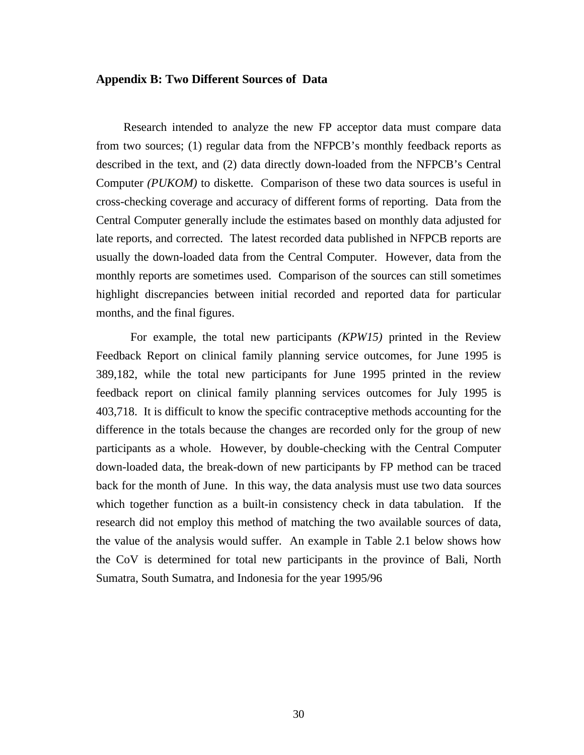## Appendix B: Two Different Sources of Data

Research intended to analyze the new FP acceptor data must compare data from two sources; (1) regular data from the NFPCB's monthly feedback reports as described in the text, and (2) data directly down-loaded from the NFPCB's Central Computer *(PUKOM)* to diskette. Comparison of these two data sources is useful in cross-checking coverage and accuracy of different forms of reporting. Data from the Central Computer generally include the estimates based on monthly data adjusted for late reports, and corrected. The latest recorded data published in NFPCB reports are usually the down-loaded data from the Central Computer. However, data from the monthly reports are sometimes used. Comparison of the sources can still sometimes highlight discrepancies between initial recorded and reported data for particular months, and the final figures.

For example, the total new participants *(KPW15)* printed in the Review Feedback Report on clinical family planning service outcomes, for June 1995 is 389,182, while the total new participants for June 1995 printed in the review feedback report on clinical family planning services outcomes for July 1995 is 403,718. It is difficult to know the specific contraceptive methods accounting for the difference in the totals because the changes are recorded only for the group of new participants as a whole. However, by double-checking with the Central Computer down-loaded data, the break-down of new participants by FP method can be traced back for the month of June. In this way, the data analysis must use two data sources which together function as a built-in consistency check in data tabulation. If the research did not employ this method of matching the two available sources of data, the value of the analysis would suffer. An example in Table 2.1 below shows how the CoV is determined for total new participants in the province of Bali, North Sumatra, South Sumatra, and Indonesia for the year 1995/96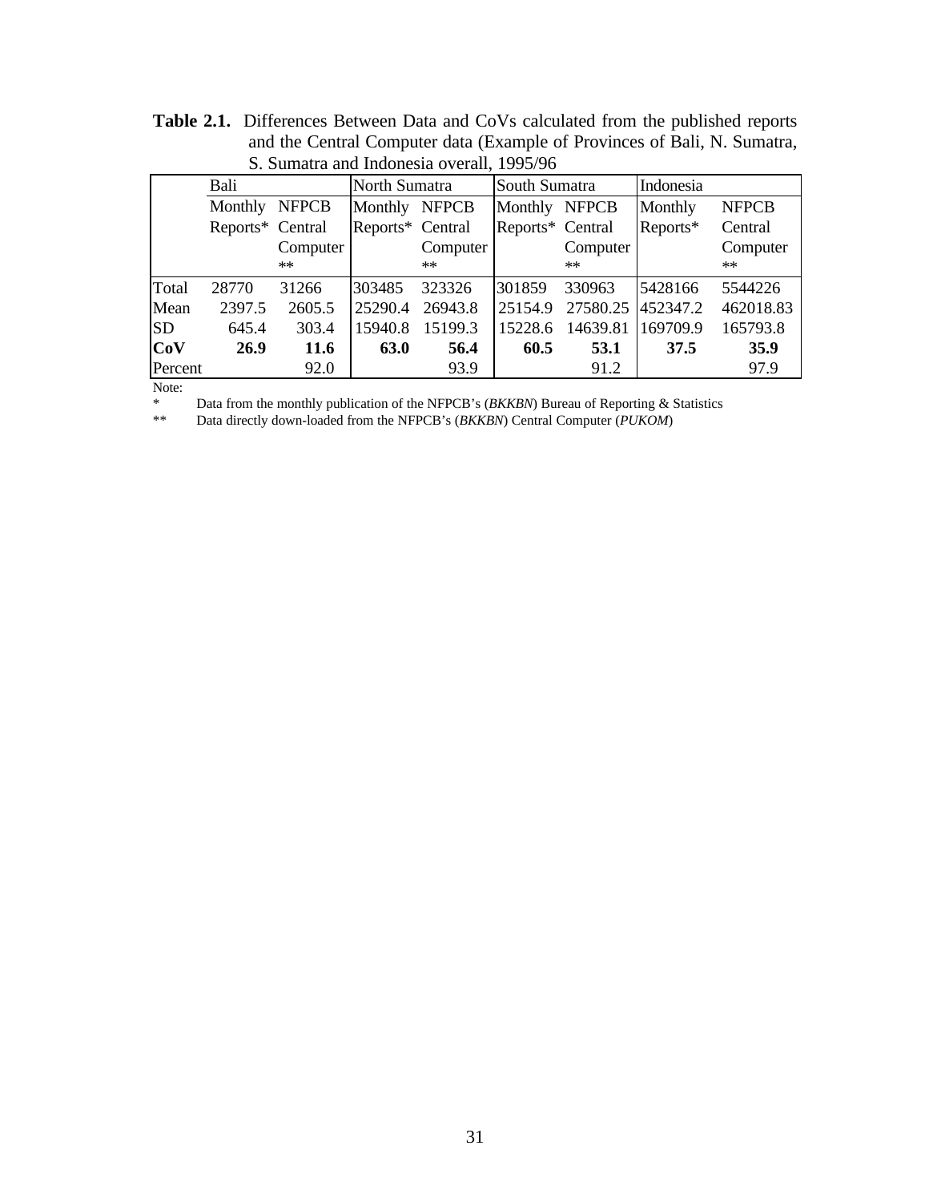**Table 2.1.** Differences Between Data and CoVs calculated from the published reports and the Central Computer data (Example of Provinces of Bali, N. Sumatra, S. Sumatra and Indonesia overall, 1995/96

| | Bali | | North Sumatra | | South Sumatra | | Indonesia | |
|---|---|---|---|---|---|---|---|---|
| | Monthly Reports* | NFPCB Central Computer ** | Monthly Reports* | NFPCB Central Computer ** | Monthly Reports* | NFPCB Central Computer ** | Monthly Reports* | NFPCB Central Computer ** |
| Total | 28770 | 31266 | 303485 | 323326 | 301859 | 330963 | 5428166 | 5544226 |
| Mean | 2397.5 | 2605.5 | 25290.4 | 26943.8 | 25154.9 | 27580.25 | 452347.2 | 462018.83 |
| SD | 645.4 | 303.4 | 15940.8 | 15199.3 | 15228.6 | 14639.81 | 169709.9 | 165793.8 |
| **CoV** | **26.9** | **11.6** | **63.0** | **56.4** | **60.5** | **53.1** | **37.5** | **35.9** |
| Percent | | 92.0 | | 93.9 | | 91.2 | | 97.9 |

Note:

* Data from the monthly publication of the NFPCB's (*BKKBN*) Bureau of Reporting & Statistics

** Data directly down-loaded from the NFPCB's (*BKKBN*) Central Computer (*PUKOM*)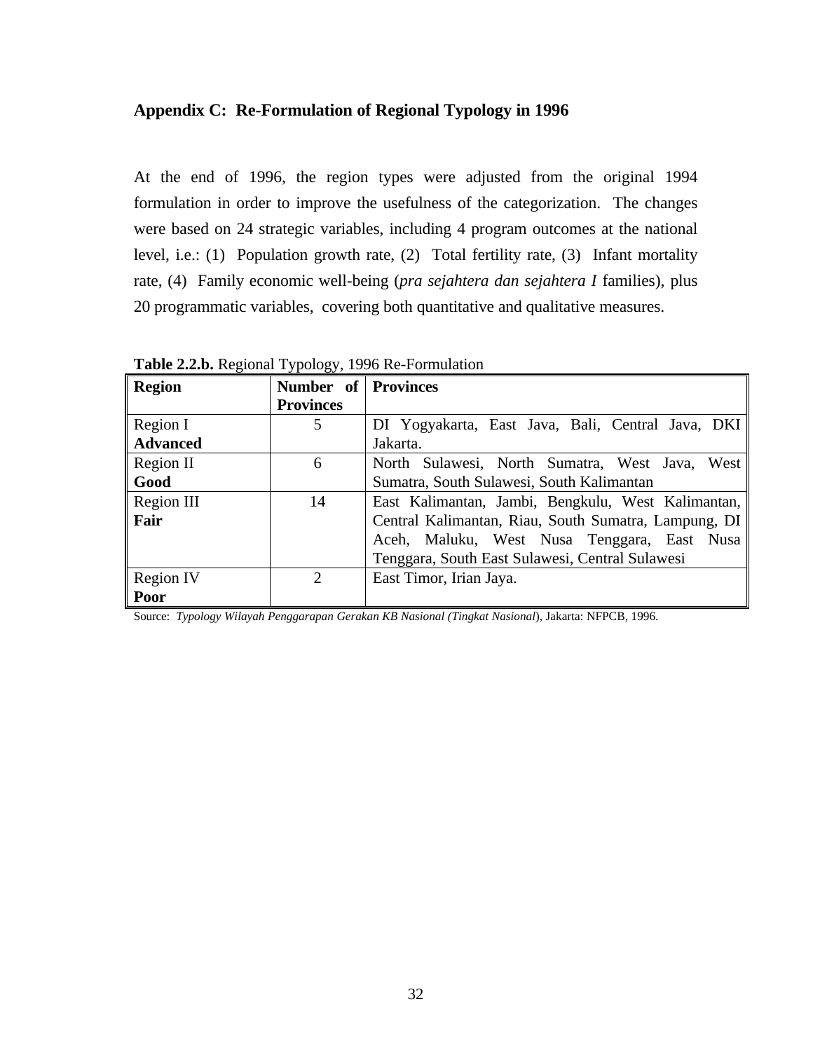## Appendix C: Re-Formulation of Regional Typology in 1996

At the end of 1996, the region types were adjusted from the original 1994 formulation in order to improve the usefulness of the categorization. The changes were based on 24 strategic variables, including 4 program outcomes at the national level, i.e.: (1) Population growth rate, (2) Total fertility rate, (3) Infant mortality rate, (4) Family economic well-being (*pra sejahtera dan sejahtera I* families), plus 20 programmatic variables, covering both quantitative and qualitative measures.

**Table 2.2.b.** Regional Typology, 1996 Re-Formulation

| Region | Number of Provinces | Provinces |
|---|---|---|
| Region I **Advanced** | 5 | DI Yogyakarta, East Java, Bali, Central Java, DKI Jakarta. |
| Region II **Good** | 6 | North Sulawesi, North Sumatra, West Java, West Sumatra, South Sulawesi, South Kalimantan |
| Region III **Fair** | 14 | East Kalimantan, Jambi, Bengkulu, West Kalimantan, Central Kalimantan, Riau, South Sumatra, Lampung, DI Aceh, Maluku, West Nusa Tenggara, East Nusa Tenggara, South East Sulawesi, Central Sulawesi |
| Region IV **Poor** | 2 | East Timor, Irian Jaya. |

Source: *Typology Wilayah Penggarapan Gerakan KB Nasional (Tingkat Nasional*), Jakarta: NFPCB, 1996.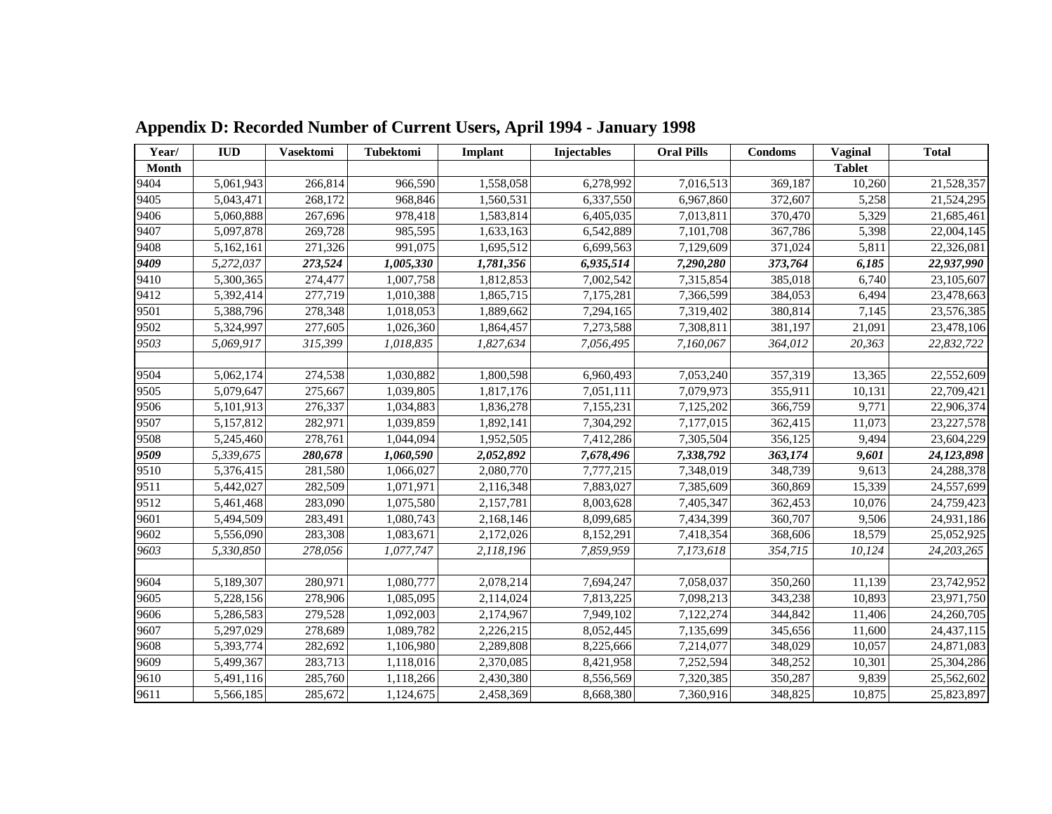## Appendix D: Recorded Number of Current Users, April 1994 - January 1998

| Year/ Month | IUD | Vasektomi | Tubektomi | Implant | Injectables | Oral Pills | Condoms | Vaginal Tablet | Total |
|---|---|---|---|---|---|---|---|---|---|
| 9404 | 5,061,943 | 266,814 | 966,590 | 1,558,058 | 6,278,992 | 7,016,513 | 369,187 | 10,260 | 21,528,357 |
| 9405 | 5,043,471 | 268,172 | 968,846 | 1,560,531 | 6,337,550 | 6,967,860 | 372,607 | 5,258 | 21,524,295 |
| 9406 | 5,060,888 | 267,696 | 978,418 | 1,583,814 | 6,405,035 | 7,013,811 | 370,470 | 5,329 | 21,685,461 |
| 9407 | 5,097,878 | 269,728 | 985,595 | 1,633,163 | 6,542,889 | 7,101,708 | 367,786 | 5,398 | 22,004,145 |
| 9408 | 5,162,161 | 271,326 | 991,075 | 1,695,512 | 6,699,563 | 7,129,609 | 371,024 | 5,811 | 22,326,081 |
| ***9409*** | *5,272,037* | ***273,524*** | ***1,005,330*** | ***1,781,356*** | ***6,935,514*** | ***7,290,280*** | ***373,764*** | ***6,185*** | ***22,937,990*** |
| 9410 | 5,300,365 | 274,477 | 1,007,758 | 1,812,853 | 7,002,542 | 7,315,854 | 385,018 | 6,740 | 23,105,607 |
| 9412 | 5,392,414 | 277,719 | 1,010,388 | 1,865,715 | 7,175,281 | 7,366,599 | 384,053 | 6,494 | 23,478,663 |
| 9501 | 5,388,796 | 278,348 | 1,018,053 | 1,889,662 | 7,294,165 | 7,319,402 | 380,814 | 7,145 | 23,576,385 |
| 9502 | 5,324,997 | 277,605 | 1,026,360 | 1,864,457 | 7,273,588 | 7,308,811 | 381,197 | 21,091 | 23,478,106 |
| *9503* | *5,069,917* | *315,399* | *1,018,835* | *1,827,634* | *7,056,495* | *7,160,067* | *364,012* | *20,363* | *22,832,722* |
| | | | | | | | | | |
| 9504 | 5,062,174 | 274,538 | 1,030,882 | 1,800,598 | 6,960,493 | 7,053,240 | 357,319 | 13,365 | 22,552,609 |
| 9505 | 5,079,647 | 275,667 | 1,039,805 | 1,817,176 | 7,051,111 | 7,079,973 | 355,911 | 10,131 | 22,709,421 |
| 9506 | 5,101,913 | 276,337 | 1,034,883 | 1,836,278 | 7,155,231 | 7,125,202 | 366,759 | 9,771 | 22,906,374 |
| 9507 | 5,157,812 | 282,971 | 1,039,859 | 1,892,141 | 7,304,292 | 7,177,015 | 362,415 | 11,073 | 23,227,578 |
| 9508 | 5,245,460 | 278,761 | 1,044,094 | 1,952,505 | 7,412,286 | 7,305,504 | 356,125 | 9,494 | 23,604,229 |
| ***9509*** | *5,339,675* | ***280,678*** | ***1,060,590*** | ***2,052,892*** | ***7,678,496*** | ***7,338,792*** | ***363,174*** | ***9,601*** | ***24,123,898*** |
| 9510 | 5,376,415 | 281,580 | 1,066,027 | 2,080,770 | 7,777,215 | 7,348,019 | 348,739 | 9,613 | 24,288,378 |
| 9511 | 5,442,027 | 282,509 | 1,071,971 | 2,116,348 | 7,883,027 | 7,385,609 | 360,869 | 15,339 | 24,557,699 |
| 9512 | 5,461,468 | 283,090 | 1,075,580 | 2,157,781 | 8,003,628 | 7,405,347 | 362,453 | 10,076 | 24,759,423 |
| 9601 | 5,494,509 | 283,491 | 1,080,743 | 2,168,146 | 8,099,685 | 7,434,399 | 360,707 | 9,506 | 24,931,186 |
| 9602 | 5,556,090 | 283,308 | 1,083,671 | 2,172,026 | 8,152,291 | 7,418,354 | 368,606 | 18,579 | 25,052,925 |
| *9603* | *5,330,850* | *278,056* | *1,077,747* | *2,118,196* | *7,859,959* | *7,173,618* | *354,715* | *10,124* | *24,203,265* |
| | | | | | | | | | |
| 9604 | 5,189,307 | 280,971 | 1,080,777 | 2,078,214 | 7,694,247 | 7,058,037 | 350,260 | 11,139 | 23,742,952 |
| 9605 | 5,228,156 | 278,906 | 1,085,095 | 2,114,024 | 7,813,225 | 7,098,213 | 343,238 | 10,893 | 23,971,750 |
| 9606 | 5,286,583 | 279,528 | 1,092,003 | 2,174,967 | 7,949,102 | 7,122,274 | 344,842 | 11,406 | 24,260,705 |
| 9607 | 5,297,029 | 278,689 | 1,089,782 | 2,226,215 | 8,052,445 | 7,135,699 | 345,656 | 11,600 | 24,437,115 |
| 9608 | 5,393,774 | 282,692 | 1,106,980 | 2,289,808 | 8,225,666 | 7,214,077 | 348,029 | 10,057 | 24,871,083 |
| 9609 | 5,499,367 | 283,713 | 1,118,016 | 2,370,085 | 8,421,958 | 7,252,594 | 348,252 | 10,301 | 25,304,286 |
| 9610 | 5,491,116 | 285,760 | 1,118,266 | 2,430,380 | 8,556,569 | 7,320,385 | 350,287 | 9,839 | 25,562,602 |
| 9611 | 5,566,185 | 285,672 | 1,124,675 | 2,458,369 | 8,668,380 | 7,360,916 | 348,825 | 10,875 | 25,823,897 |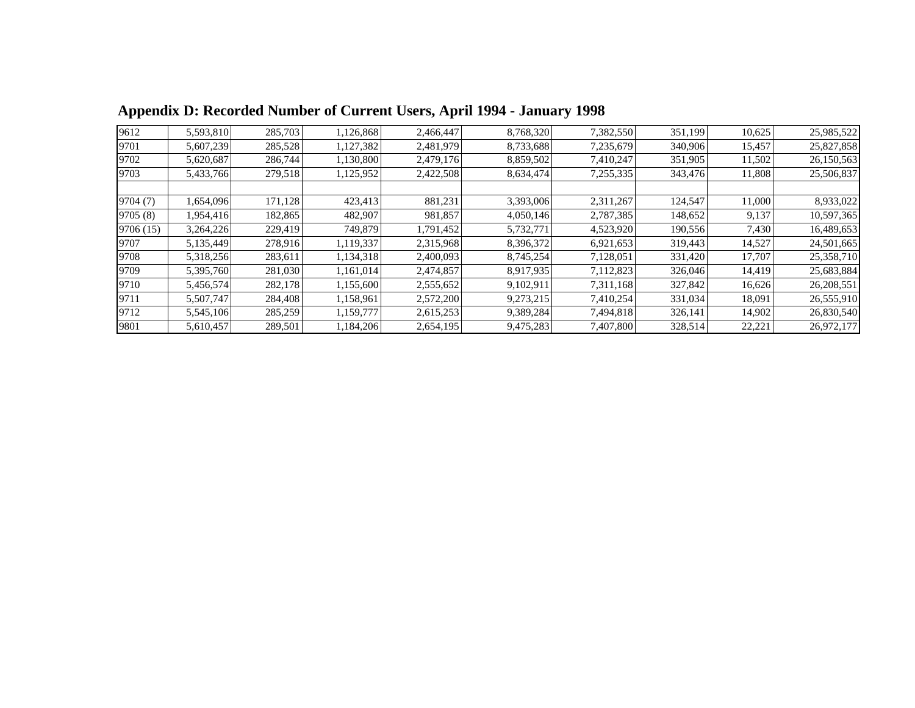## Appendix D: Recorded Number of Current Users, April 1994 - January 1998

| | | | | | | | | | |
|---|---|---|---|---|---|---|---|---|---|
| 9612 | 5,593,810 | 285,703 | 1,126,868 | 2,466,447 | 8,768,320 | 7,382,550 | 351,199 | 10,625 | 25,985,522 |
| 9701 | 5,607,239 | 285,528 | 1,127,382 | 2,481,979 | 8,733,688 | 7,235,679 | 340,906 | 15,457 | 25,827,858 |
| 9702 | 5,620,687 | 286,744 | 1,130,800 | 2,479,176 | 8,859,502 | 7,410,247 | 351,905 | 11,502 | 26,150,563 |
| 9703 | 5,433,766 | 279,518 | 1,125,952 | 2,422,508 | 8,634,474 | 7,255,335 | 343,476 | 11,808 | 25,506,837 |
| | | | | | | | | | |
| 9704 (7) | 1,654,096 | 171,128 | 423,413 | 881,231 | 3,393,006 | 2,311,267 | 124,547 | 11,000 | 8,933,022 |
| 9705 (8) | 1,954,416 | 182,865 | 482,907 | 981,857 | 4,050,146 | 2,787,385 | 148,652 | 9,137 | 10,597,365 |
| 9706 (15) | 3,264,226 | 229,419 | 749,879 | 1,791,452 | 5,732,771 | 4,523,920 | 190,556 | 7,430 | 16,489,653 |
| 9707 | 5,135,449 | 278,916 | 1,119,337 | 2,315,968 | 8,396,372 | 6,921,653 | 319,443 | 14,527 | 24,501,665 |
| 9708 | 5,318,256 | 283,611 | 1,134,318 | 2,400,093 | 8,745,254 | 7,128,051 | 331,420 | 17,707 | 25,358,710 |
| 9709 | 5,395,760 | 281,030 | 1,161,014 | 2,474,857 | 8,917,935 | 7,112,823 | 326,046 | 14,419 | 25,683,884 |
| 9710 | 5,456,574 | 282,178 | 1,155,600 | 2,555,652 | 9,102,911 | 7,311,168 | 327,842 | 16,626 | 26,208,551 |
| 9711 | 5,507,747 | 284,408 | 1,158,961 | 2,572,200 | 9,273,215 | 7,410,254 | 331,034 | 18,091 | 26,555,910 |
| 9712 | 5,545,106 | 285,259 | 1,159,777 | 2,615,253 | 9,389,284 | 7,494,818 | 326,141 | 14,902 | 26,830,540 |
| 9801 | 5,610,457 | 289,501 | 1,184,206 | 2,654,195 | 9,475,283 | 7,407,800 | 328,514 | 22,221 | 26,972,177 |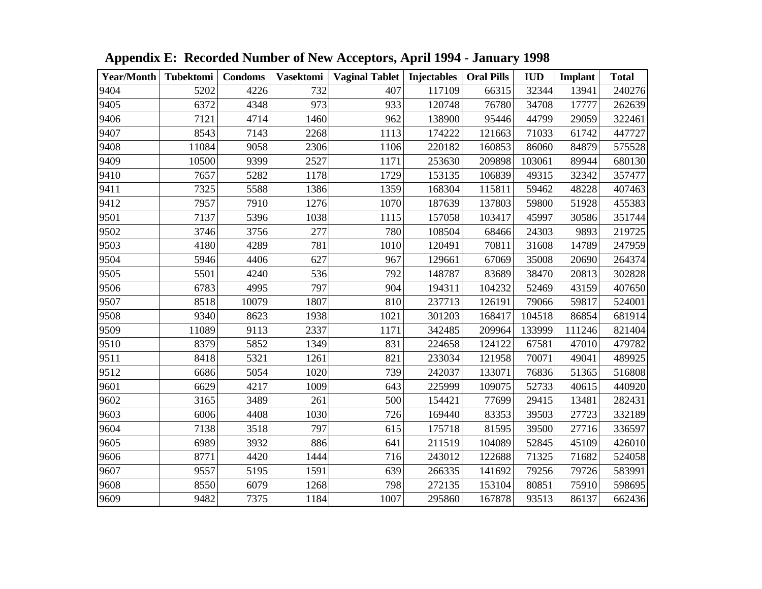## Appendix E: Recorded Number of New Acceptors, April 1994 - January 1998

| Year/Month | Tubektomi | Condoms | Vasektomi | Vaginal Tablet | Injectables | Oral Pills | IUD | Implant | Total |
|---|---|---|---|---|---|---|---|---|---|
| 9404 | 5202 | 4226 | 732 | 407 | 117109 | 66315 | 32344 | 13941 | 240276 |
| 9405 | 6372 | 4348 | 973 | 933 | 120748 | 76780 | 34708 | 17777 | 262639 |
| 9406 | 7121 | 4714 | 1460 | 962 | 138900 | 95446 | 44799 | 29059 | 322461 |
| 9407 | 8543 | 7143 | 2268 | 1113 | 174222 | 121663 | 71033 | 61742 | 447727 |
| 9408 | 11084 | 9058 | 2306 | 1106 | 220182 | 160853 | 86060 | 84879 | 575528 |
| 9409 | 10500 | 9399 | 2527 | 1171 | 253630 | 209898 | 103061 | 89944 | 680130 |
| 9410 | 7657 | 5282 | 1178 | 1729 | 153135 | 106839 | 49315 | 32342 | 357477 |
| 9411 | 7325 | 5588 | 1386 | 1359 | 168304 | 115811 | 59462 | 48228 | 407463 |
| 9412 | 7957 | 7910 | 1276 | 1070 | 187639 | 137803 | 59800 | 51928 | 455383 |
| 9501 | 7137 | 5396 | 1038 | 1115 | 157058 | 103417 | 45997 | 30586 | 351744 |
| 9502 | 3746 | 3756 | 277 | 780 | 108504 | 68466 | 24303 | 9893 | 219725 |
| 9503 | 4180 | 4289 | 781 | 1010 | 120491 | 70811 | 31608 | 14789 | 247959 |
| 9504 | 5946 | 4406 | 627 | 967 | 129661 | 67069 | 35008 | 20690 | 264374 |
| 9505 | 5501 | 4240 | 536 | 792 | 148787 | 83689 | 38470 | 20813 | 302828 |
| 9506 | 6783 | 4995 | 797 | 904 | 194311 | 104232 | 52469 | 43159 | 407650 |
| 9507 | 8518 | 10079 | 1807 | 810 | 237713 | 126191 | 79066 | 59817 | 524001 |
| 9508 | 9340 | 8623 | 1938 | 1021 | 301203 | 168417 | 104518 | 86854 | 681914 |
| 9509 | 11089 | 9113 | 2337 | 1171 | 342485 | 209964 | 133999 | 111246 | 821404 |
| 9510 | 8379 | 5852 | 1349 | 831 | 224658 | 124122 | 67581 | 47010 | 479782 |
| 9511 | 8418 | 5321 | 1261 | 821 | 233034 | 121958 | 70071 | 49041 | 489925 |
| 9512 | 6686 | 5054 | 1020 | 739 | 242037 | 133071 | 76836 | 51365 | 516808 |
| 9601 | 6629 | 4217 | 1009 | 643 | 225999 | 109075 | 52733 | 40615 | 440920 |
| 9602 | 3165 | 3489 | 261 | 500 | 154421 | 77699 | 29415 | 13481 | 282431 |
| 9603 | 6006 | 4408 | 1030 | 726 | 169440 | 83353 | 39503 | 27723 | 332189 |
| 9604 | 7138 | 3518 | 797 | 615 | 175718 | 81595 | 39500 | 27716 | 336597 |
| 9605 | 6989 | 3932 | 886 | 641 | 211519 | 104089 | 52845 | 45109 | 426010 |
| 9606 | 8771 | 4420 | 1444 | 716 | 243012 | 122688 | 71325 | 71682 | 524058 |
| 9607 | 9557 | 5195 | 1591 | 639 | 266335 | 141692 | 79256 | 79726 | 583991 |
| 9608 | 8550 | 6079 | 1268 | 798 | 272135 | 153104 | 80851 | 75910 | 598695 |
| 9609 | 9482 | 7375 | 1184 | 1007 | 295860 | 167878 | 93513 | 86137 | 662436 |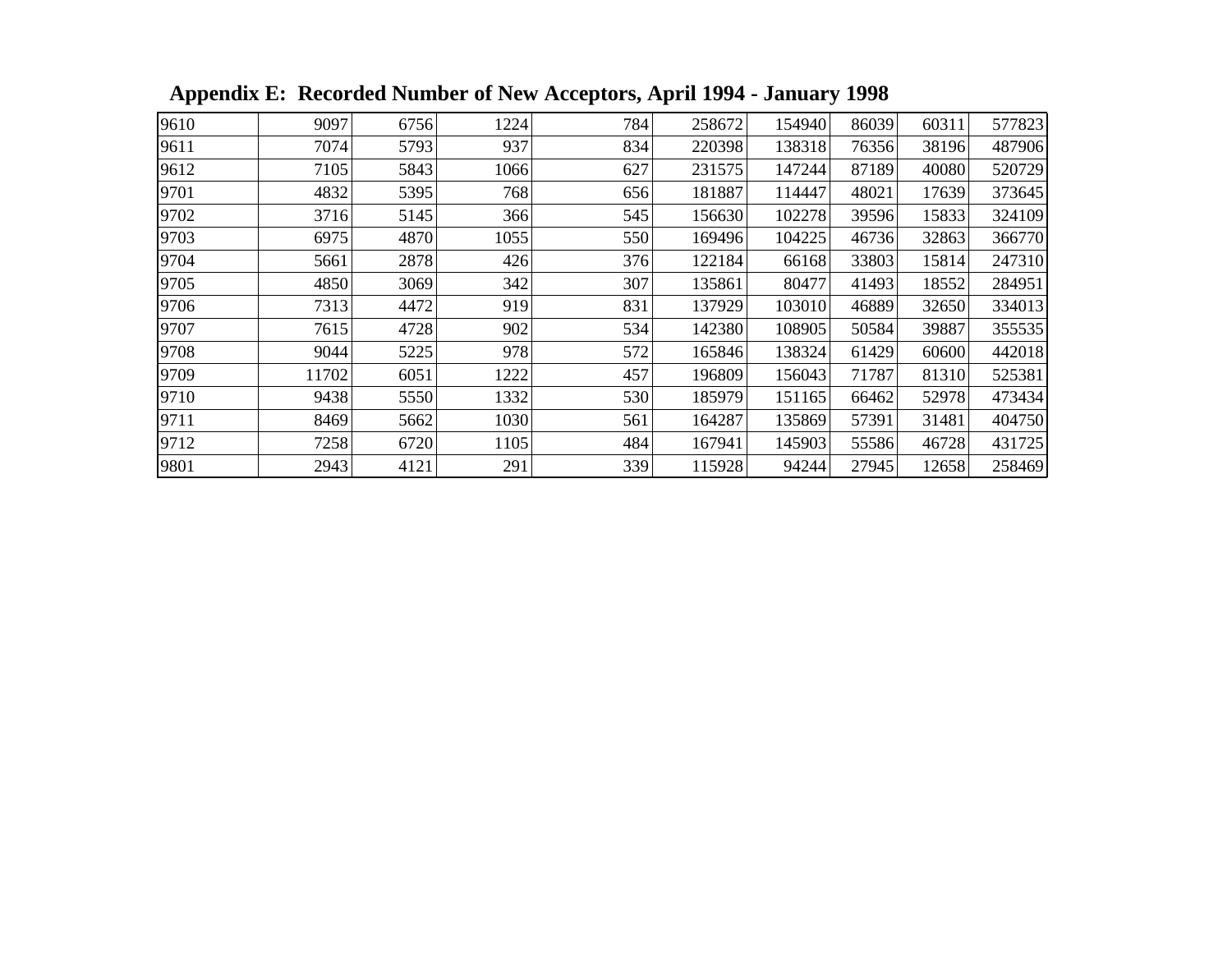## Appendix E:  Recorded Number of New Acceptors, April 1994 - January 1998

| | | | | | | | | | |
|---|---|---|---|---|---|---|---|---|---|
| 9610 | 9097 | 6756 | 1224 | 784 | 258672 | 154940 | 86039 | 60311 | 577823 |
| 9611 | 7074 | 5793 | 937 | 834 | 220398 | 138318 | 76356 | 38196 | 487906 |
| 9612 | 7105 | 5843 | 1066 | 627 | 231575 | 147244 | 87189 | 40080 | 520729 |
| 9701 | 4832 | 5395 | 768 | 656 | 181887 | 114447 | 48021 | 17639 | 373645 |
| 9702 | 3716 | 5145 | 366 | 545 | 156630 | 102278 | 39596 | 15833 | 324109 |
| 9703 | 6975 | 4870 | 1055 | 550 | 169496 | 104225 | 46736 | 32863 | 366770 |
| 9704 | 5661 | 2878 | 426 | 376 | 122184 | 66168 | 33803 | 15814 | 247310 |
| 9705 | 4850 | 3069 | 342 | 307 | 135861 | 80477 | 41493 | 18552 | 284951 |
| 9706 | 7313 | 4472 | 919 | 831 | 137929 | 103010 | 46889 | 32650 | 334013 |
| 9707 | 7615 | 4728 | 902 | 534 | 142380 | 108905 | 50584 | 39887 | 355535 |
| 9708 | 9044 | 5225 | 978 | 572 | 165846 | 138324 | 61429 | 60600 | 442018 |
| 9709 | 11702 | 6051 | 1222 | 457 | 196809 | 156043 | 71787 | 81310 | 525381 |
| 9710 | 9438 | 5550 | 1332 | 530 | 185979 | 151165 | 66462 | 52978 | 473434 |
| 9711 | 8469 | 5662 | 1030 | 561 | 164287 | 135869 | 57391 | 31481 | 404750 |
| 9712 | 7258 | 6720 | 1105 | 484 | 167941 | 145903 | 55586 | 46728 | 431725 |
| 9801 | 2943 | 4121 | 291 | 339 | 115928 | 94244 | 27945 | 12658 | 258469 |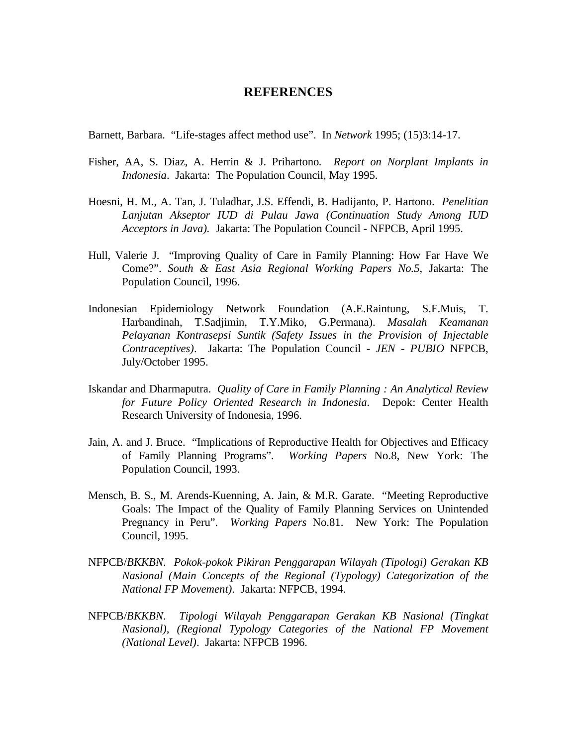# REFERENCES

Barnett, Barbara. "Life-stages affect method use". In *Network* 1995; (15)3:14-17.

Fisher, AA, S. Diaz, A. Herrin & J. Prihartono. *Report on Norplant Implants in Indonesia*. Jakarta: The Population Council, May 1995.

Hoesni, H. M., A. Tan, J. Tuladhar, J.S. Effendi, B. Hadijanto, P. Hartono. *Penelitian Lanjutan Akseptor IUD di Pulau Jawa (Continuation Study Among IUD Acceptors in Java).* Jakarta: The Population Council - NFPCB, April 1995.

Hull, Valerie J. "Improving Quality of Care in Family Planning: How Far Have We Come?". *South & East Asia Regional Working Papers No.5*, Jakarta: The Population Council, 1996.

Indonesian Epidemiology Network Foundation (A.E.Raintung, S.F.Muis, T. Harbandinah, T.Sadjimin, T.Y.Miko, G.Permana). *Masalah Keamanan Pelayanan Kontrasepsi Suntik (Safety Issues in the Provision of Injectable Contraceptives)*. Jakarta: The Population Council - *JEN - PUBIO* NFPCB, July/October 1995.

Iskandar and Dharmaputra. *Quality of Care in Family Planning : An Analytical Review for Future Policy Oriented Research in Indonesia*. Depok: Center Health Research University of Indonesia, 1996.

Jain, A. and J. Bruce. "Implications of Reproductive Health for Objectives and Efficacy of Family Planning Programs". *Working Papers* No.8, New York: The Population Council, 1993.

Mensch, B. S., M. Arends-Kuenning, A. Jain, & M.R. Garate. "Meeting Reproductive Goals: The Impact of the Quality of Family Planning Services on Unintended Pregnancy in Peru". *Working Papers* No.81. New York: The Population Council, 1995.

NFPCB/*BKKBN*. *Pokok-pokok Pikiran Penggarapan Wilayah (Tipologi) Gerakan KB Nasional (Main Concepts of the Regional (Typology) Categorization of the National FP Movement)*. Jakarta: NFPCB, 1994.

NFPCB/*BKKBN*. *Tipologi Wilayah Penggarapan Gerakan KB Nasional (Tingkat Nasional), (Regional Typology Categories of the National FP Movement (National Level)*. Jakarta: NFPCB 1996.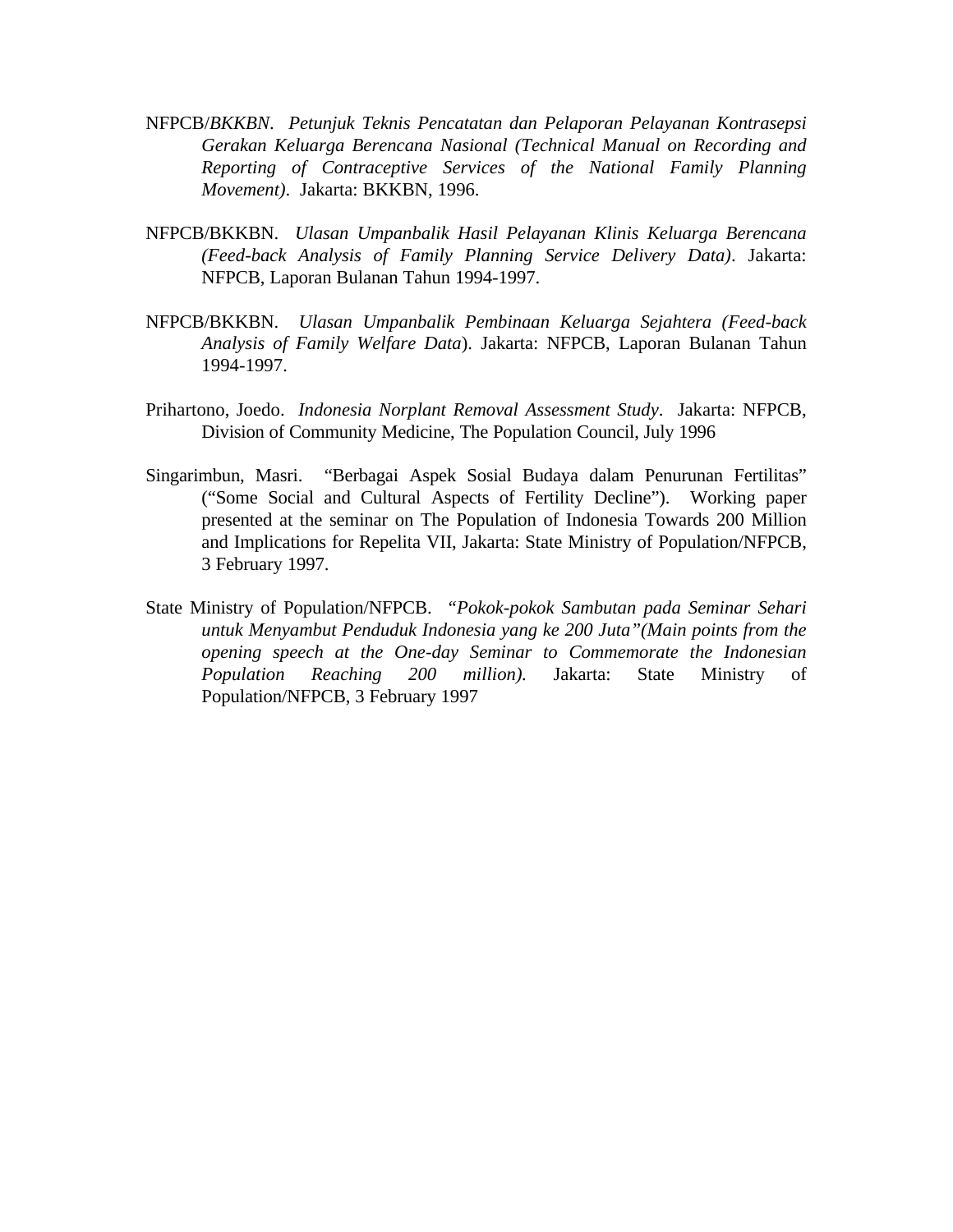NFPCB/*BKKBN*. *Petunjuk Teknis Pencatatan dan Pelaporan Pelayanan Kontrasepsi Gerakan Keluarga Berencana Nasional (Technical Manual on Recording and Reporting of Contraceptive Services of the National Family Planning Movement)*. Jakarta: BKKBN, 1996.

NFPCB/BKKBN. *Ulasan Umpanbalik Hasil Pelayanan Klinis Keluarga Berencana (Feed-back Analysis of Family Planning Service Delivery Data)*. Jakarta: NFPCB, Laporan Bulanan Tahun 1994-1997.

NFPCB/BKKBN. *Ulasan Umpanbalik Pembinaan Keluarga Sejahtera (Feed-back Analysis of Family Welfare Data*). Jakarta: NFPCB, Laporan Bulanan Tahun 1994-1997.

Prihartono, Joedo. *Indonesia Norplant Removal Assessment Study*. Jakarta: NFPCB, Division of Community Medicine, The Population Council, July 1996

Singarimbun, Masri. "Berbagai Aspek Sosial Budaya dalam Penurunan Fertilitas" ("Some Social and Cultural Aspects of Fertility Decline"). Working paper presented at the seminar on The Population of Indonesia Towards 200 Million and Implications for Repelita VII, Jakarta: State Ministry of Population/NFPCB, 3 February 1997.

State Ministry of Population/NFPCB. *"Pokok-pokok Sambutan pada Seminar Sehari untuk Menyambut Penduduk Indonesia yang ke 200 Juta"(Main points from the opening speech at the One-day Seminar to Commemorate the Indonesian Population Reaching 200 million).* Jakarta: State Ministry of Population/NFPCB, 3 February 1997